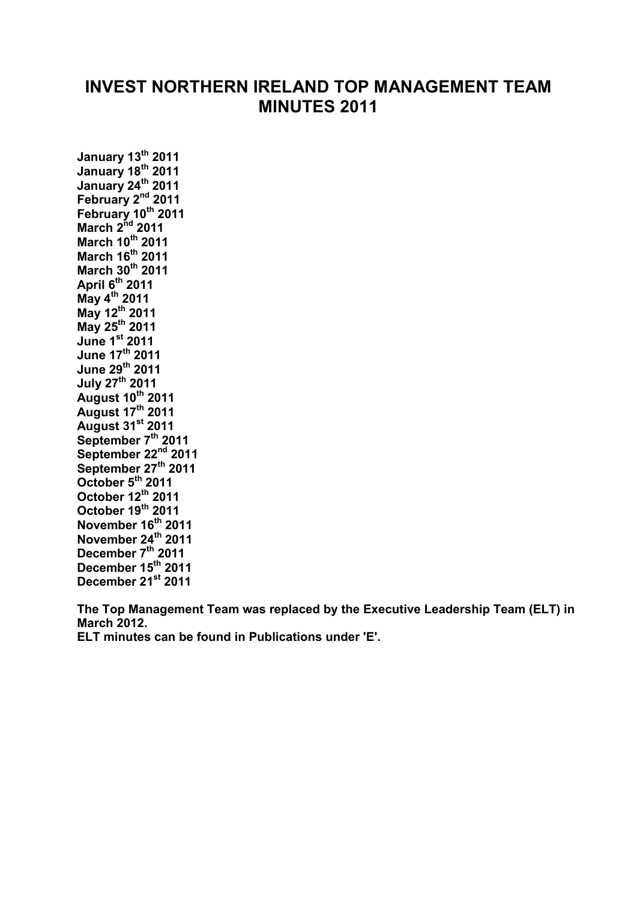# INVEST NORTHERN IRELAND TOP MANAGEMENT TEAM MINUTES 2011

**January 13th 2011**
**January 18th 2011**
**January 24th 2011**
**February 2nd 2011**
**February 10th 2011**
**March 2nd 2011**
**March 10th 2011**
**March 16th 2011**
**March 30th 2011**
**April 6th 2011**
**May 4th 2011**
**May 12th 2011**
**May 25th 2011**
**June 1st 2011**
**June 17th 2011**
**June 29th 2011**
**July 27th 2011**
**August 10th 2011**
**August 17th 2011**
**August 31st 2011**
**September 7th 2011**
**September 22nd 2011**
**September 27th 2011**
**October 5th 2011**
**October 12th 2011**
**October 19th 2011**
**November 16th 2011**
**November 24th 2011**
**December 7th 2011**
**December 15th 2011**
**December 21st 2011**

**The Top Management Team was replaced by the Executive Leadership Team (ELT) in March 2012.**
**ELT minutes can be found in Publications under 'E'.**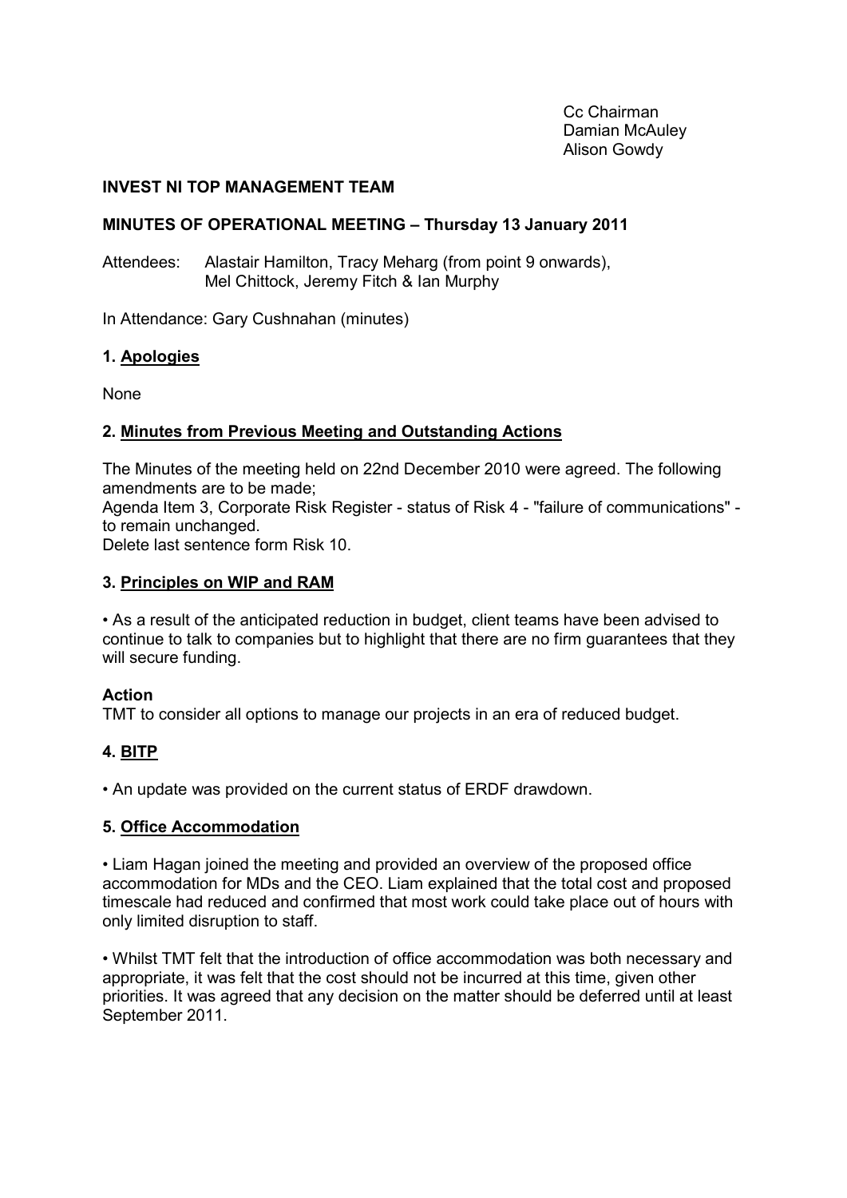Cc Chairman
Damian McAuley
Alison Gowdy

**INVEST NI TOP MANAGEMENT TEAM**

**MINUTES OF OPERATIONAL MEETING – Thursday 13 January 2011**

Attendees: Alastair Hamilton, Tracy Meharg (from point 9 onwards), Mel Chittock, Jeremy Fitch & Ian Murphy

In Attendance: Gary Cushnahan (minutes)

## 1. Apologies

None

## 2. Minutes from Previous Meeting and Outstanding Actions

The Minutes of the meeting held on 22nd December 2010 were agreed. The following amendments are to be made;
Agenda Item 3, Corporate Risk Register - status of Risk 4 - "failure of communications" - to remain unchanged.
Delete last sentence form Risk 10.

## 3. Principles on WIP and RAM

• As a result of the anticipated reduction in budget, client teams have been advised to continue to talk to companies but to highlight that there are no firm guarantees that they will secure funding.

**Action**
TMT to consider all options to manage our projects in an era of reduced budget.

## 4. BITP

• An update was provided on the current status of ERDF drawdown.

## 5. Office Accommodation

• Liam Hagan joined the meeting and provided an overview of the proposed office accommodation for MDs and the CEO. Liam explained that the total cost and proposed timescale had reduced and confirmed that most work could take place out of hours with only limited disruption to staff.

• Whilst TMT felt that the introduction of office accommodation was both necessary and appropriate, it was felt that the cost should not be incurred at this time, given other priorities. It was agreed that any decision on the matter should be deferred until at least September 2011.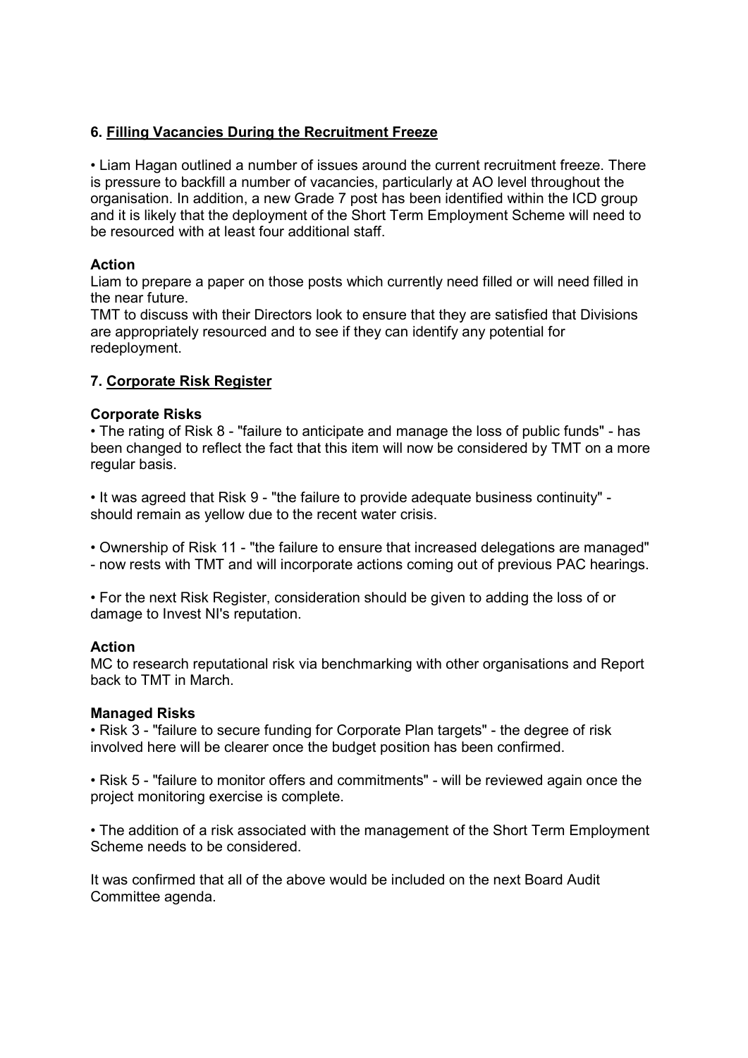## 6. Filling Vacancies During the Recruitment Freeze

• Liam Hagan outlined a number of issues around the current recruitment freeze. There is pressure to backfill a number of vacancies, particularly at AO level throughout the organisation. In addition, a new Grade 7 post has been identified within the ICD group and it is likely that the deployment of the Short Term Employment Scheme will need to be resourced with at least four additional staff.

**Action**

Liam to prepare a paper on those posts which currently need filled or will need filled in the near future.

TMT to discuss with their Directors look to ensure that they are satisfied that Divisions are appropriately resourced and to see if they can identify any potential for redeployment.

## 7. Corporate Risk Register

**Corporate Risks**

• The rating of Risk 8 - "failure to anticipate and manage the loss of public funds" - has been changed to reflect the fact that this item will now be considered by TMT on a more regular basis.

• It was agreed that Risk 9 - "the failure to provide adequate business continuity" - should remain as yellow due to the recent water crisis.

• Ownership of Risk 11 - "the failure to ensure that increased delegations are managed" - now rests with TMT and will incorporate actions coming out of previous PAC hearings.

• For the next Risk Register, consideration should be given to adding the loss of or damage to Invest NI's reputation.

**Action**

MC to research reputational risk via benchmarking with other organisations and Report back to TMT in March.

**Managed Risks**

• Risk 3 - "failure to secure funding for Corporate Plan targets" - the degree of risk involved here will be clearer once the budget position has been confirmed.

• Risk 5 - "failure to monitor offers and commitments" - will be reviewed again once the project monitoring exercise is complete.

• The addition of a risk associated with the management of the Short Term Employment Scheme needs to be considered.

It was confirmed that all of the above would be included on the next Board Audit Committee agenda.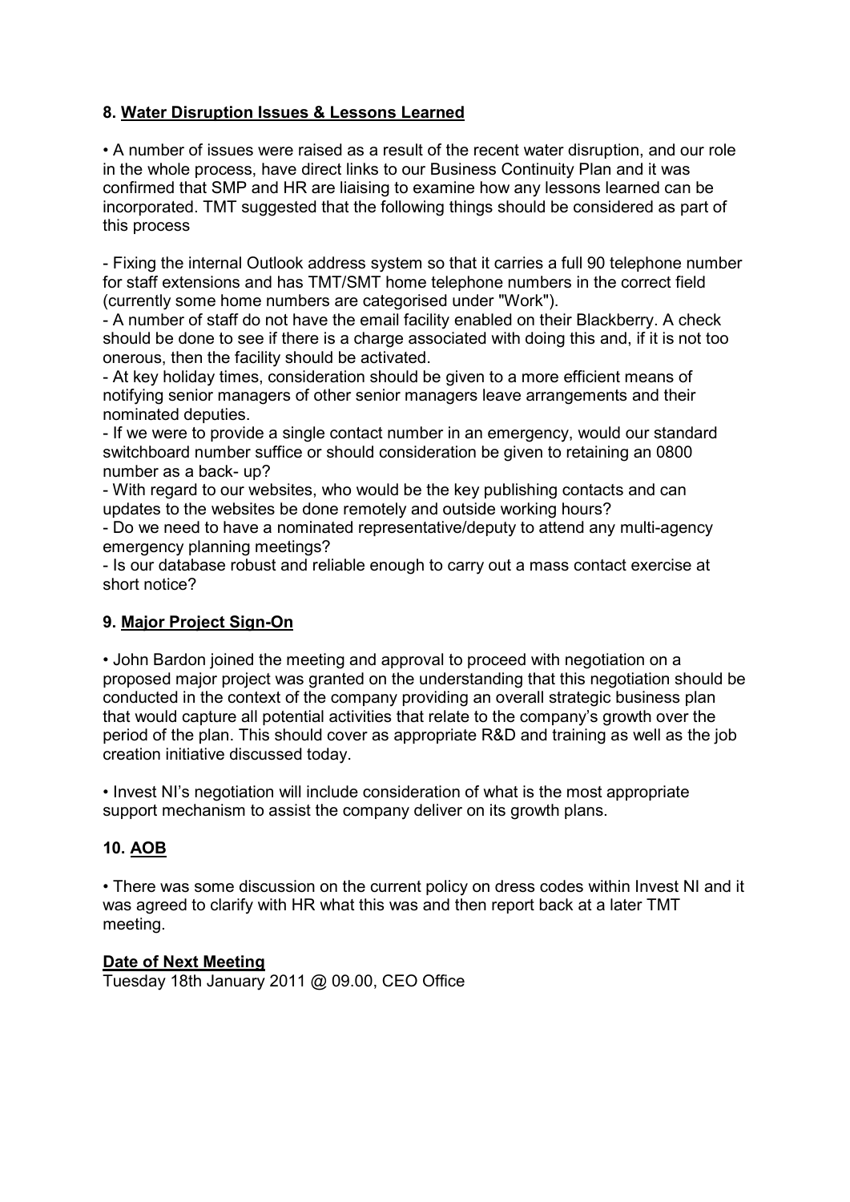### 8. <u>Water Disruption Issues & Lessons Learned</u>

• A number of issues were raised as a result of the recent water disruption, and our role in the whole process, have direct links to our Business Continuity Plan and it was confirmed that SMP and HR are liaising to examine how any lessons learned can be incorporated. TMT suggested that the following things should be considered as part of this process

- Fixing the internal Outlook address system so that it carries a full 90 telephone number for staff extensions and has TMT/SMT home telephone numbers in the correct field (currently some home numbers are categorised under "Work").
- A number of staff do not have the email facility enabled on their Blackberry. A check should be done to see if there is a charge associated with doing this and, if it is not too onerous, then the facility should be activated.
- At key holiday times, consideration should be given to a more efficient means of notifying senior managers of other senior managers leave arrangements and their nominated deputies.
- If we were to provide a single contact number in an emergency, would our standard switchboard number suffice or should consideration be given to retaining an 0800 number as a back- up?
- With regard to our websites, who would be the key publishing contacts and can updates to the websites be done remotely and outside working hours?
- Do we need to have a nominated representative/deputy to attend any multi-agency emergency planning meetings?
- Is our database robust and reliable enough to carry out a mass contact exercise at short notice?

### 9. <u>Major Project Sign-On</u>

• John Bardon joined the meeting and approval to proceed with negotiation on a proposed major project was granted on the understanding that this negotiation should be conducted in the context of the company providing an overall strategic business plan that would capture all potential activities that relate to the company's growth over the period of the plan. This should cover as appropriate R&D and training as well as the job creation initiative discussed today.

• Invest NI's negotiation will include consideration of what is the most appropriate support mechanism to assist the company deliver on its growth plans.

### 10. <u>AOB</u>

• There was some discussion on the current policy on dress codes within Invest NI and it was agreed to clarify with HR what this was and then report back at a later TMT meeting.

**<u>Date of Next Meeting</u>**

Tuesday 18th January 2011 @ 09.00, CEO Office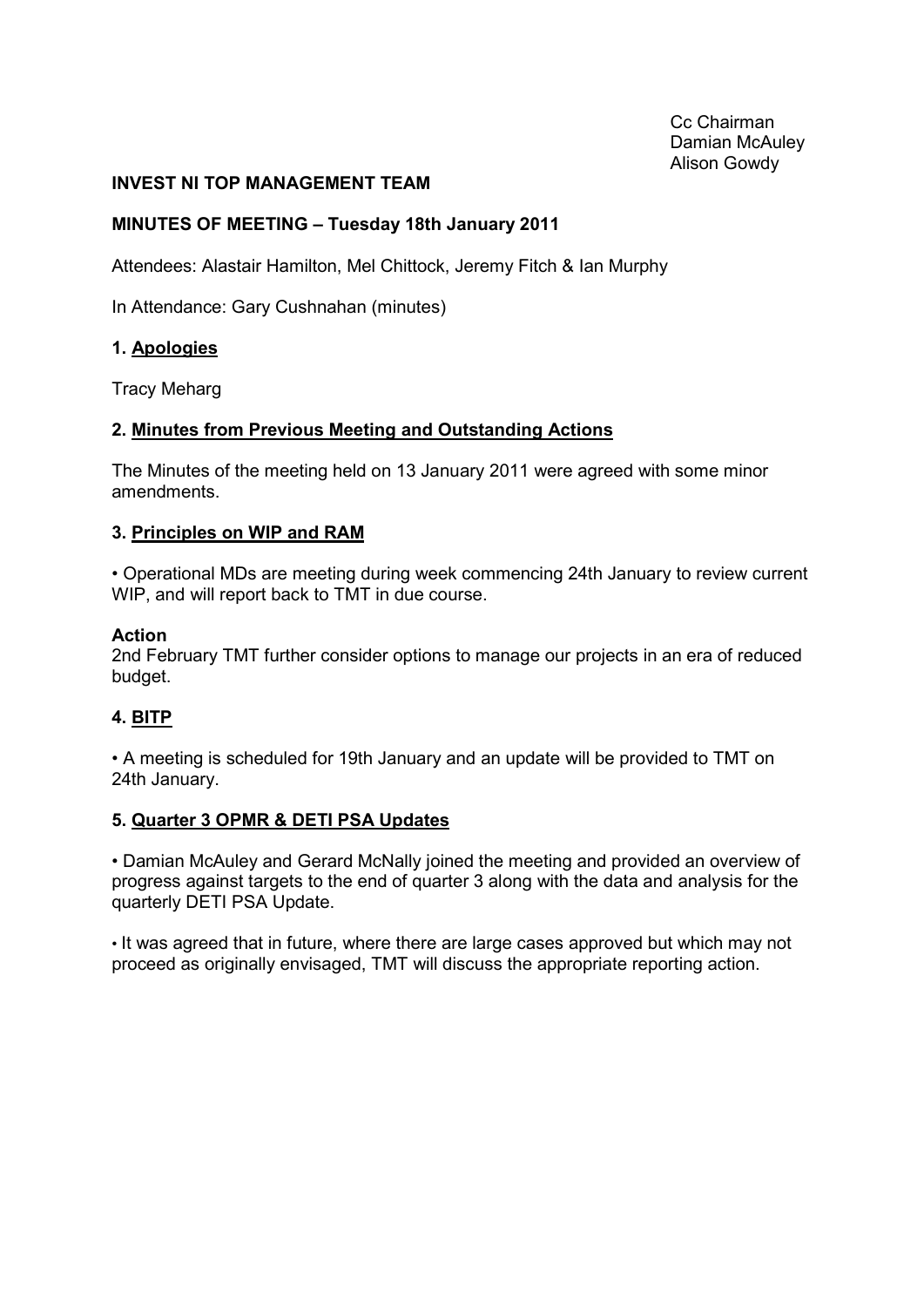Cc Chairman
Damian McAuley
Alison Gowdy

**INVEST NI TOP MANAGEMENT TEAM**

**MINUTES OF MEETING – Tuesday 18th January 2011**

Attendees: Alastair Hamilton, Mel Chittock, Jeremy Fitch & Ian Murphy

In Attendance: Gary Cushnahan (minutes)

## 1. Apologies

Tracy Meharg

## 2. Minutes from Previous Meeting and Outstanding Actions

The Minutes of the meeting held on 13 January 2011 were agreed with some minor amendments.

## 3. Principles on WIP and RAM

- Operational MDs are meeting during week commencing 24th January to review current WIP, and will report back to TMT in due course.

**Action**
2nd February TMT further consider options to manage our projects in an era of reduced budget.

## 4. BITP

- A meeting is scheduled for 19th January and an update will be provided to TMT on 24th January.

## 5. Quarter 3 OPMR & DETI PSA Updates

- Damian McAuley and Gerard McNally joined the meeting and provided an overview of progress against targets to the end of quarter 3 along with the data and analysis for the quarterly DETI PSA Update.

- It was agreed that in future, where there are large cases approved but which may not proceed as originally envisaged, TMT will discuss the appropriate reporting action.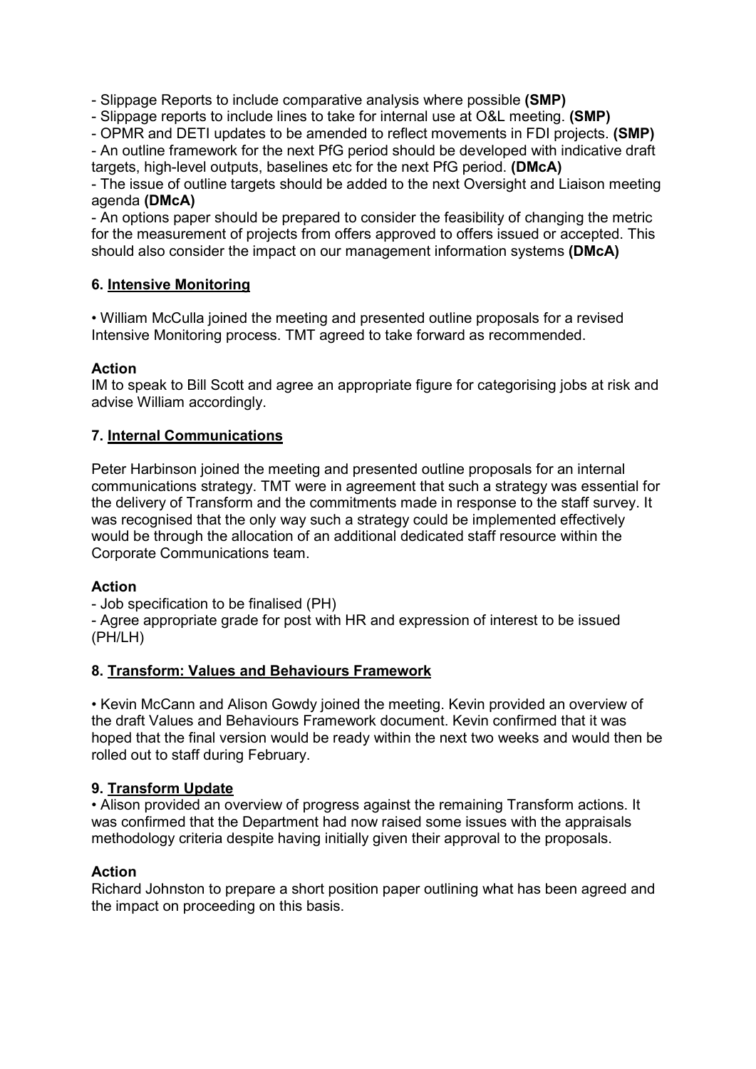- Slippage Reports to include comparative analysis where possible **(SMP)**
- Slippage reports to include lines to take for internal use at O&L meeting. **(SMP)**
- OPMR and DETI updates to be amended to reflect movements in FDI projects. **(SMP)**
- An outline framework for the next PfG period should be developed with indicative draft targets, high-level outputs, baselines etc for the next PfG period. **(DMcA)**
- The issue of outline targets should be added to the next Oversight and Liaison meeting agenda **(DMcA)**
- An options paper should be prepared to consider the feasibility of changing the metric for the measurement of projects from offers approved to offers issued or accepted. This should also consider the impact on our management information systems **(DMcA)**

### 6. Intensive Monitoring

• William McCulla joined the meeting and presented outline proposals for a revised Intensive Monitoring process. TMT agreed to take forward as recommended.

**Action**

IM to speak to Bill Scott and agree an appropriate figure for categorising jobs at risk and advise William accordingly.

### 7. Internal Communications

Peter Harbinson joined the meeting and presented outline proposals for an internal communications strategy. TMT were in agreement that such a strategy was essential for the delivery of Transform and the commitments made in response to the staff survey. It was recognised that the only way such a strategy could be implemented effectively would be through the allocation of an additional dedicated staff resource within the Corporate Communications team.

**Action**

- Job specification to be finalised (PH)
- Agree appropriate grade for post with HR and expression of interest to be issued (PH/LH)

### 8. Transform: Values and Behaviours Framework

• Kevin McCann and Alison Gowdy joined the meeting. Kevin provided an overview of the draft Values and Behaviours Framework document. Kevin confirmed that it was hoped that the final version would be ready within the next two weeks and would then be rolled out to staff during February.

### 9. Transform Update

• Alison provided an overview of progress against the remaining Transform actions. It was confirmed that the Department had now raised some issues with the appraisals methodology criteria despite having initially given their approval to the proposals.

**Action**

Richard Johnston to prepare a short position paper outlining what has been agreed and the impact on proceeding on this basis.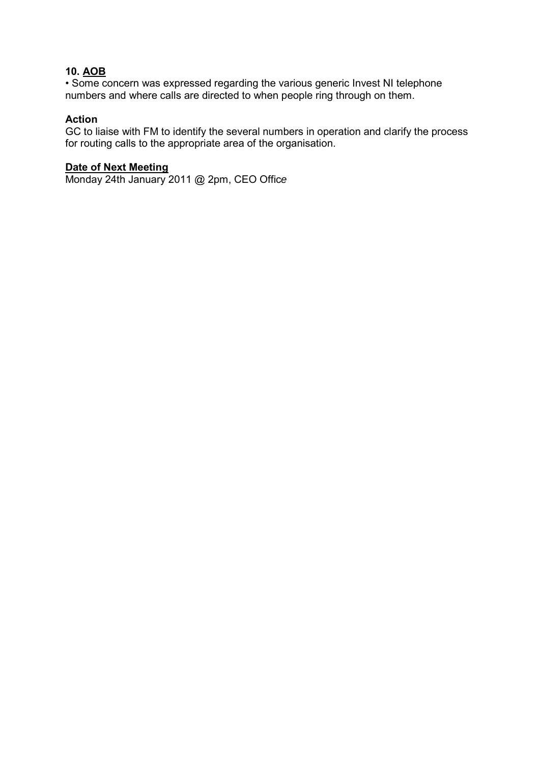**10. AOB**

- Some concern was expressed regarding the various generic Invest NI telephone numbers and where calls are directed to when people ring through on them.

**Action**

GC to liaise with FM to identify the several numbers in operation and clarify the process for routing calls to the appropriate area of the organisation.

**Date of Next Meeting**

Monday 24th January 2011 @ 2pm, CEO Office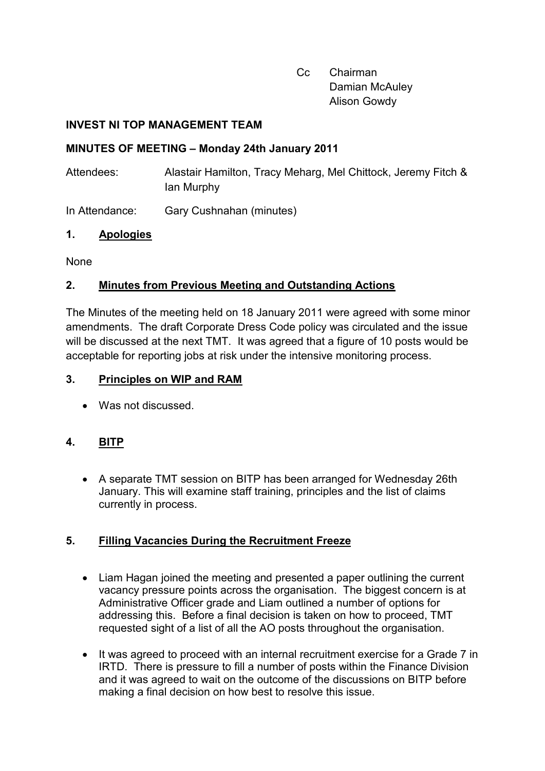Cc Chairman
Damian McAuley
Alison Gowdy

**INVEST NI TOP MANAGEMENT TEAM**

**MINUTES OF MEETING – Monday 24th January 2011**

Attendees: Alastair Hamilton, Tracy Meharg, Mel Chittock, Jeremy Fitch & Ian Murphy

In Attendance: Gary Cushnahan (minutes)

## 1. Apologies

None

## 2. Minutes from Previous Meeting and Outstanding Actions

The Minutes of the meeting held on 18 January 2011 were agreed with some minor amendments. The draft Corporate Dress Code policy was circulated and the issue will be discussed at the next TMT. It was agreed that a figure of 10 posts would be acceptable for reporting jobs at risk under the intensive monitoring process.

## 3. Principles on WIP and RAM

- Was not discussed.

## 4. BITP

- A separate TMT session on BITP has been arranged for Wednesday 26th January. This will examine staff training, principles and the list of claims currently in process.

## 5. Filling Vacancies During the Recruitment Freeze

- Liam Hagan joined the meeting and presented a paper outlining the current vacancy pressure points across the organisation. The biggest concern is at Administrative Officer grade and Liam outlined a number of options for addressing this. Before a final decision is taken on how to proceed, TMT requested sight of a list of all the AO posts throughout the organisation.
- It was agreed to proceed with an internal recruitment exercise for a Grade 7 in IRTD. There is pressure to fill a number of posts within the Finance Division and it was agreed to wait on the outcome of the discussions on BITP before making a final decision on how best to resolve this issue.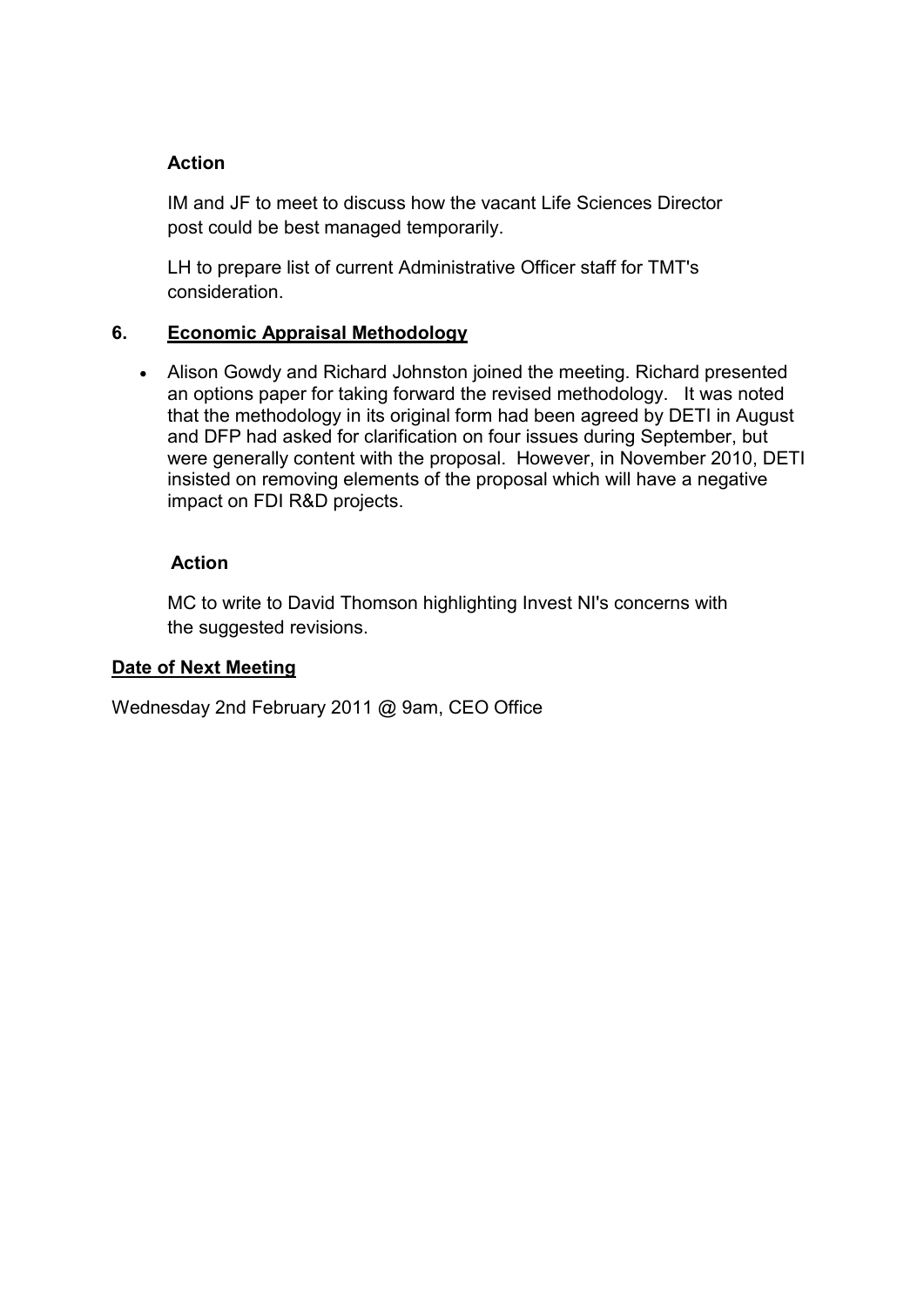**Action**

IM and JF to meet to discuss how the vacant Life Sciences Director post could be best managed temporarily.

LH to prepare list of current Administrative Officer staff for TMT's consideration.

## 6. Economic Appraisal Methodology

- Alison Gowdy and Richard Johnston joined the meeting. Richard presented an options paper for taking forward the revised methodology. It was noted that the methodology in its original form had been agreed by DETI in August and DFP had asked for clarification on four issues during September, but were generally content with the proposal. However, in November 2010, DETI insisted on removing elements of the proposal which will have a negative impact on FDI R&D projects.

**Action**

MC to write to David Thomson highlighting Invest NI's concerns with the suggested revisions.

**Date of Next Meeting**

Wednesday 2nd February 2011 @ 9am, CEO Office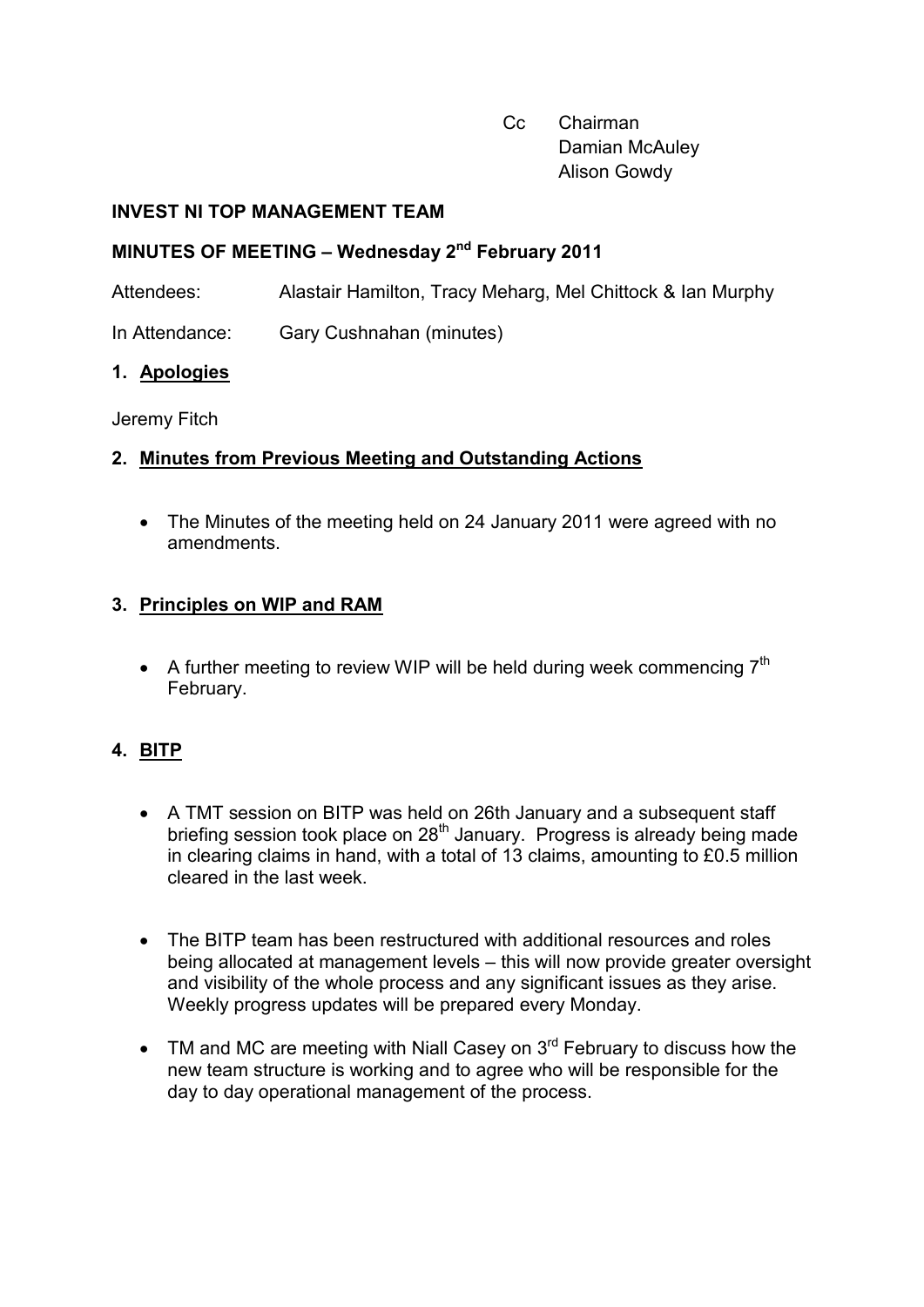Cc Chairman
Damian McAuley
Alison Gowdy

**INVEST NI TOP MANAGEMENT TEAM**

**MINUTES OF MEETING – Wednesday 2nd February 2011**

Attendees: Alastair Hamilton, Tracy Meharg, Mel Chittock & Ian Murphy

In Attendance: Gary Cushnahan (minutes)

## 1. Apologies

Jeremy Fitch

## 2. Minutes from Previous Meeting and Outstanding Actions

- The Minutes of the meeting held on 24 January 2011 were agreed with no amendments.

## 3. Principles on WIP and RAM

- A further meeting to review WIP will be held during week commencing 7th February.

## 4. BITP

- A TMT session on BITP was held on 26th January and a subsequent staff briefing session took place on 28th January. Progress is already being made in clearing claims in hand, with a total of 13 claims, amounting to £0.5 million cleared in the last week.

- The BITP team has been restructured with additional resources and roles being allocated at management levels – this will now provide greater oversight and visibility of the whole process and any significant issues as they arise. Weekly progress updates will be prepared every Monday.

- TM and MC are meeting with Niall Casey on 3rd February to discuss how the new team structure is working and to agree who will be responsible for the day to day operational management of the process.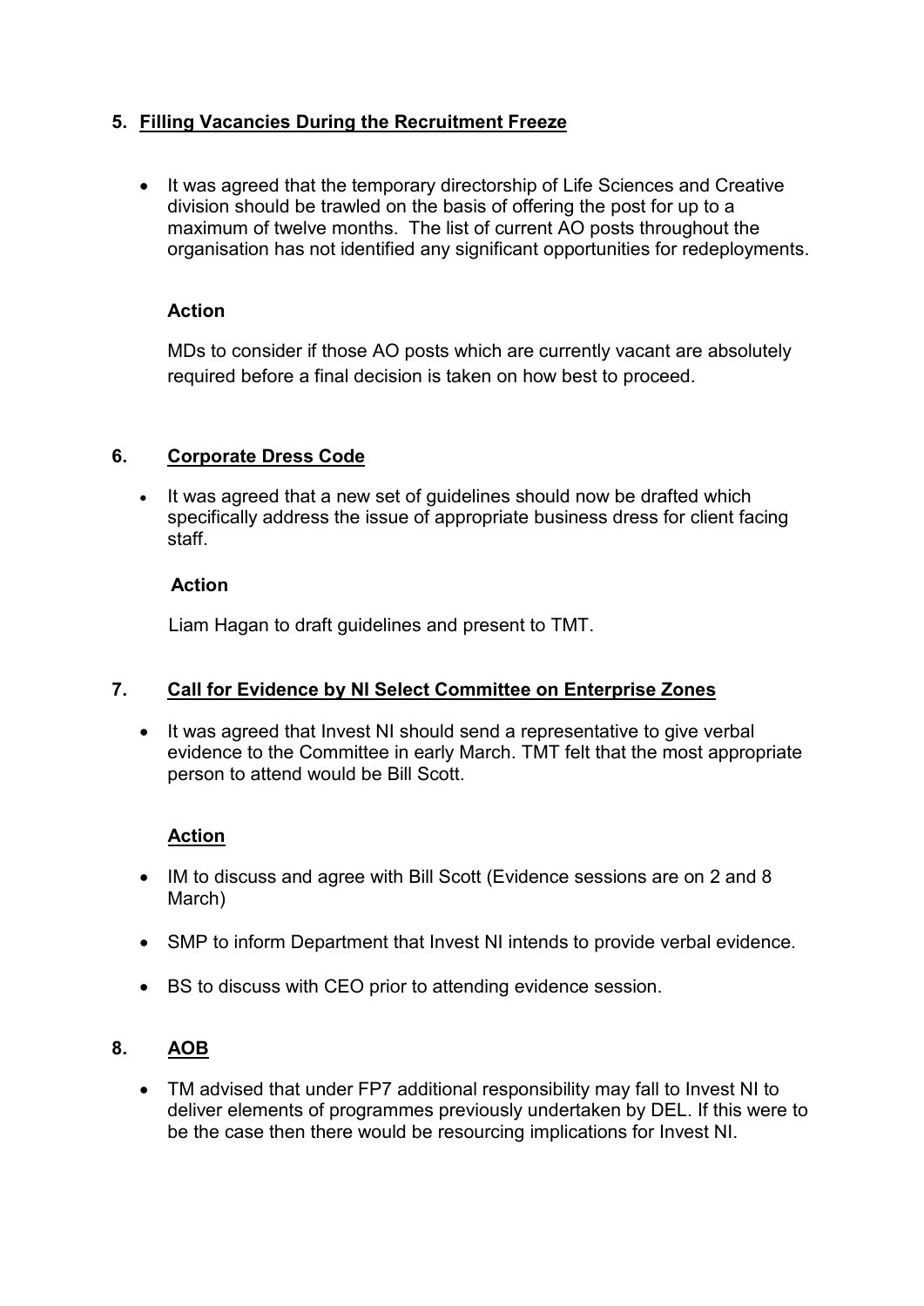## 5. Filling Vacancies During the Recruitment Freeze

- It was agreed that the temporary directorship of Life Sciences and Creative division should be trawled on the basis of offering the post for up to a maximum of twelve months. The list of current AO posts throughout the organisation has not identified any significant opportunities for redeployments.

**Action**

MDs to consider if those AO posts which are currently vacant are absolutely required before a final decision is taken on how best to proceed.

## 6. Corporate Dress Code

- It was agreed that a new set of guidelines should now be drafted which specifically address the issue of appropriate business dress for client facing staff.

**Action**

Liam Hagan to draft guidelines and present to TMT.

## 7. Call for Evidence by NI Select Committee on Enterprise Zones

- It was agreed that Invest NI should send a representative to give verbal evidence to the Committee in early March. TMT felt that the most appropriate person to attend would be Bill Scott.

**Action**

- IM to discuss and agree with Bill Scott (Evidence sessions are on 2 and 8 March)
- SMP to inform Department that Invest NI intends to provide verbal evidence.
- BS to discuss with CEO prior to attending evidence session.

## 8. AOB

- TM advised that under FP7 additional responsibility may fall to Invest NI to deliver elements of programmes previously undertaken by DEL. If this were to be the case then there would be resourcing implications for Invest NI.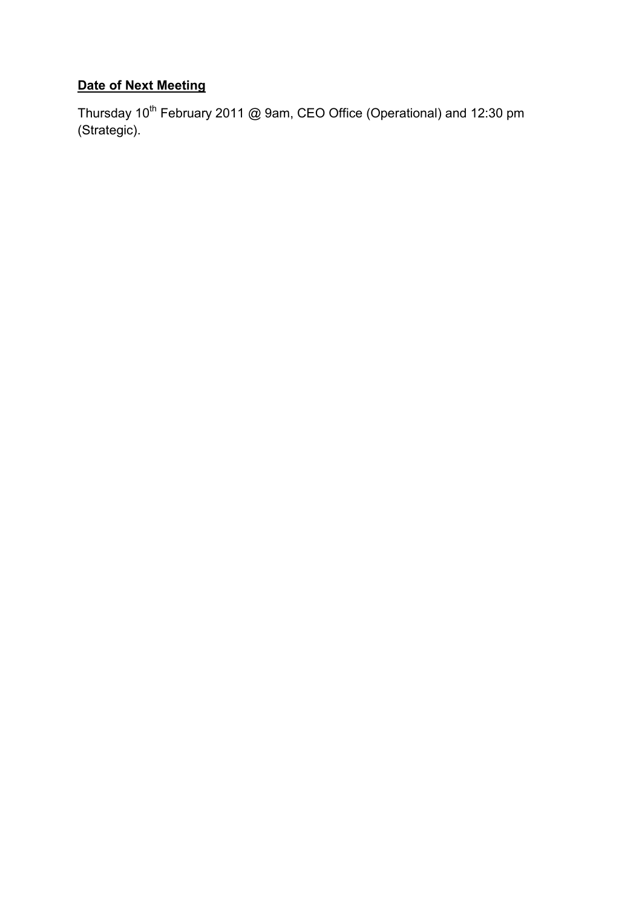**Date of Next Meeting**

Thursday 10th February 2011 @ 9am, CEO Office (Operational) and 12:30 pm (Strategic).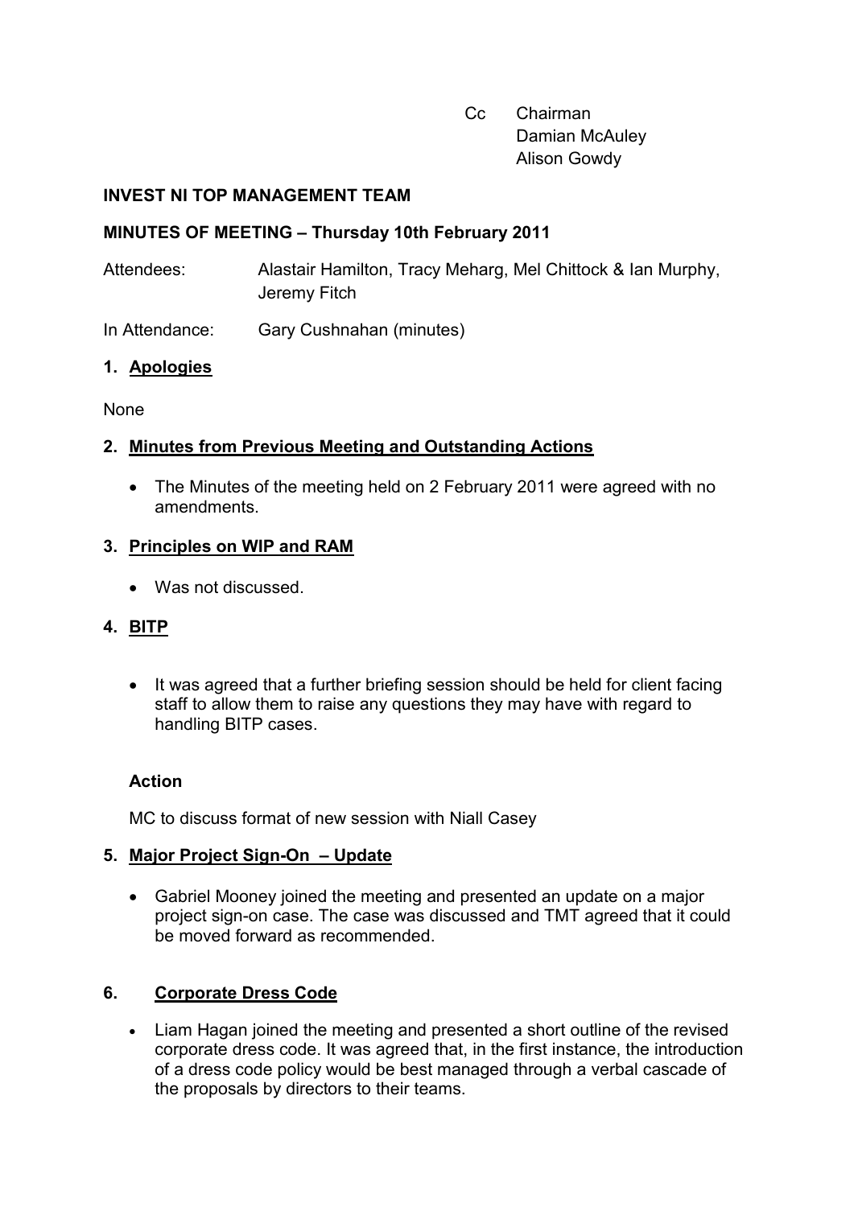Cc Chairman
Damian McAuley
Alison Gowdy

**INVEST NI TOP MANAGEMENT TEAM**

**MINUTES OF MEETING – Thursday 10th February 2011**

Attendees: Alastair Hamilton, Tracy Meharg, Mel Chittock & Ian Murphy, Jeremy Fitch

In Attendance: Gary Cushnahan (minutes)

## 1. Apologies

None

## 2. Minutes from Previous Meeting and Outstanding Actions

- The Minutes of the meeting held on 2 February 2011 were agreed with no amendments.

## 3. Principles on WIP and RAM

- Was not discussed.

## 4. BITP

- It was agreed that a further briefing session should be held for client facing staff to allow them to raise any questions they may have with regard to handling BITP cases.

**Action**

MC to discuss format of new session with Niall Casey

## 5. Major Project Sign-On – Update

- Gabriel Mooney joined the meeting and presented an update on a major project sign-on case. The case was discussed and TMT agreed that it could be moved forward as recommended.

## 6. Corporate Dress Code

- Liam Hagan joined the meeting and presented a short outline of the revised corporate dress code. It was agreed that, in the first instance, the introduction of a dress code policy would be best managed through a verbal cascade of the proposals by directors to their teams.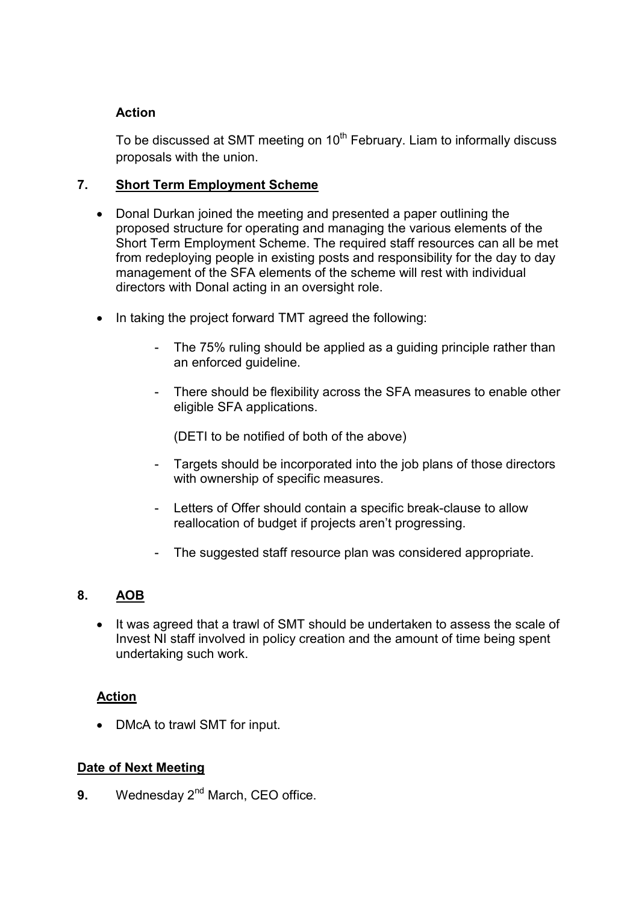**Action**

To be discussed at SMT meeting on 10th February. Liam to informally discuss proposals with the union.

**7. Short Term Employment Scheme**

- Donal Durkan joined the meeting and presented a paper outlining the proposed structure for operating and managing the various elements of the Short Term Employment Scheme. The required staff resources can all be met from redeploying people in existing posts and responsibility for the day to day management of the SFA elements of the scheme will rest with individual directors with Donal acting in an oversight role.

- In taking the project forward TMT agreed the following:

  - The 75% ruling should be applied as a guiding principle rather than an enforced guideline.

  - There should be flexibility across the SFA measures to enable other eligible SFA applications.

    (DETI to be notified of both of the above)

  - Targets should be incorporated into the job plans of those directors with ownership of specific measures.

  - Letters of Offer should contain a specific break-clause to allow reallocation of budget if projects aren't progressing.

  - The suggested staff resource plan was considered appropriate.

**8. AOB**

- It was agreed that a trawl of SMT should be undertaken to assess the scale of Invest NI staff involved in policy creation and the amount of time being spent undertaking such work.

**Action**

- DMcA to trawl SMT for input.

**Date of Next Meeting**

**9.** Wednesday 2nd March, CEO office.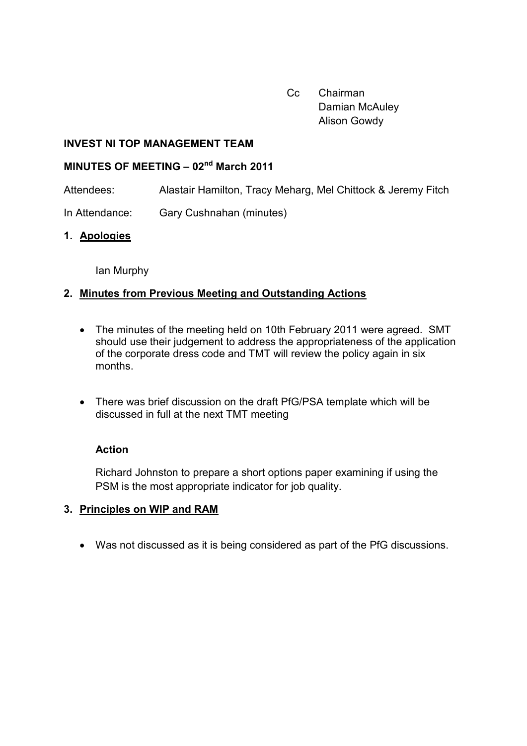Cc Chairman
Damian McAuley
Alison Gowdy

**INVEST NI TOP MANAGEMENT TEAM**

**MINUTES OF MEETING – 02nd March 2011**

Attendees: Alastair Hamilton, Tracy Meharg, Mel Chittock & Jeremy Fitch

In Attendance: Gary Cushnahan (minutes)

## 1. Apologies

Ian Murphy

## 2. Minutes from Previous Meeting and Outstanding Actions

- The minutes of the meeting held on 10th February 2011 were agreed. SMT should use their judgement to address the appropriateness of the application of the corporate dress code and TMT will review the policy again in six months.

- There was brief discussion on the draft PfG/PSA template which will be discussed in full at the next TMT meeting

**Action**

Richard Johnston to prepare a short options paper examining if using the PSM is the most appropriate indicator for job quality.

## 3. Principles on WIP and RAM

- Was not discussed as it is being considered as part of the PfG discussions.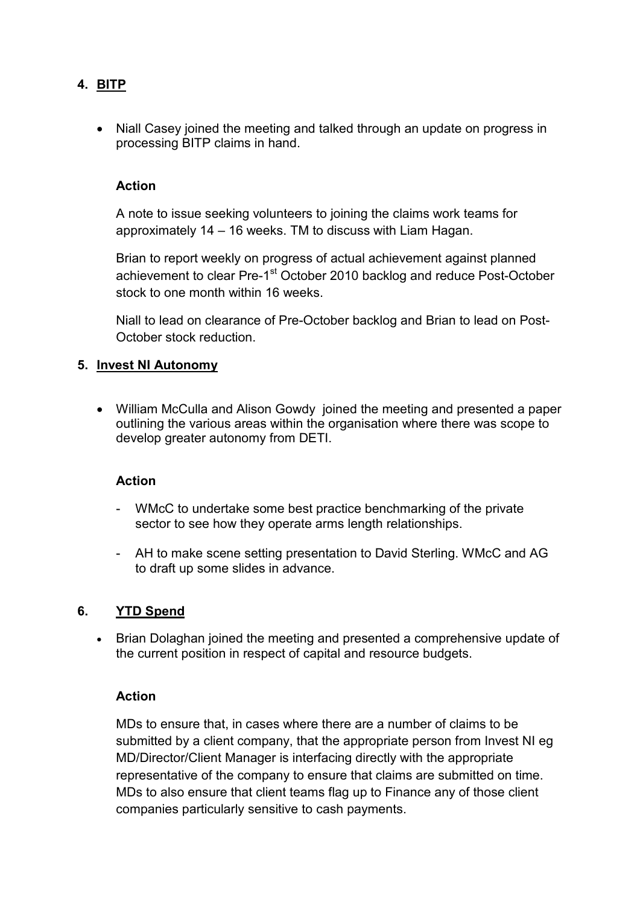## 4. BITP

- Niall Casey joined the meeting and talked through an update on progress in processing BITP claims in hand.

**Action**

A note to issue seeking volunteers to joining the claims work teams for approximately 14 – 16 weeks. TM to discuss with Liam Hagan.

Brian to report weekly on progress of actual achievement against planned achievement to clear Pre-1st October 2010 backlog and reduce Post-October stock to one month within 16 weeks.

Niall to lead on clearance of Pre-October backlog and Brian to lead on Post-October stock reduction.

## 5. Invest NI Autonomy

- William McCulla and Alison Gowdy joined the meeting and presented a paper outlining the various areas within the organisation where there was scope to develop greater autonomy from DETI.

**Action**

- WMcC to undertake some best practice benchmarking of the private sector to see how they operate arms length relationships.
- AH to make scene setting presentation to David Sterling. WMcC and AG to draft up some slides in advance.

## 6. YTD Spend

- Brian Dolaghan joined the meeting and presented a comprehensive update of the current position in respect of capital and resource budgets.

**Action**

MDs to ensure that, in cases where there are a number of claims to be submitted by a client company, that the appropriate person from Invest NI eg MD/Director/Client Manager is interfacing directly with the appropriate representative of the company to ensure that claims are submitted on time. MDs to also ensure that client teams flag up to Finance any of those client companies particularly sensitive to cash payments.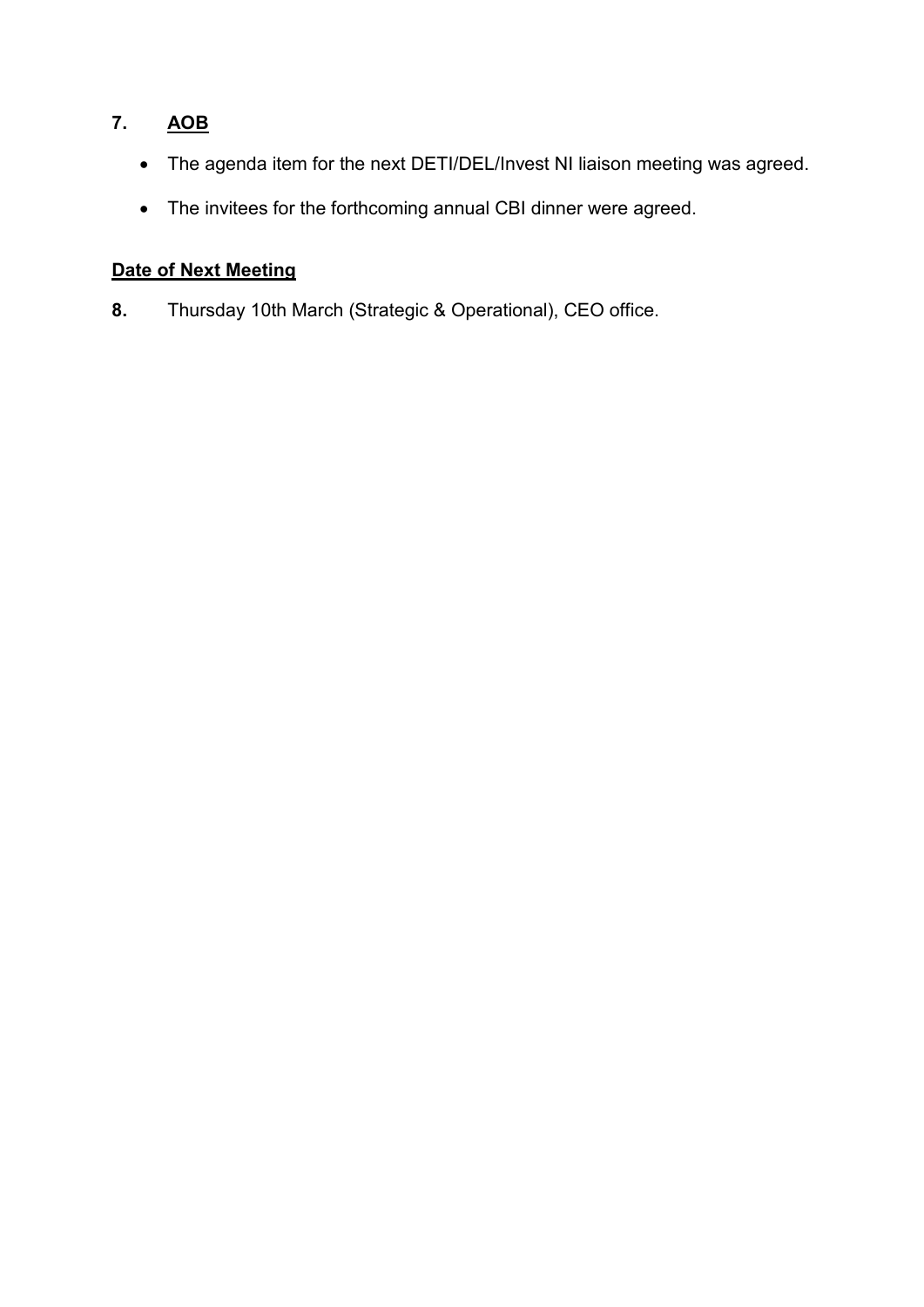## 7. AOB

- The agenda item for the next DETI/DEL/Invest NI liaison meeting was agreed.
- The invitees for the forthcoming annual CBI dinner were agreed.

## Date of Next Meeting

**8.** Thursday 10th March (Strategic & Operational), CEO office.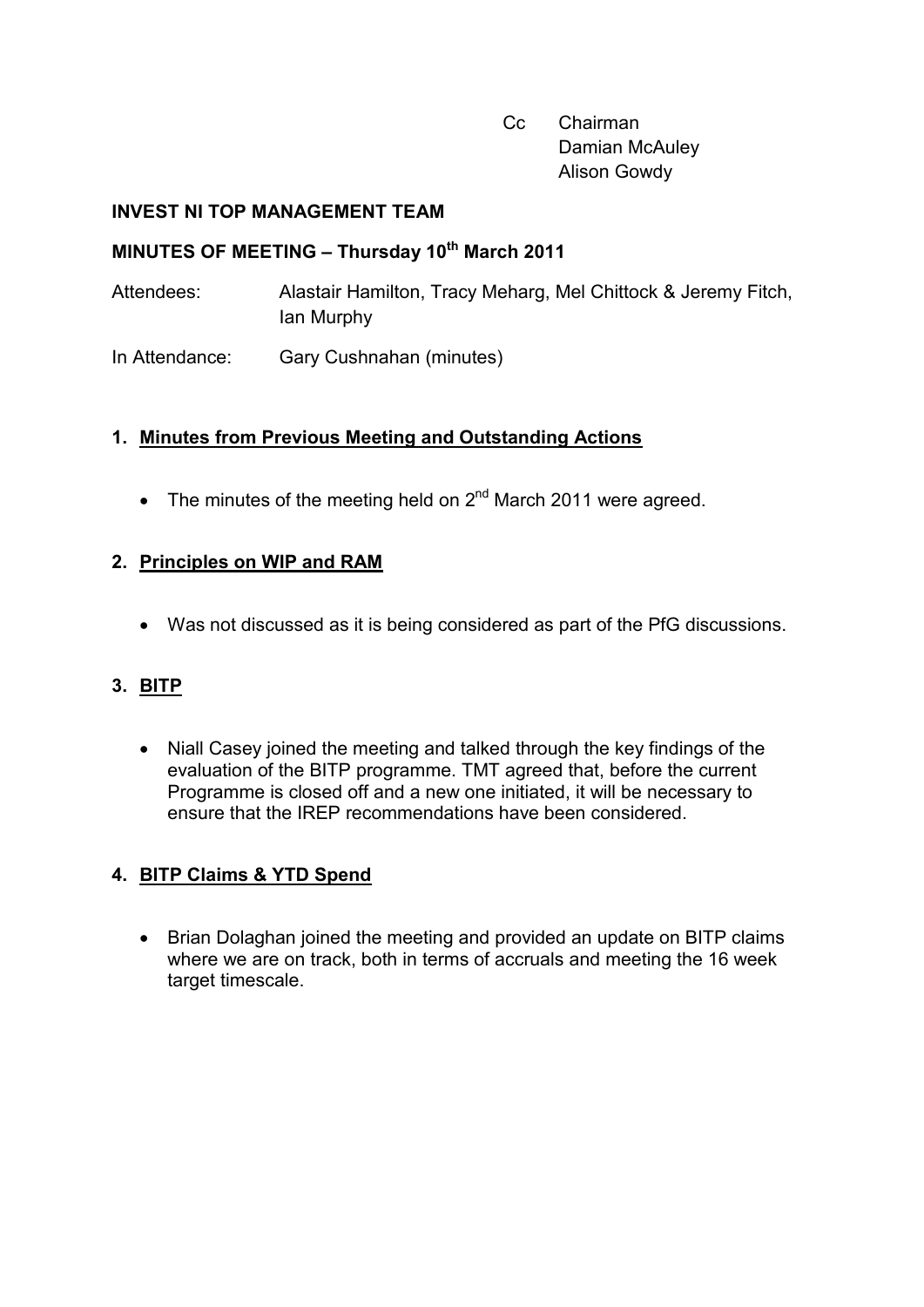Cc Chairman
Damian McAuley
Alison Gowdy

**INVEST NI TOP MANAGEMENT TEAM**

**MINUTES OF MEETING – Thursday 10th March 2011**

Attendees: Alastair Hamilton, Tracy Meharg, Mel Chittock & Jeremy Fitch, Ian Murphy

In Attendance: Gary Cushnahan (minutes)

1. **Minutes from Previous Meeting and Outstanding Actions**

    - The minutes of the meeting held on 2nd March 2011 were agreed.

2. **Principles on WIP and RAM**

    - Was not discussed as it is being considered as part of the PfG discussions.

3. **BITP**

    - Niall Casey joined the meeting and talked through the key findings of the evaluation of the BITP programme. TMT agreed that, before the current Programme is closed off and a new one initiated, it will be necessary to ensure that the IREP recommendations have been considered.

4. **BITP Claims & YTD Spend**

    - Brian Dolaghan joined the meeting and provided an update on BITP claims where we are on track, both in terms of accruals and meeting the 16 week target timescale.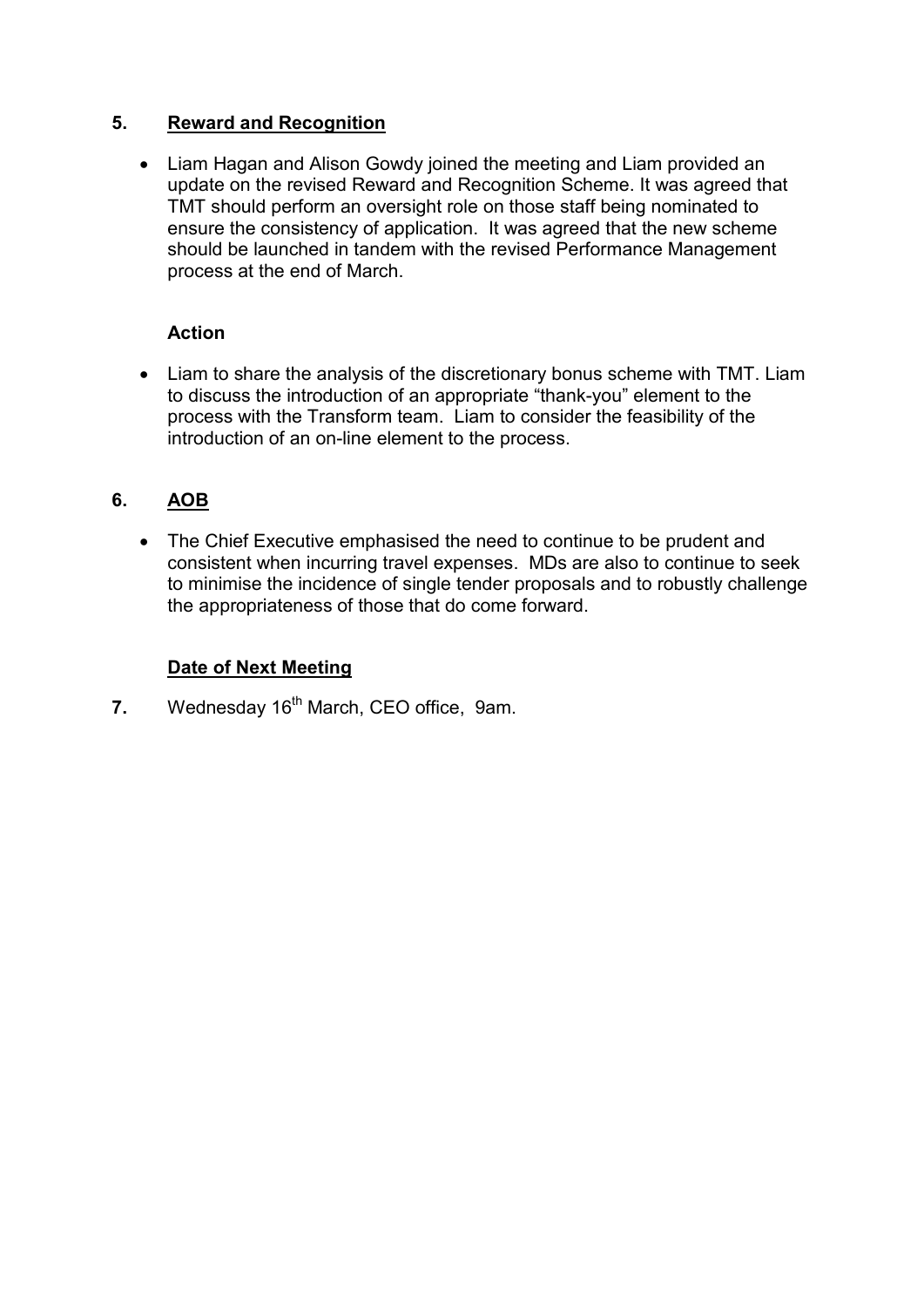## 5. Reward and Recognition

- Liam Hagan and Alison Gowdy joined the meeting and Liam provided an update on the revised Reward and Recognition Scheme. It was agreed that TMT should perform an oversight role on those staff being nominated to ensure the consistency of application. It was agreed that the new scheme should be launched in tandem with the revised Performance Management process at the end of March.

**Action**

- Liam to share the analysis of the discretionary bonus scheme with TMT. Liam to discuss the introduction of an appropriate "thank-you" element to the process with the Transform team. Liam to consider the feasibility of the introduction of an on-line element to the process.

## 6. AOB

- The Chief Executive emphasised the need to continue to be prudent and consistent when incurring travel expenses. MDs are also to continue to seek to minimise the incidence of single tender proposals and to robustly challenge the appropriateness of those that do come forward.

### Date of Next Meeting

**7.** Wednesday 16th March, CEO office, 9am.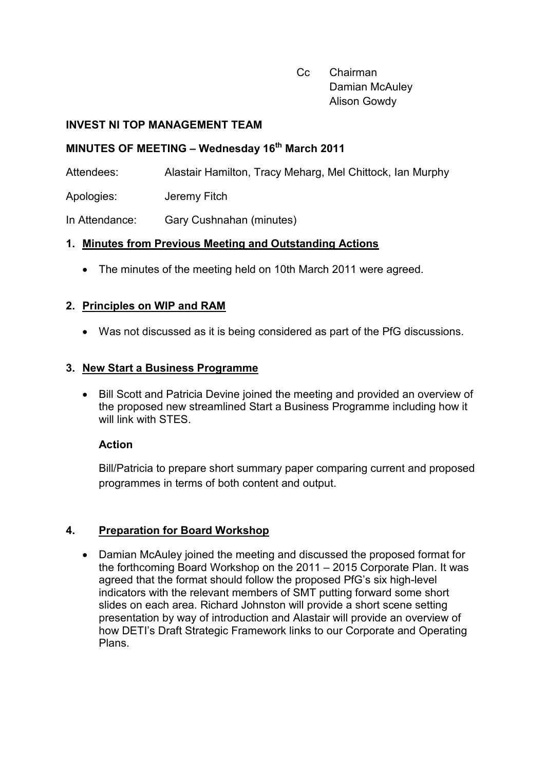Cc Chairman
Damian McAuley
Alison Gowdy

**INVEST NI TOP MANAGEMENT TEAM**

**MINUTES OF MEETING – Wednesday 16th March 2011**

Attendees: Alastair Hamilton, Tracy Meharg, Mel Chittock, Ian Murphy

Apologies: Jeremy Fitch

In Attendance: Gary Cushnahan (minutes)

## 1. Minutes from Previous Meeting and Outstanding Actions

- The minutes of the meeting held on 10th March 2011 were agreed.

## 2. Principles on WIP and RAM

- Was not discussed as it is being considered as part of the PfG discussions.

## 3. New Start a Business Programme

- Bill Scott and Patricia Devine joined the meeting and provided an overview of the proposed new streamlined Start a Business Programme including how it will link with STES.

  **Action**

  Bill/Patricia to prepare short summary paper comparing current and proposed programmes in terms of both content and output.

## 4. Preparation for Board Workshop

- Damian McAuley joined the meeting and discussed the proposed format for the forthcoming Board Workshop on the 2011 – 2015 Corporate Plan. It was agreed that the format should follow the proposed PfG's six high-level indicators with the relevant members of SMT putting forward some short slides on each area. Richard Johnston will provide a short scene setting presentation by way of introduction and Alastair will provide an overview of how DETI's Draft Strategic Framework links to our Corporate and Operating Plans.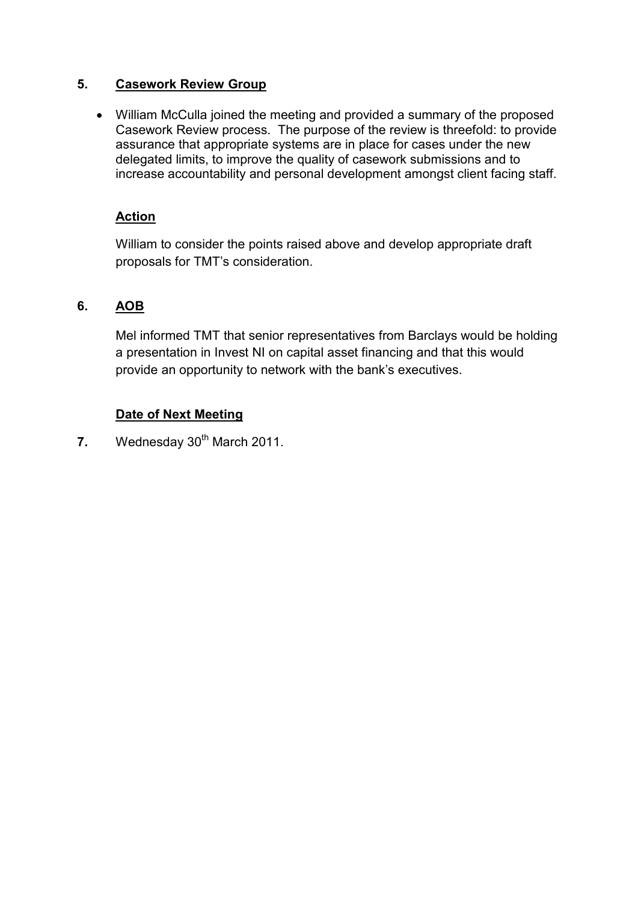## 5. Casework Review Group

- William McCulla joined the meeting and provided a summary of the proposed Casework Review process. The purpose of the review is threefold: to provide assurance that appropriate systems are in place for cases under the new delegated limits, to improve the quality of casework submissions and to increase accountability and personal development amongst client facing staff.

### Action

William to consider the points raised above and develop appropriate draft proposals for TMT's consideration.

## 6. AOB

Mel informed TMT that senior representatives from Barclays would be holding a presentation in Invest NI on capital asset financing and that this would provide an opportunity to network with the bank's executives.

### Date of Next Meeting

**7.** Wednesday 30th March 2011.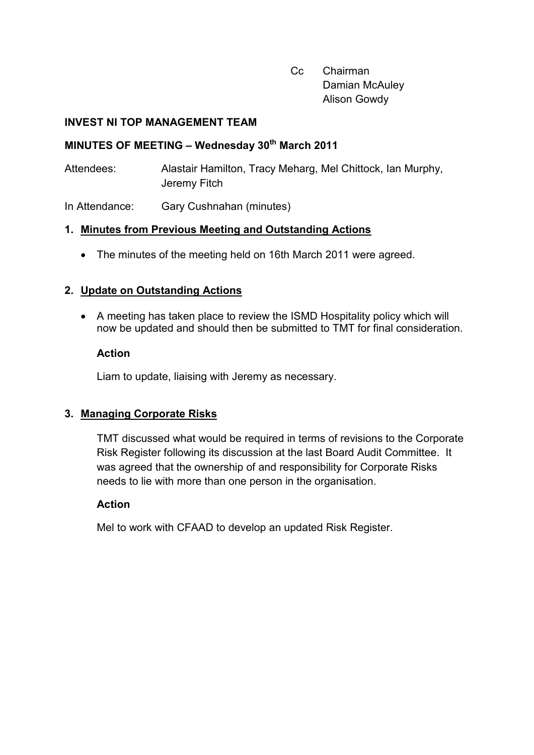Cc Chairman
Damian McAuley
Alison Gowdy

**INVEST NI TOP MANAGEMENT TEAM**

**MINUTES OF MEETING – Wednesday 30th March 2011**

Attendees: Alastair Hamilton, Tracy Meharg, Mel Chittock, Ian Murphy, Jeremy Fitch

In Attendance: Gary Cushnahan (minutes)

## 1. Minutes from Previous Meeting and Outstanding Actions

- The minutes of the meeting held on 16th March 2011 were agreed.

## 2. Update on Outstanding Actions

- A meeting has taken place to review the ISMD Hospitality policy which will now be updated and should then be submitted to TMT for final consideration.

**Action**

Liam to update, liaising with Jeremy as necessary.

## 3. Managing Corporate Risks

TMT discussed what would be required in terms of revisions to the Corporate Risk Register following its discussion at the last Board Audit Committee. It was agreed that the ownership of and responsibility for Corporate Risks needs to lie with more than one person in the organisation.

**Action**

Mel to work with CFAAD to develop an updated Risk Register.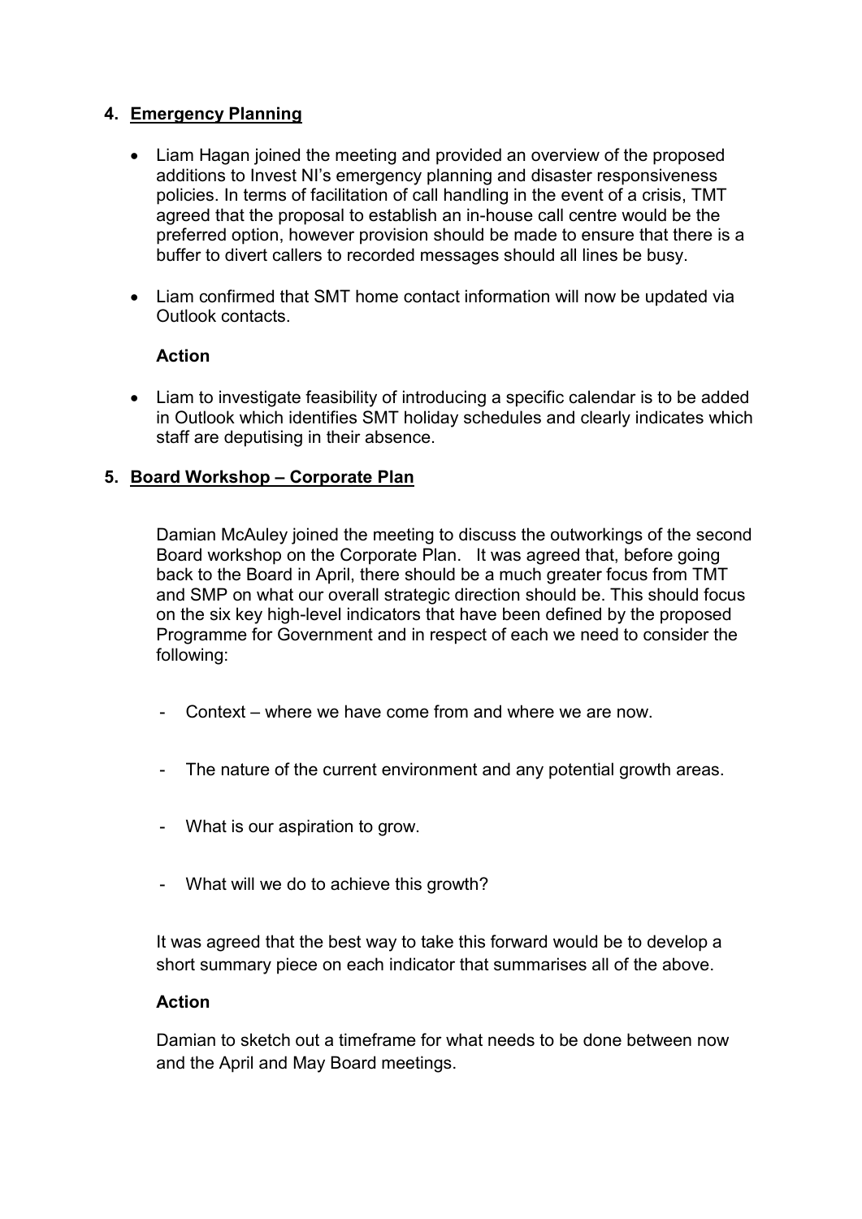## 4. Emergency Planning

- Liam Hagan joined the meeting and provided an overview of the proposed additions to Invest NI's emergency planning and disaster responsiveness policies. In terms of facilitation of call handling in the event of a crisis, TMT agreed that the proposal to establish an in-house call centre would be the preferred option, however provision should be made to ensure that there is a buffer to divert callers to recorded messages should all lines be busy.

- Liam confirmed that SMT home contact information will now be updated via Outlook contacts.

**Action**

- Liam to investigate feasibility of introducing a specific calendar is to be added in Outlook which identifies SMT holiday schedules and clearly indicates which staff are deputising in their absence.

## 5. Board Workshop – Corporate Plan

Damian McAuley joined the meeting to discuss the outworkings of the second Board workshop on the Corporate Plan. It was agreed that, before going back to the Board in April, there should be a much greater focus from TMT and SMP on what our overall strategic direction should be. This should focus on the six key high-level indicators that have been defined by the proposed Programme for Government and in respect of each we need to consider the following:

- Context – where we have come from and where we are now.
- The nature of the current environment and any potential growth areas.
- What is our aspiration to grow.
- What will we do to achieve this growth?

It was agreed that the best way to take this forward would be to develop a short summary piece on each indicator that summarises all of the above.

**Action**

Damian to sketch out a timeframe for what needs to be done between now and the April and May Board meetings.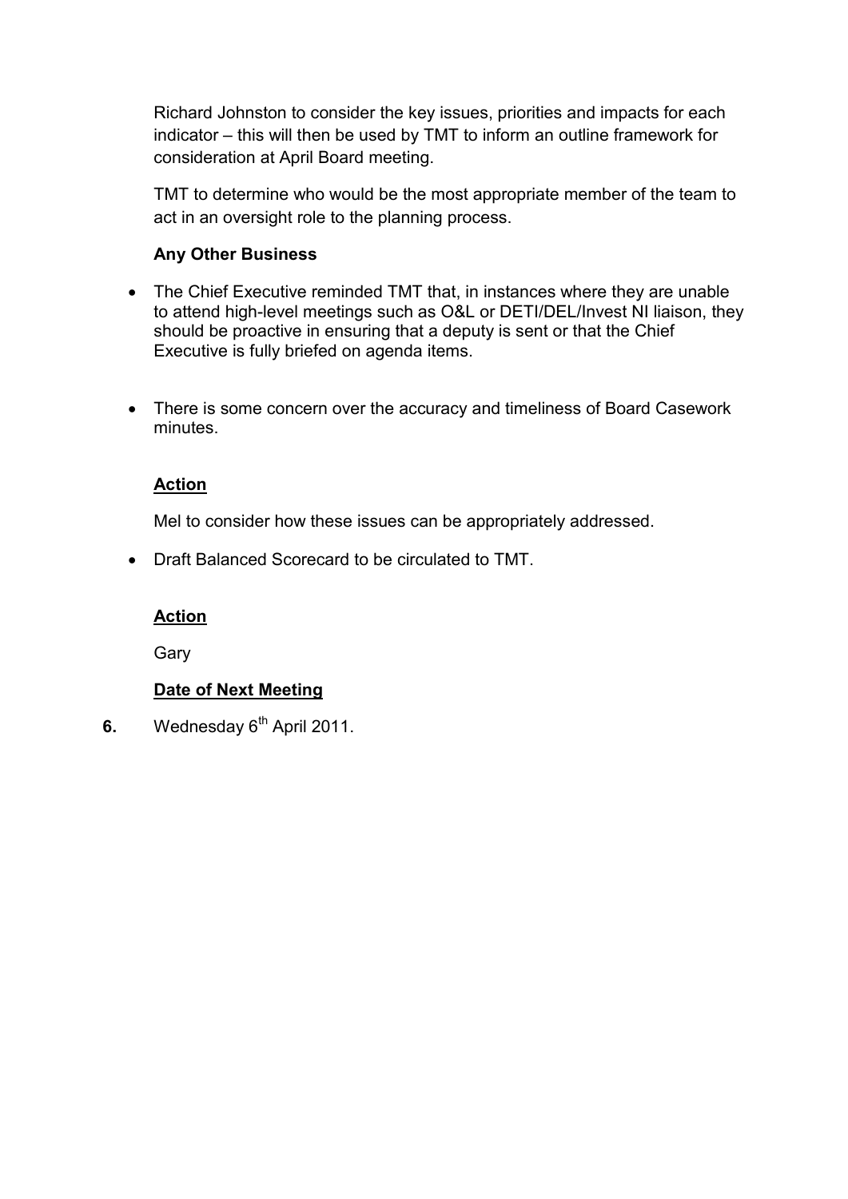Richard Johnston to consider the key issues, priorities and impacts for each indicator – this will then be used by TMT to inform an outline framework for consideration at April Board meeting.

TMT to determine who would be the most appropriate member of the team to act in an oversight role to the planning process.

**Any Other Business**

- The Chief Executive reminded TMT that, in instances where they are unable to attend high-level meetings such as O&L or DETI/DEL/Invest NI liaison, they should be proactive in ensuring that a deputy is sent or that the Chief Executive is fully briefed on agenda items.

- There is some concern over the accuracy and timeliness of Board Casework minutes.

**Action**

Mel to consider how these issues can be appropriately addressed.

- Draft Balanced Scorecard to be circulated to TMT.

**Action**

Gary

**Date of Next Meeting**

**6.** Wednesday 6th April 2011.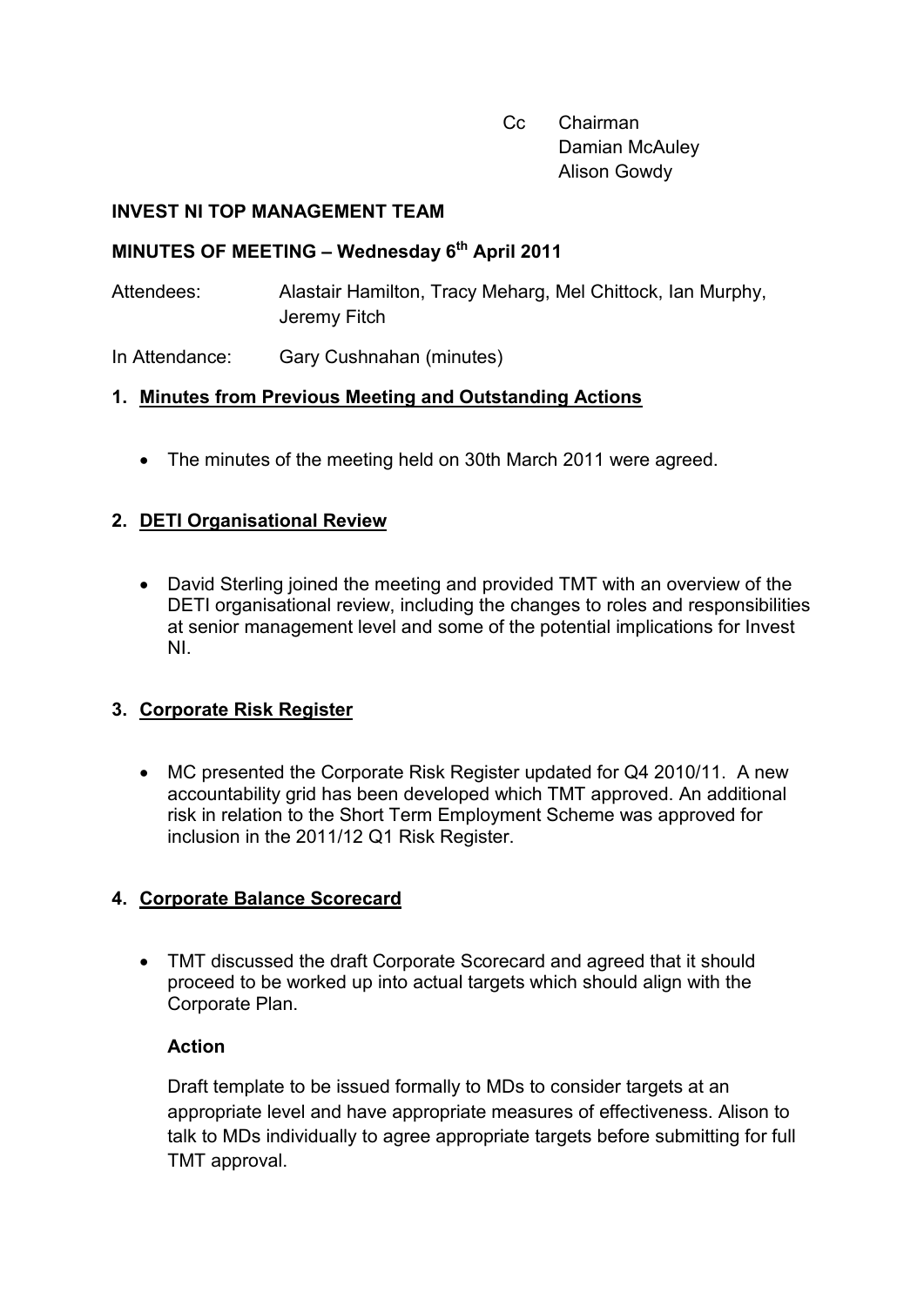Cc Chairman
Damian McAuley
Alison Gowdy

**INVEST NI TOP MANAGEMENT TEAM**

**MINUTES OF MEETING – Wednesday 6th April 2011**

Attendees: Alastair Hamilton, Tracy Meharg, Mel Chittock, Ian Murphy, Jeremy Fitch

In Attendance: Gary Cushnahan (minutes)

## 1. Minutes from Previous Meeting and Outstanding Actions

- The minutes of the meeting held on 30th March 2011 were agreed.

## 2. DETI Organisational Review

- David Sterling joined the meeting and provided TMT with an overview of the DETI organisational review, including the changes to roles and responsibilities at senior management level and some of the potential implications for Invest NI.

## 3. Corporate Risk Register

- MC presented the Corporate Risk Register updated for Q4 2010/11. A new accountability grid has been developed which TMT approved. An additional risk in relation to the Short Term Employment Scheme was approved for inclusion in the 2011/12 Q1 Risk Register.

## 4. Corporate Balance Scorecard

- TMT discussed the draft Corporate Scorecard and agreed that it should proceed to be worked up into actual targets which should align with the Corporate Plan.

**Action**

Draft template to be issued formally to MDs to consider targets at an appropriate level and have appropriate measures of effectiveness. Alison to talk to MDs individually to agree appropriate targets before submitting for full TMT approval.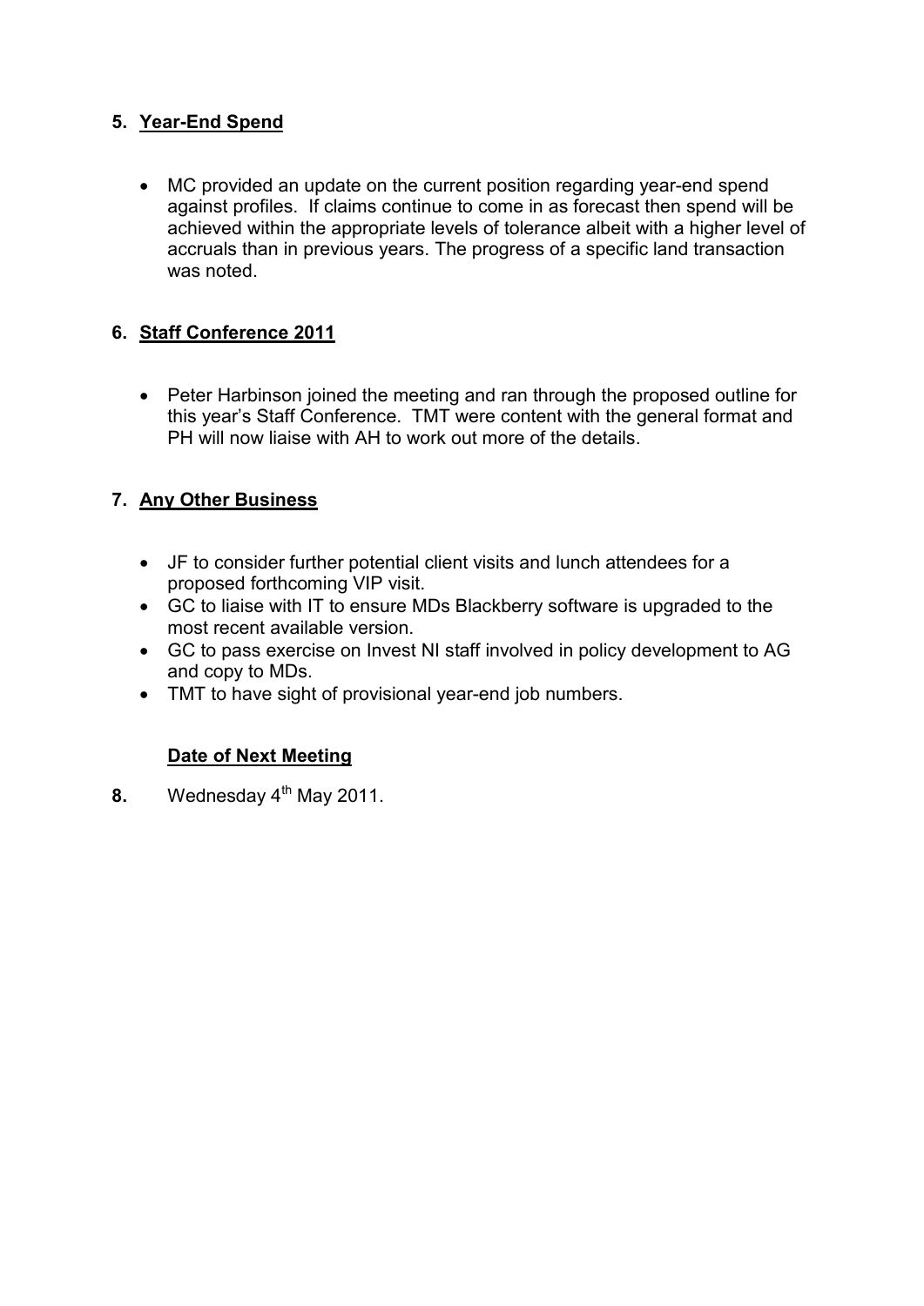## 5. Year-End Spend

- MC provided an update on the current position regarding year-end spend against profiles. If claims continue to come in as forecast then spend will be achieved within the appropriate levels of tolerance albeit with a higher level of accruals than in previous years. The progress of a specific land transaction was noted.

## 6. Staff Conference 2011

- Peter Harbinson joined the meeting and ran through the proposed outline for this year's Staff Conference. TMT were content with the general format and PH will now liaise with AH to work out more of the details.

## 7. Any Other Business

- JF to consider further potential client visits and lunch attendees for a proposed forthcoming VIP visit.
- GC to liaise with IT to ensure MDs Blackberry software is upgraded to the most recent available version.
- GC to pass exercise on Invest NI staff involved in policy development to AG and copy to MDs.
- TMT to have sight of provisional year-end job numbers.

### Date of Next Meeting

**8.** Wednesday 4th May 2011.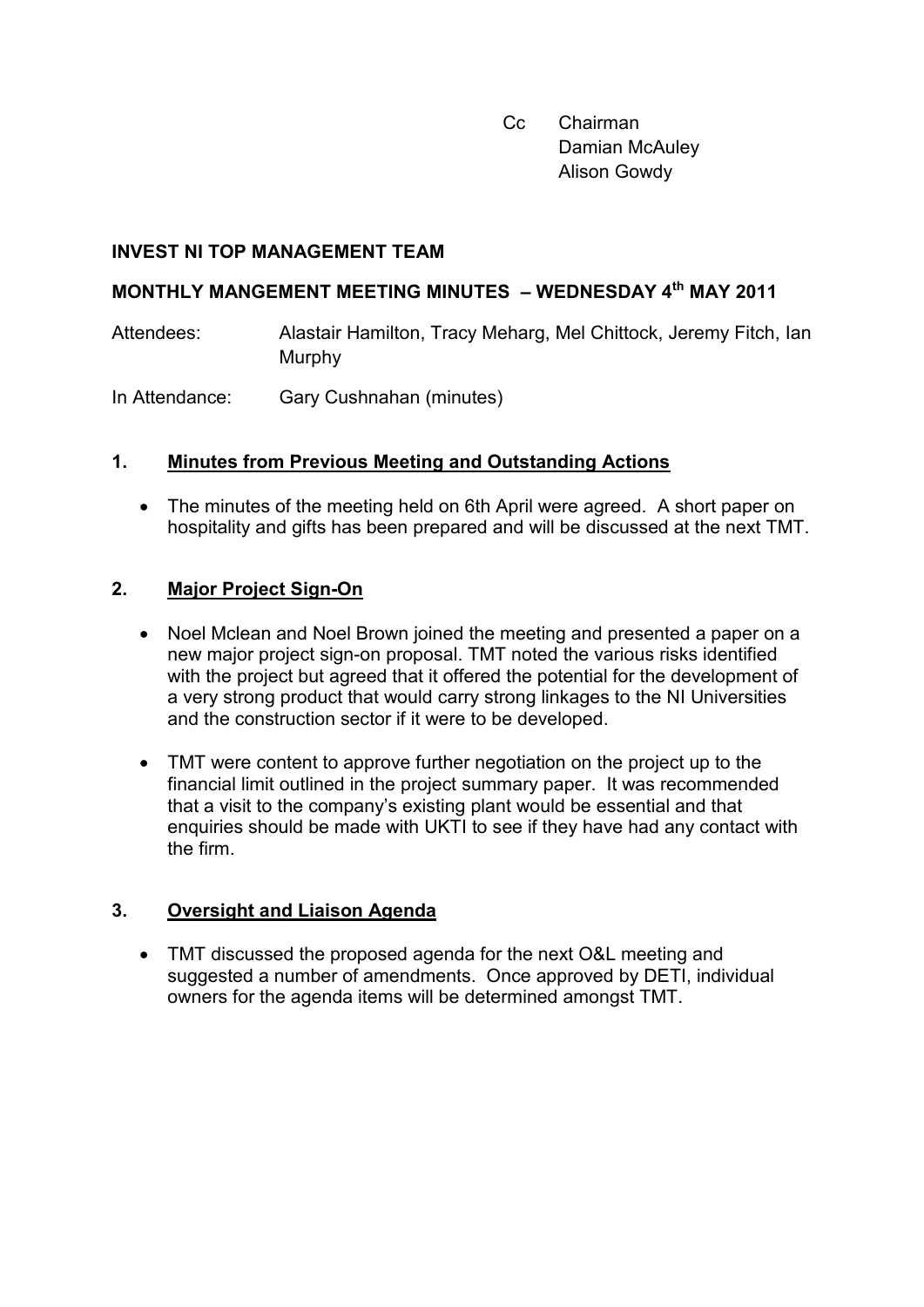Cc Chairman
Damian McAuley
Alison Gowdy

**INVEST NI TOP MANAGEMENT TEAM**

**MONTHLY MANGEMENT MEETING MINUTES – WEDNESDAY 4th MAY 2011**

Attendees: Alastair Hamilton, Tracy Meharg, Mel Chittock, Jeremy Fitch, Ian Murphy

In Attendance: Gary Cushnahan (minutes)

## 1. Minutes from Previous Meeting and Outstanding Actions

- The minutes of the meeting held on 6th April were agreed. A short paper on hospitality and gifts has been prepared and will be discussed at the next TMT.

## 2. Major Project Sign-On

- Noel Mclean and Noel Brown joined the meeting and presented a paper on a new major project sign-on proposal. TMT noted the various risks identified with the project but agreed that it offered the potential for the development of a very strong product that would carry strong linkages to the NI Universities and the construction sector if it were to be developed.

- TMT were content to approve further negotiation on the project up to the financial limit outlined in the project summary paper. It was recommended that a visit to the company's existing plant would be essential and that enquiries should be made with UKTI to see if they have had any contact with the firm.

## 3. Oversight and Liaison Agenda

- TMT discussed the proposed agenda for the next O&L meeting and suggested a number of amendments. Once approved by DETI, individual owners for the agenda items will be determined amongst TMT.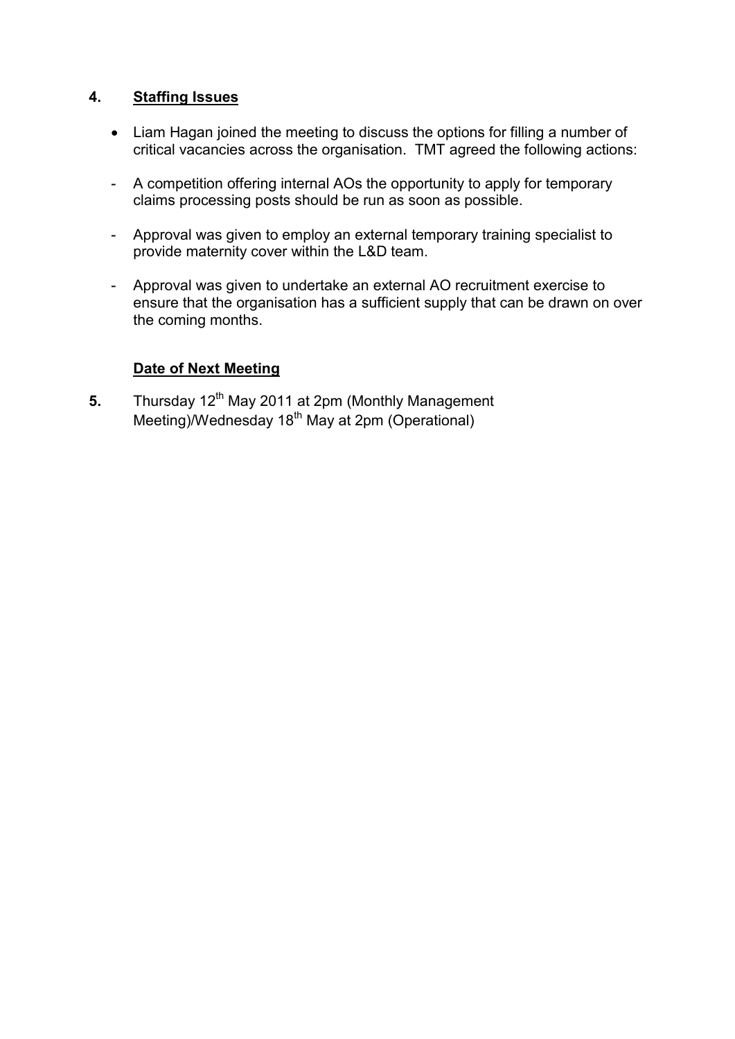**4. Staffing Issues**

- Liam Hagan joined the meeting to discuss the options for filling a number of critical vacancies across the organisation. TMT agreed the following actions:

- A competition offering internal AOs the opportunity to apply for temporary claims processing posts should be run as soon as possible.

- Approval was given to employ an external temporary training specialist to provide maternity cover within the L&D team.

- Approval was given to undertake an external AO recruitment exercise to ensure that the organisation has a sufficient supply that can be drawn on over the coming months.

**Date of Next Meeting**

**5.** Thursday 12th May 2011 at 2pm (Monthly Management Meeting)/Wednesday 18th May at 2pm (Operational)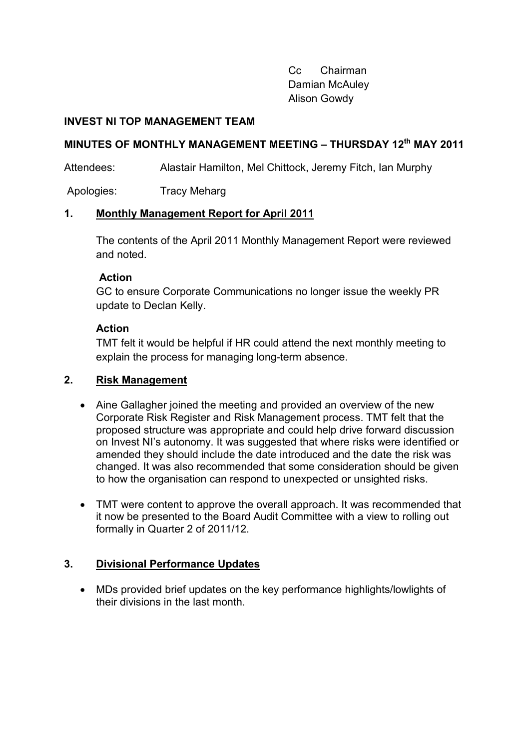Cc Chairman
Damian McAuley
Alison Gowdy

**INVEST NI TOP MANAGEMENT TEAM**

**MINUTES OF MONTHLY MANAGEMENT MEETING – THURSDAY 12th MAY 2011**

Attendees: Alastair Hamilton, Mel Chittock, Jeremy Fitch, Ian Murphy

Apologies: Tracy Meharg

## 1. Monthly Management Report for April 2011

The contents of the April 2011 Monthly Management Report were reviewed and noted.

**Action**
GC to ensure Corporate Communications no longer issue the weekly PR update to Declan Kelly.

**Action**
TMT felt it would be helpful if HR could attend the next monthly meeting to explain the process for managing long-term absence.

## 2. Risk Management

- Aine Gallagher joined the meeting and provided an overview of the new Corporate Risk Register and Risk Management process. TMT felt that the proposed structure was appropriate and could help drive forward discussion on Invest NI's autonomy. It was suggested that where risks were identified or amended they should include the date introduced and the date the risk was changed. It was also recommended that some consideration should be given to how the organisation can respond to unexpected or unsighted risks.
- TMT were content to approve the overall approach. It was recommended that it now be presented to the Board Audit Committee with a view to rolling out formally in Quarter 2 of 2011/12.

## 3. Divisional Performance Updates

- MDs provided brief updates on the key performance highlights/lowlights of their divisions in the last month.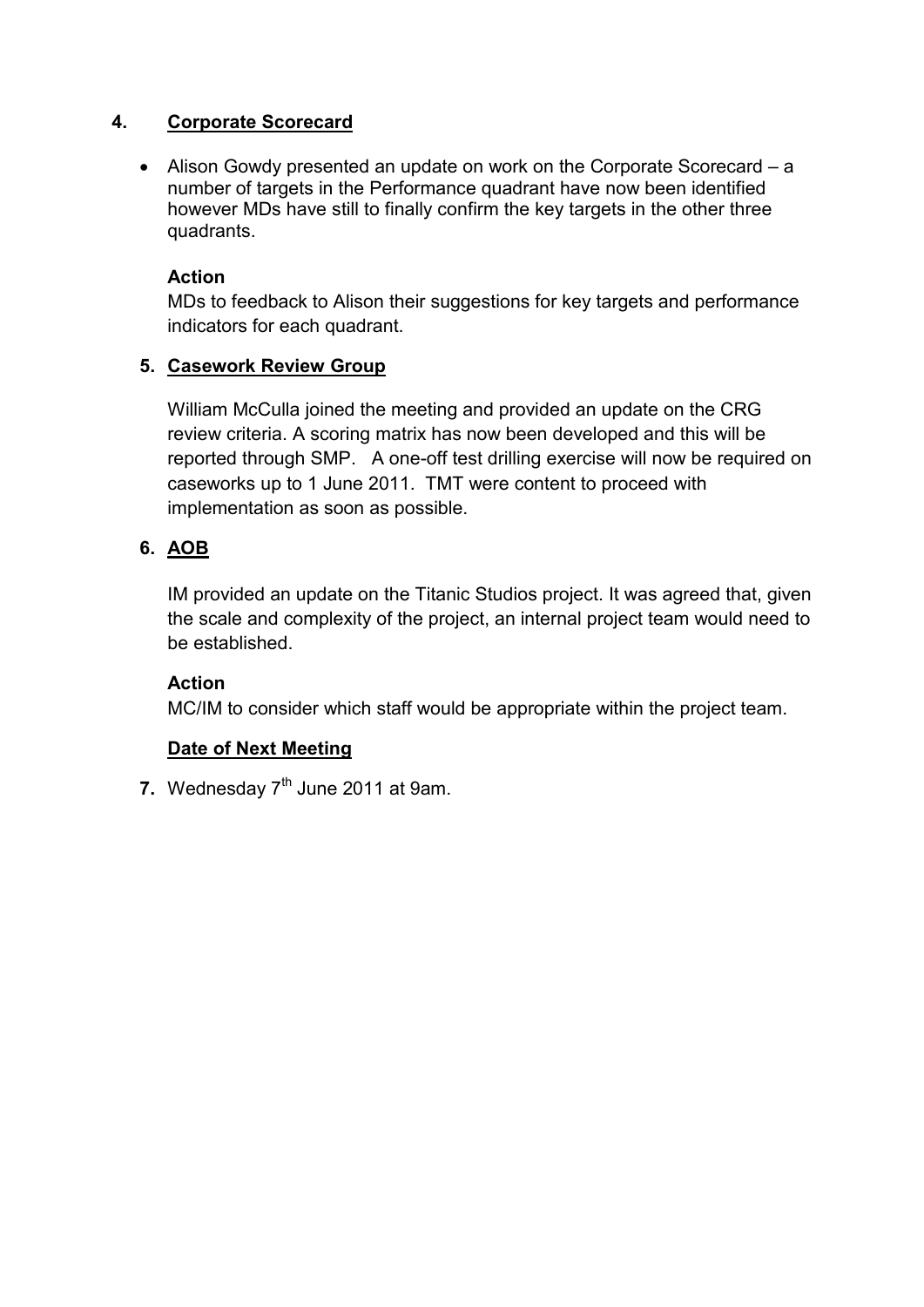**4. Corporate Scorecard**

- Alison Gowdy presented an update on work on the Corporate Scorecard – a number of targets in the Performance quadrant have now been identified however MDs have still to finally confirm the key targets in the other three quadrants.

**Action**

MDs to feedback to Alison their suggestions for key targets and performance indicators for each quadrant.

**5. Casework Review Group**

William McCulla joined the meeting and provided an update on the CRG review criteria. A scoring matrix has now been developed and this will be reported through SMP. A one-off test drilling exercise will now be required on caseworks up to 1 June 2011. TMT were content to proceed with implementation as soon as possible.

**6. AOB**

IM provided an update on the Titanic Studios project. It was agreed that, given the scale and complexity of the project, an internal project team would need to be established.

**Action**

MC/IM to consider which staff would be appropriate within the project team.

**Date of Next Meeting**

**7.** Wednesday 7th June 2011 at 9am.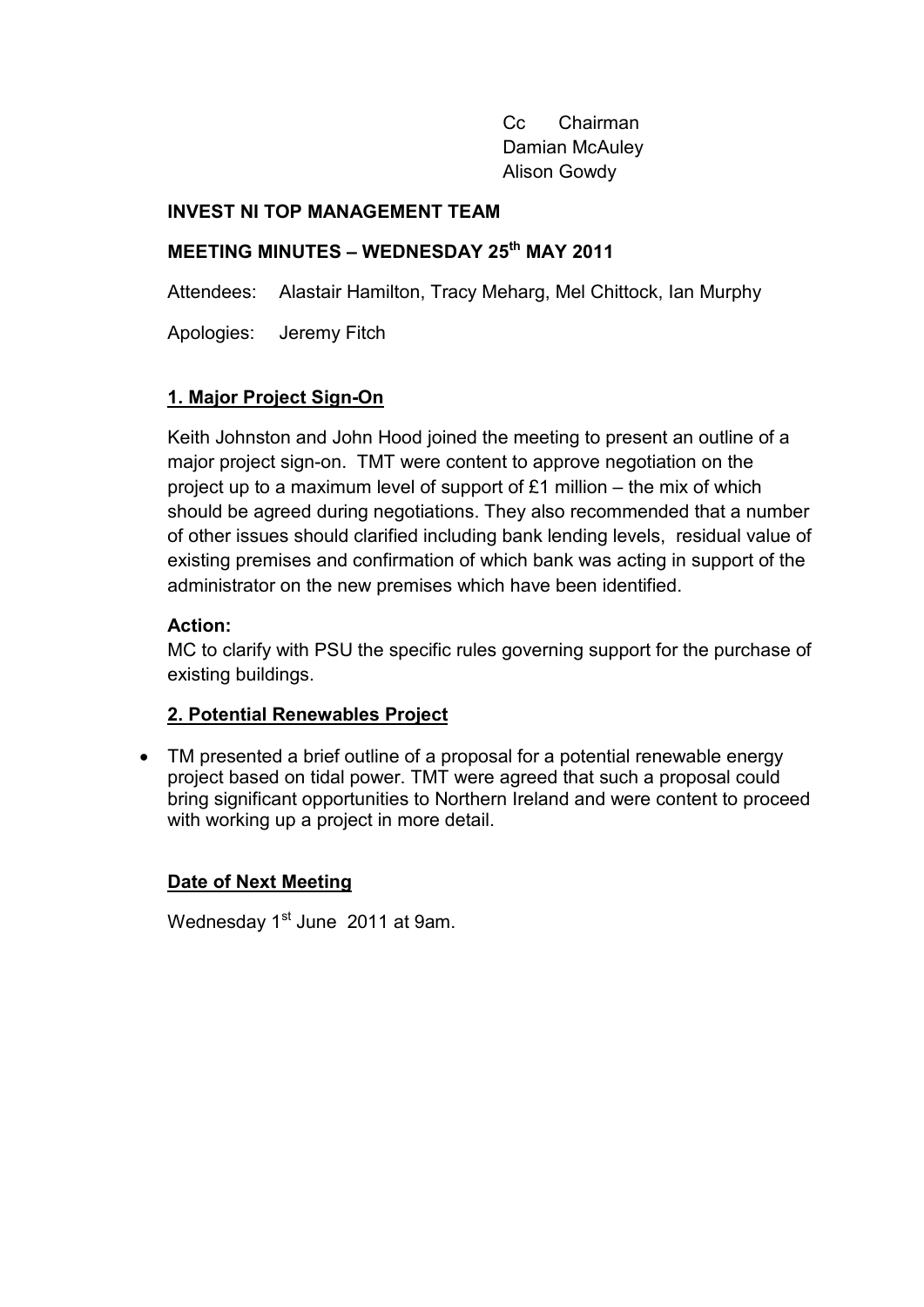Cc Chairman
Damian McAuley
Alison Gowdy

**INVEST NI TOP MANAGEMENT TEAM**

**MEETING MINUTES – WEDNESDAY 25th MAY 2011**

Attendees: Alastair Hamilton, Tracy Meharg, Mel Chittock, Ian Murphy

Apologies: Jeremy Fitch

## 1. Major Project Sign-On

Keith Johnston and John Hood joined the meeting to present an outline of a major project sign-on. TMT were content to approve negotiation on the project up to a maximum level of support of £1 million – the mix of which should be agreed during negotiations. They also recommended that a number of other issues should clarified including bank lending levels, residual value of existing premises and confirmation of which bank was acting in support of the administrator on the new premises which have been identified.

**Action:**
MC to clarify with PSU the specific rules governing support for the purchase of existing buildings.

## 2. Potential Renewables Project

- TM presented a brief outline of a proposal for a potential renewable energy project based on tidal power. TMT were agreed that such a proposal could bring significant opportunities to Northern Ireland and were content to proceed with working up a project in more detail.

## Date of Next Meeting

Wednesday 1st June 2011 at 9am.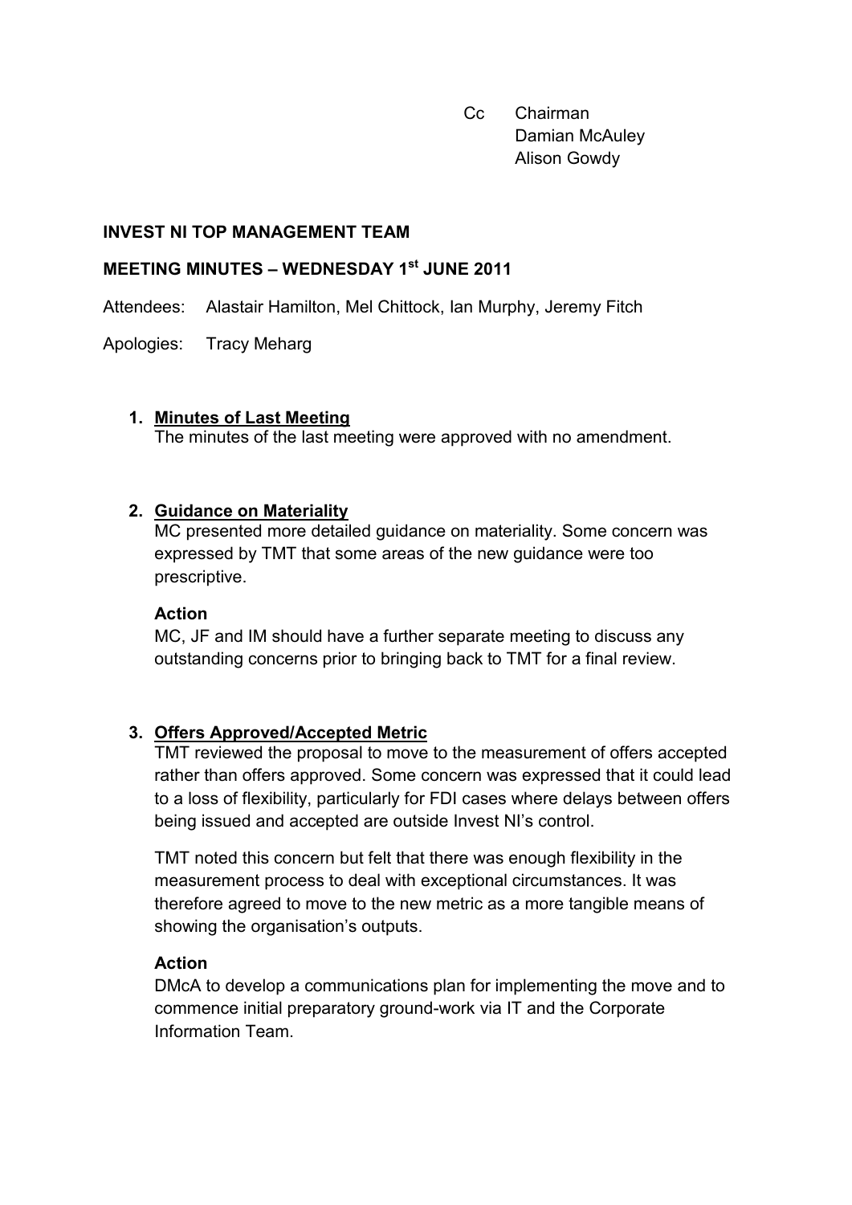Cc Chairman
Damian McAuley
Alison Gowdy

**INVEST NI TOP MANAGEMENT TEAM**

**MEETING MINUTES – WEDNESDAY 1st JUNE 2011**

Attendees: Alastair Hamilton, Mel Chittock, Ian Murphy, Jeremy Fitch

Apologies: Tracy Meharg

1. **Minutes of Last Meeting**
   The minutes of the last meeting were approved with no amendment.

2. **Guidance on Materiality**
   MC presented more detailed guidance on materiality. Some concern was expressed by TMT that some areas of the new guidance were too prescriptive.

   **Action**
   MC, JF and IM should have a further separate meeting to discuss any outstanding concerns prior to bringing back to TMT for a final review.

3. **Offers Approved/Accepted Metric**
   TMT reviewed the proposal to move to the measurement of offers accepted rather than offers approved. Some concern was expressed that it could lead to a loss of flexibility, particularly for FDI cases where delays between offers being issued and accepted are outside Invest NI's control.

   TMT noted this concern but felt that there was enough flexibility in the measurement process to deal with exceptional circumstances. It was therefore agreed to move to the new metric as a more tangible means of showing the organisation's outputs.

   **Action**
   DMcA to develop a communications plan for implementing the move and to commence initial preparatory ground-work via IT and the Corporate Information Team.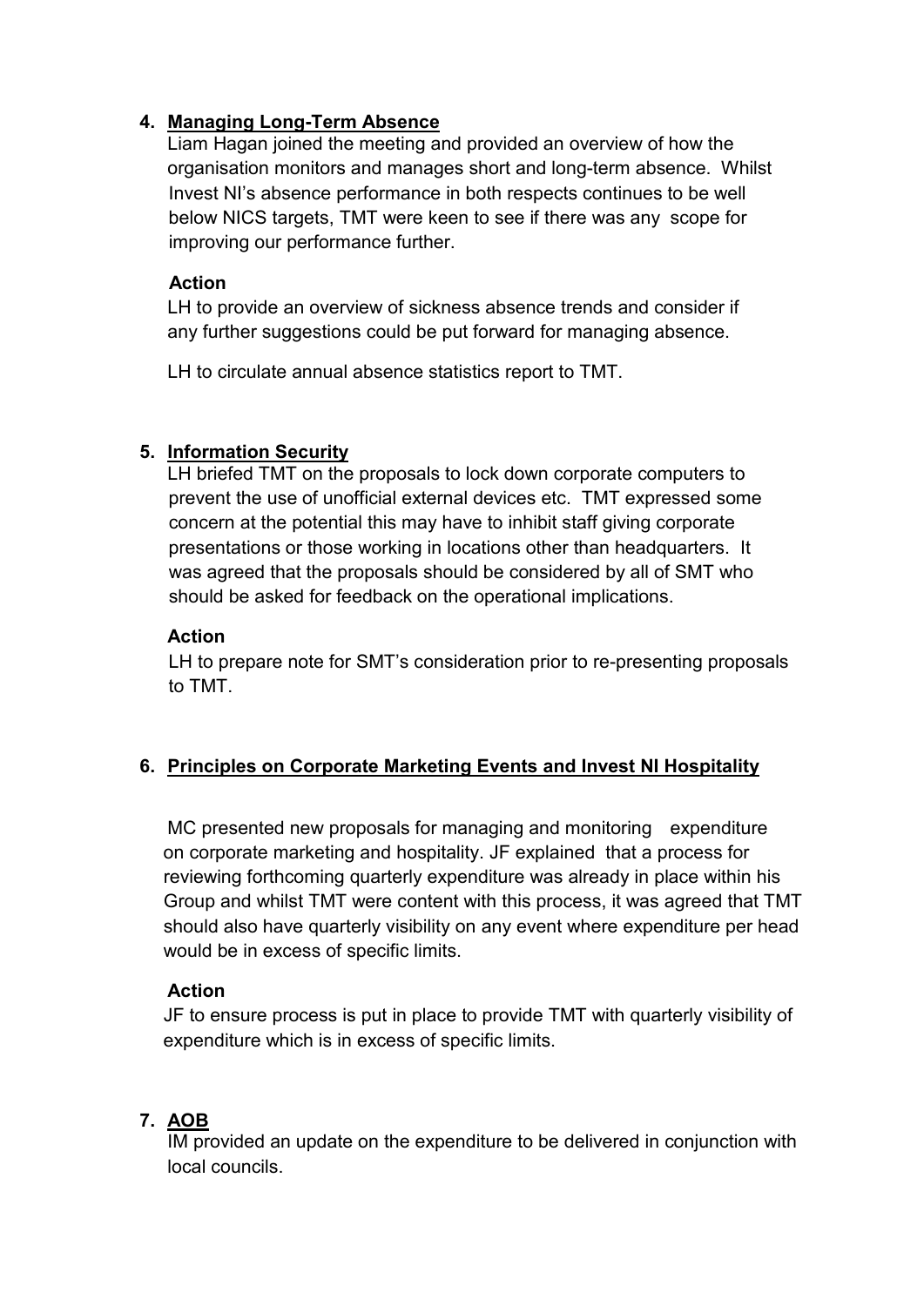4. **Managing Long-Term Absence**

   Liam Hagan joined the meeting and provided an overview of how the organisation monitors and manages short and long-term absence. Whilst Invest NI's absence performance in both respects continues to be well below NICS targets, TMT were keen to see if there was any scope for improving our performance further.

   **Action**

   LH to provide an overview of sickness absence trends and consider if any further suggestions could be put forward for managing absence.

   LH to circulate annual absence statistics report to TMT.

5. **Information Security**

   LH briefed TMT on the proposals to lock down corporate computers to prevent the use of unofficial external devices etc. TMT expressed some concern at the potential this may have to inhibit staff giving corporate presentations or those working in locations other than headquarters. It was agreed that the proposals should be considered by all of SMT who should be asked for feedback on the operational implications.

   **Action**

   LH to prepare note for SMT's consideration prior to re-presenting proposals to TMT.

6. **Principles on Corporate Marketing Events and Invest NI Hospitality**

   MC presented new proposals for managing and monitoring expenditure on corporate marketing and hospitality. JF explained that a process for reviewing forthcoming quarterly expenditure was already in place within his Group and whilst TMT were content with this process, it was agreed that TMT should also have quarterly visibility on any event where expenditure per head would be in excess of specific limits.

   **Action**

   JF to ensure process is put in place to provide TMT with quarterly visibility of expenditure which is in excess of specific limits.

7. **AOB**

   IM provided an update on the expenditure to be delivered in conjunction with local councils.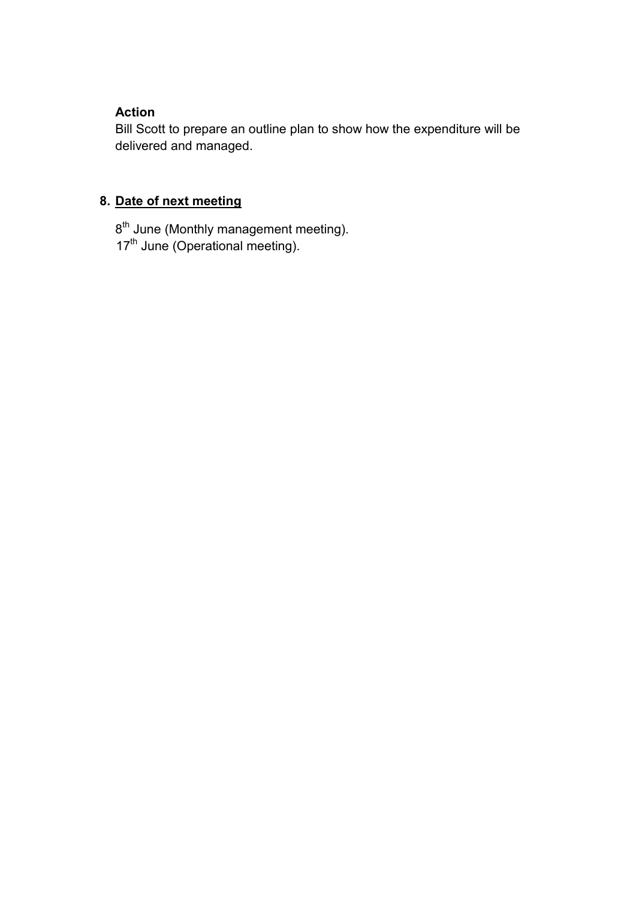**Action**

Bill Scott to prepare an outline plan to show how the expenditure will be delivered and managed.

## 8. Date of next meeting

8th June (Monthly management meeting).
17th June (Operational meeting).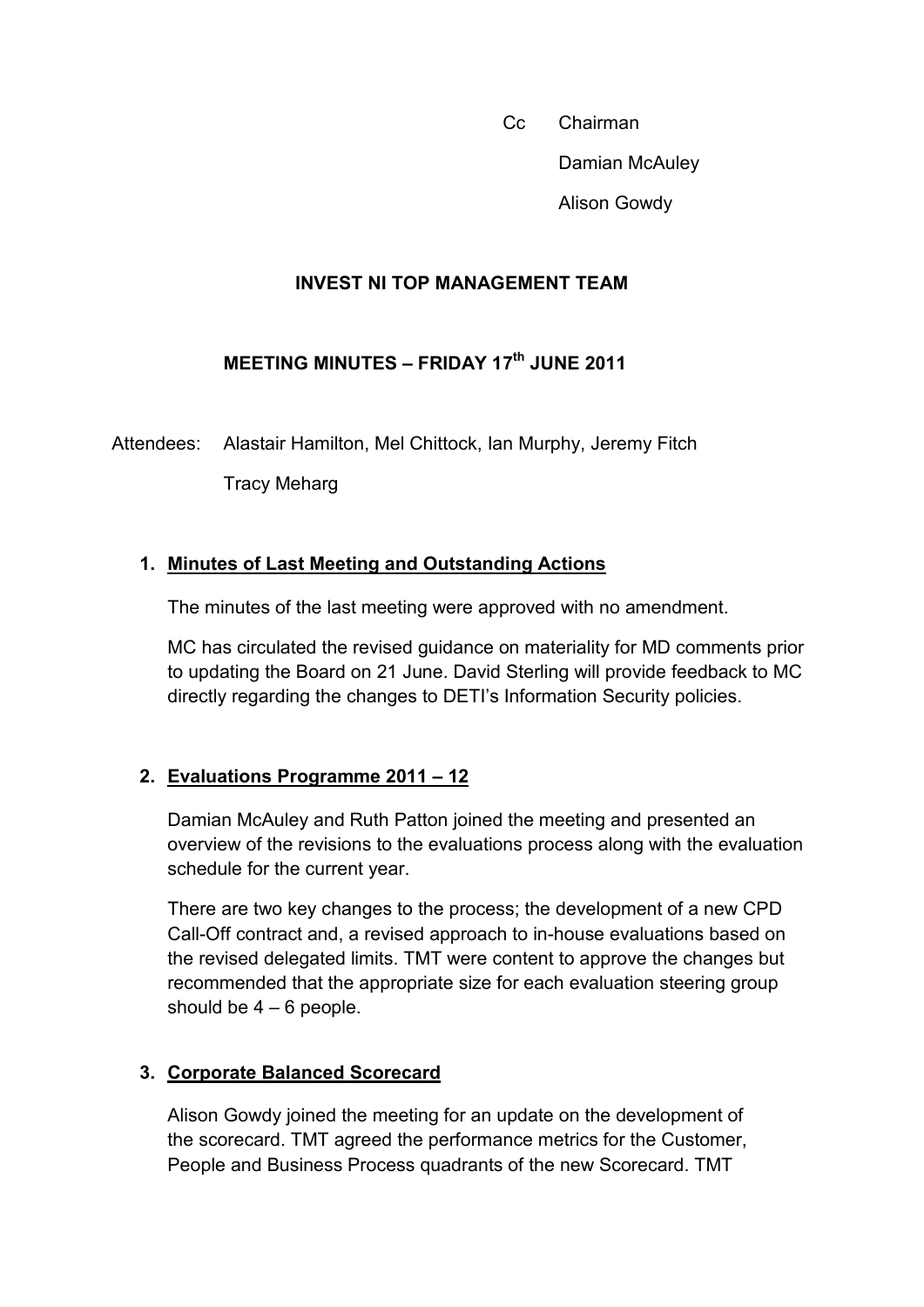Cc Chairman

Damian McAuley

Alison Gowdy

**INVEST NI TOP MANAGEMENT TEAM**

**MEETING MINUTES – FRIDAY 17th JUNE 2011**

Attendees: Alastair Hamilton, Mel Chittock, Ian Murphy, Jeremy Fitch

Tracy Meharg

1. **Minutes of Last Meeting and Outstanding Actions**

   The minutes of the last meeting were approved with no amendment.

   MC has circulated the revised guidance on materiality for MD comments prior to updating the Board on 21 June. David Sterling will provide feedback to MC directly regarding the changes to DETI's Information Security policies.

2. **Evaluations Programme 2011 – 12**

   Damian McAuley and Ruth Patton joined the meeting and presented an overview of the revisions to the evaluations process along with the evaluation schedule for the current year.

   There are two key changes to the process; the development of a new CPD Call-Off contract and, a revised approach to in-house evaluations based on the revised delegated limits. TMT were content to approve the changes but recommended that the appropriate size for each evaluation steering group should be 4 – 6 people.

3. **Corporate Balanced Scorecard**

   Alison Gowdy joined the meeting for an update on the development of the scorecard. TMT agreed the performance metrics for the Customer, People and Business Process quadrants of the new Scorecard. TMT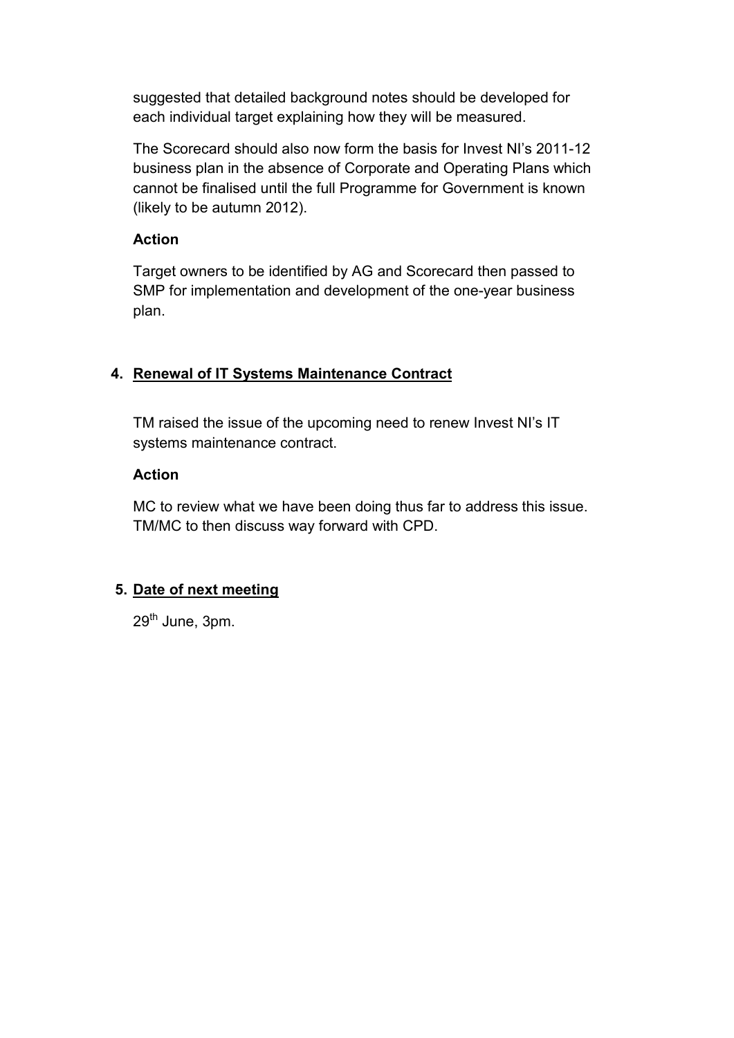suggested that detailed background notes should be developed for each individual target explaining how they will be measured.

The Scorecard should also now form the basis for Invest NI's 2011-12 business plan in the absence of Corporate and Operating Plans which cannot be finalised until the full Programme for Government is known (likely to be autumn 2012).

**Action**

Target owners to be identified by AG and Scorecard then passed to SMP for implementation and development of the one-year business plan.

4. **Renewal of IT Systems Maintenance Contract**

TM raised the issue of the upcoming need to renew Invest NI's IT systems maintenance contract.

**Action**

MC to review what we have been doing thus far to address this issue. TM/MC to then discuss way forward with CPD.

5. **Date of next meeting**

29th June, 3pm.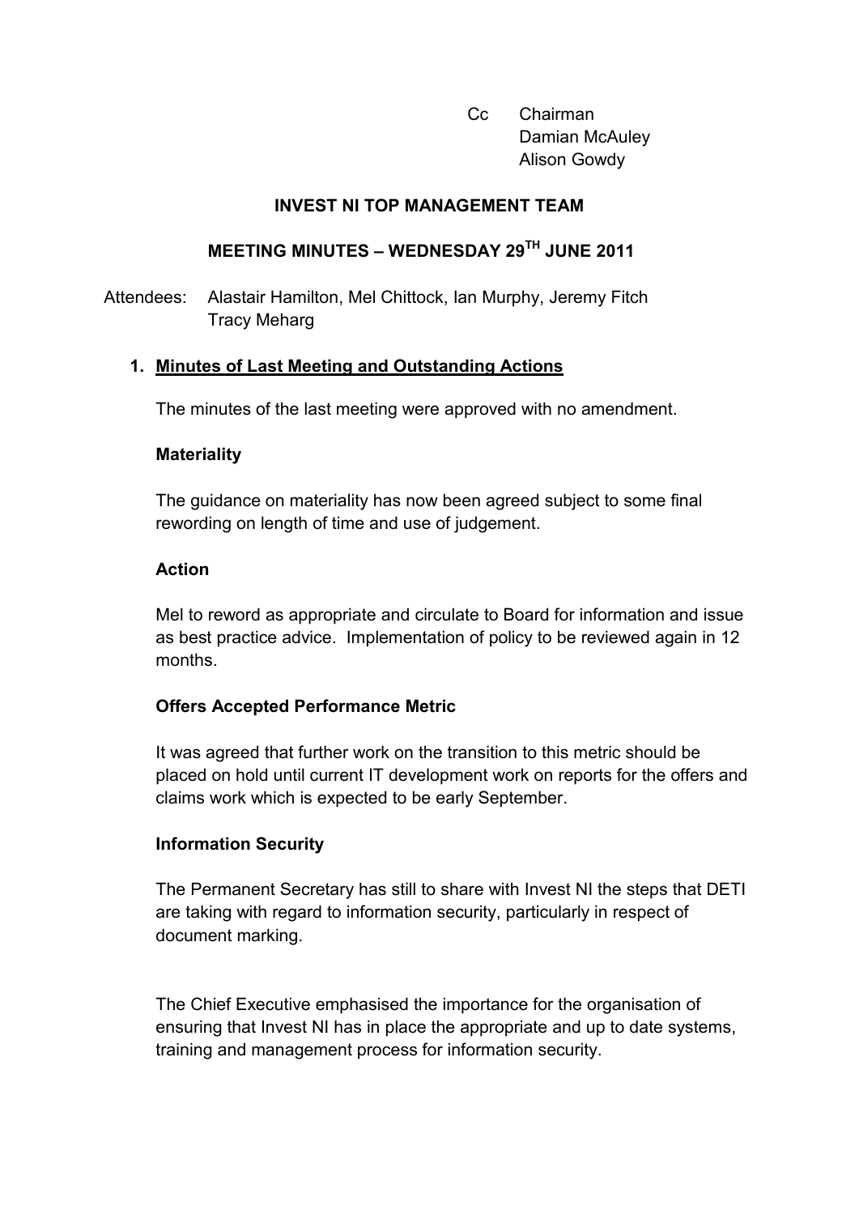Cc Chairman
Damian McAuley
Alison Gowdy

## INVEST NI TOP MANAGEMENT TEAM

## MEETING MINUTES – WEDNESDAY 29TH JUNE 2011

Attendees: Alastair Hamilton, Mel Chittock, Ian Murphy, Jeremy Fitch
Tracy Meharg

1. **Minutes of Last Meeting and Outstanding Actions**

The minutes of the last meeting were approved with no amendment.

**Materiality**

The guidance on materiality has now been agreed subject to some final rewording on length of time and use of judgement.

**Action**

Mel to reword as appropriate and circulate to Board for information and issue as best practice advice. Implementation of policy to be reviewed again in 12 months.

**Offers Accepted Performance Metric**

It was agreed that further work on the transition to this metric should be placed on hold until current IT development work on reports for the offers and claims work which is expected to be early September.

**Information Security**

The Permanent Secretary has still to share with Invest NI the steps that DETI are taking with regard to information security, particularly in respect of document marking.

The Chief Executive emphasised the importance for the organisation of ensuring that Invest NI has in place the appropriate and up to date systems, training and management process for information security.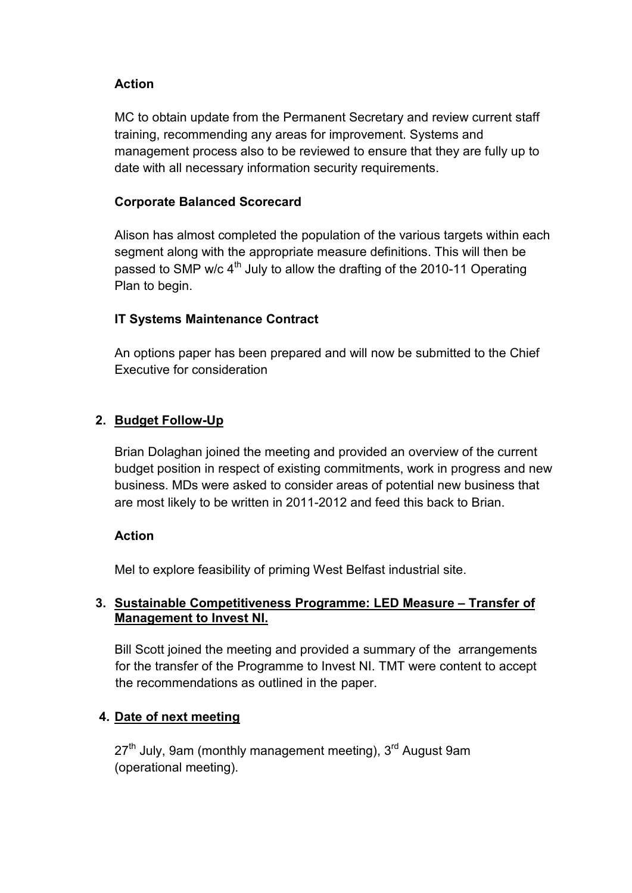**Action**

MC to obtain update from the Permanent Secretary and review current staff training, recommending any areas for improvement. Systems and management process also to be reviewed to ensure that they are fully up to date with all necessary information security requirements.

**Corporate Balanced Scorecard**

Alison has almost completed the population of the various targets within each segment along with the appropriate measure definitions. This will then be passed to SMP w/c 4th July to allow the drafting of the 2010-11 Operating Plan to begin.

**IT Systems Maintenance Contract**

An options paper has been prepared and will now be submitted to the Chief Executive for consideration

**2. Budget Follow-Up**

Brian Dolaghan joined the meeting and provided an overview of the current budget position in respect of existing commitments, work in progress and new business. MDs were asked to consider areas of potential new business that are most likely to be written in 2011-2012 and feed this back to Brian.

**Action**

Mel to explore feasibility of priming West Belfast industrial site.

**3. Sustainable Competitiveness Programme: LED Measure – Transfer of Management to Invest NI.**

Bill Scott joined the meeting and provided a summary of the arrangements for the transfer of the Programme to Invest NI. TMT were content to accept the recommendations as outlined in the paper.

**4. Date of next meeting**

27th July, 9am (monthly management meeting), 3rd August 9am (operational meeting).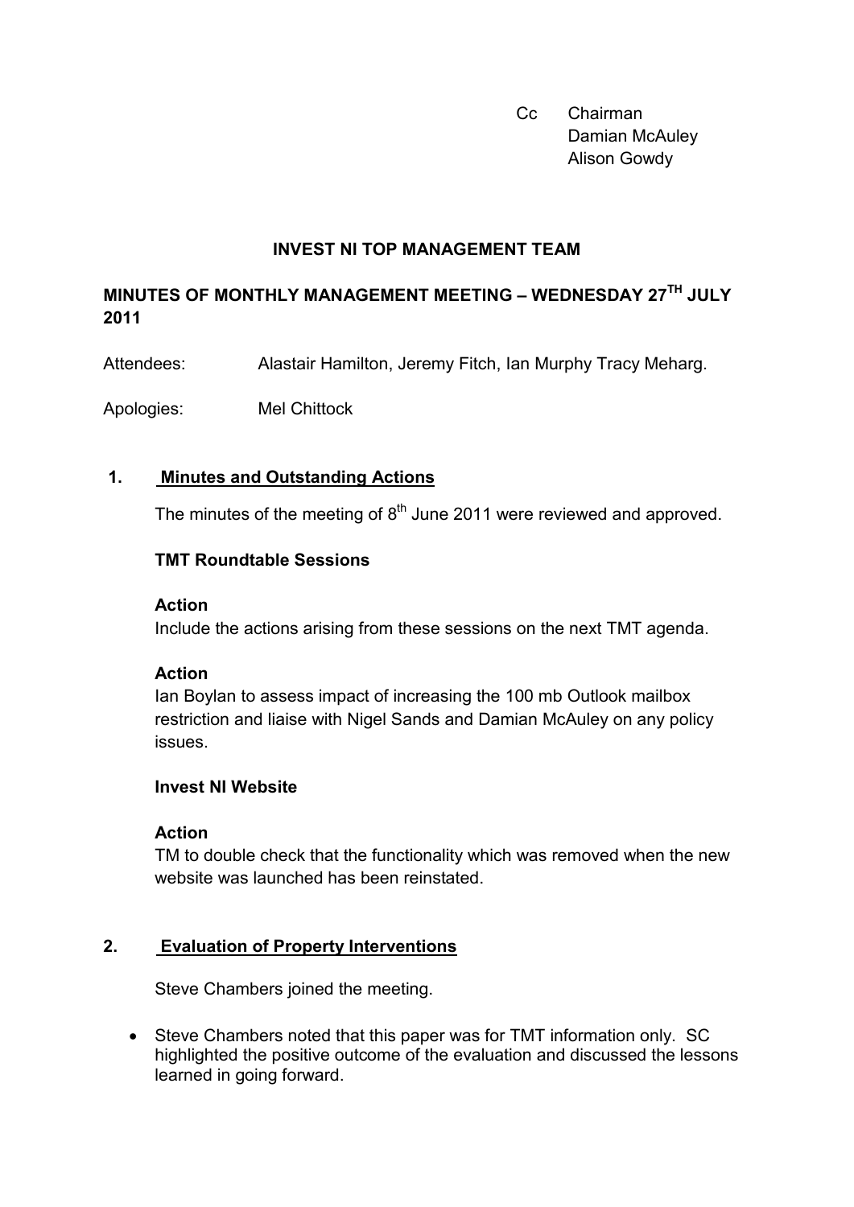Cc Chairman
Damian McAuley
Alison Gowdy

## INVEST NI TOP MANAGEMENT TEAM

## MINUTES OF MONTHLY MANAGEMENT MEETING – WEDNESDAY 27TH JULY 2011

Attendees: Alastair Hamilton, Jeremy Fitch, Ian Murphy Tracy Meharg.

Apologies: Mel Chittock

### 1. Minutes and Outstanding Actions

The minutes of the meeting of 8th June 2011 were reviewed and approved.

**TMT Roundtable Sessions**

**Action**
Include the actions arising from these sessions on the next TMT agenda.

**Action**
Ian Boylan to assess impact of increasing the 100 mb Outlook mailbox restriction and liaise with Nigel Sands and Damian McAuley on any policy issues.

**Invest NI Website**

**Action**
TM to double check that the functionality which was removed when the new website was launched has been reinstated.

### 2. Evaluation of Property Interventions

Steve Chambers joined the meeting.

- Steve Chambers noted that this paper was for TMT information only. SC highlighted the positive outcome of the evaluation and discussed the lessons learned in going forward.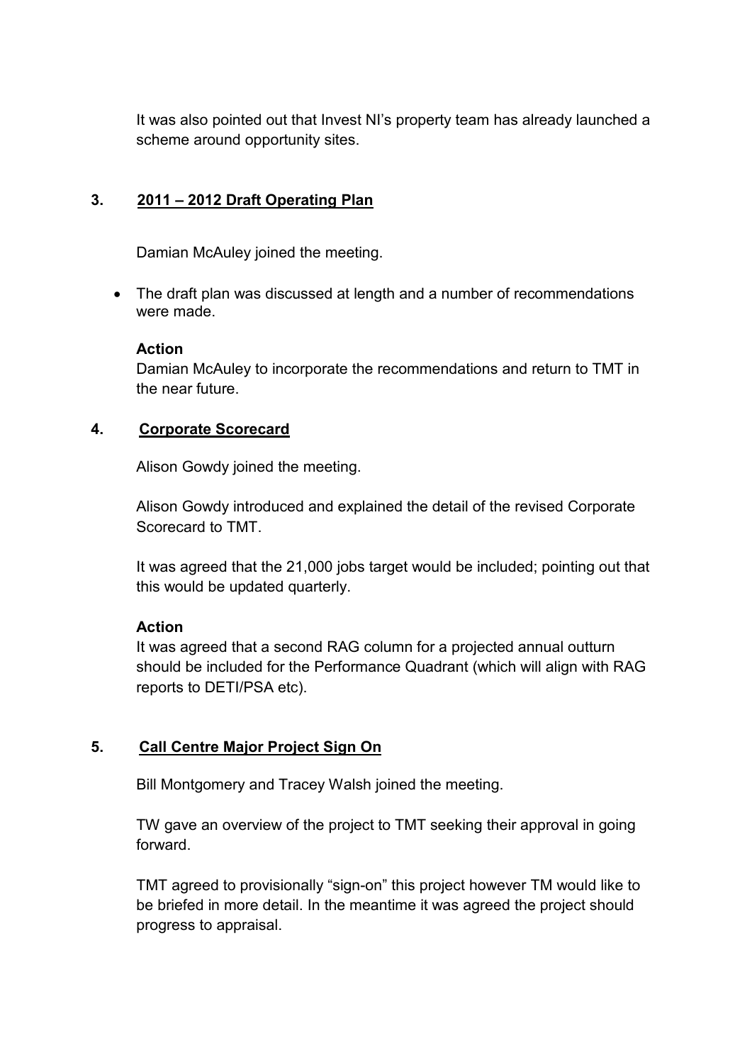It was also pointed out that Invest NI's property team has already launched a scheme around opportunity sites.

## 3. 2011 – 2012 Draft Operating Plan

Damian McAuley joined the meeting.

- The draft plan was discussed at length and a number of recommendations were made.

**Action**
Damian McAuley to incorporate the recommendations and return to TMT in the near future.

## 4. Corporate Scorecard

Alison Gowdy joined the meeting.

Alison Gowdy introduced and explained the detail of the revised Corporate Scorecard to TMT.

It was agreed that the 21,000 jobs target would be included; pointing out that this would be updated quarterly.

**Action**
It was agreed that a second RAG column for a projected annual outturn should be included for the Performance Quadrant (which will align with RAG reports to DETI/PSA etc).

## 5. Call Centre Major Project Sign On

Bill Montgomery and Tracey Walsh joined the meeting.

TW gave an overview of the project to TMT seeking their approval in going forward.

TMT agreed to provisionally "sign-on" this project however TM would like to be briefed in more detail. In the meantime it was agreed the project should progress to appraisal.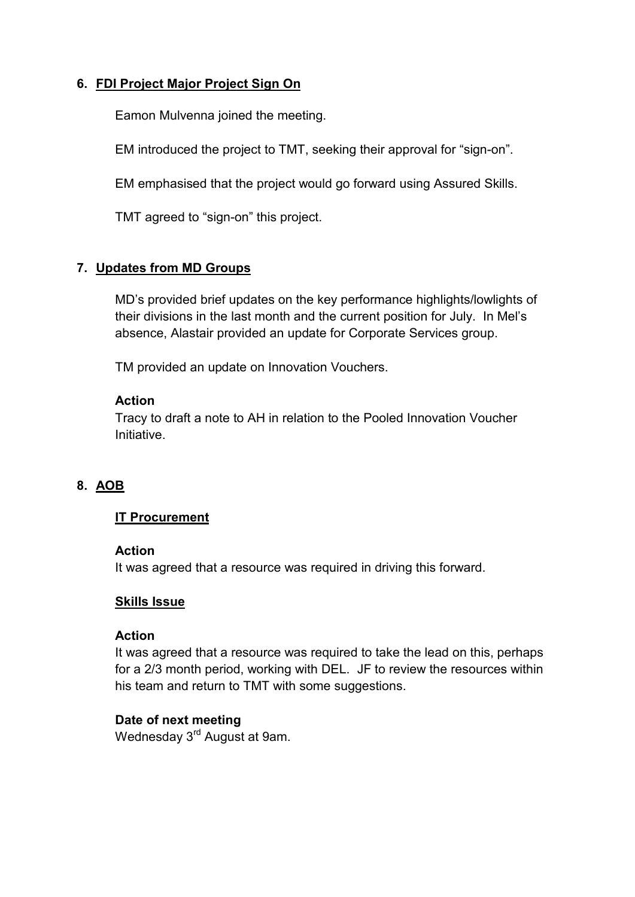## 6. FDI Project Major Project Sign On

Eamon Mulvenna joined the meeting.

EM introduced the project to TMT, seeking their approval for "sign-on".

EM emphasised that the project would go forward using Assured Skills.

TMT agreed to "sign-on" this project.

## 7. Updates from MD Groups

MD's provided brief updates on the key performance highlights/lowlights of their divisions in the last month and the current position for July. In Mel's absence, Alastair provided an update for Corporate Services group.

TM provided an update on Innovation Vouchers.

**Action**
Tracy to draft a note to AH in relation to the Pooled Innovation Voucher Initiative.

## 8. AOB

### IT Procurement

**Action**
It was agreed that a resource was required in driving this forward.

### Skills Issue

**Action**
It was agreed that a resource was required to take the lead on this, perhaps for a 2/3 month period, working with DEL. JF to review the resources within his team and return to TMT with some suggestions.

**Date of next meeting**
Wednesday 3rd August at 9am.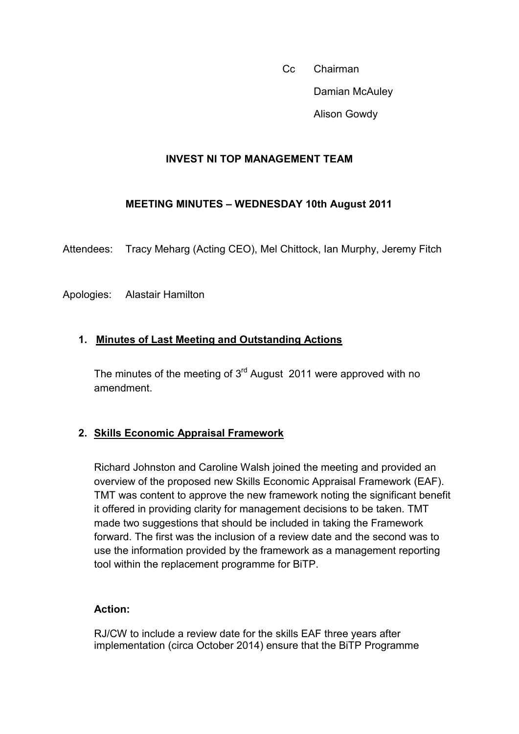Cc Chairman

Damian McAuley

Alison Gowdy

**INVEST NI TOP MANAGEMENT TEAM**

**MEETING MINUTES – WEDNESDAY 10th August 2011**

Attendees: Tracy Meharg (Acting CEO), Mel Chittock, Ian Murphy, Jeremy Fitch

Apologies: Alastair Hamilton

1. **Minutes of Last Meeting and Outstanding Actions**

   The minutes of the meeting of 3rd August 2011 were approved with no amendment.

2. **Skills Economic Appraisal Framework**

   Richard Johnston and Caroline Walsh joined the meeting and provided an overview of the proposed new Skills Economic Appraisal Framework (EAF). TMT was content to approve the new framework noting the significant benefit it offered in providing clarity for management decisions to be taken. TMT made two suggestions that should be included in taking the Framework forward. The first was the inclusion of a review date and the second was to use the information provided by the framework as a management reporting tool within the replacement programme for BiTP.

   **Action:**

   RJ/CW to include a review date for the skills EAF three years after implementation (circa October 2014) ensure that the BiTP Programme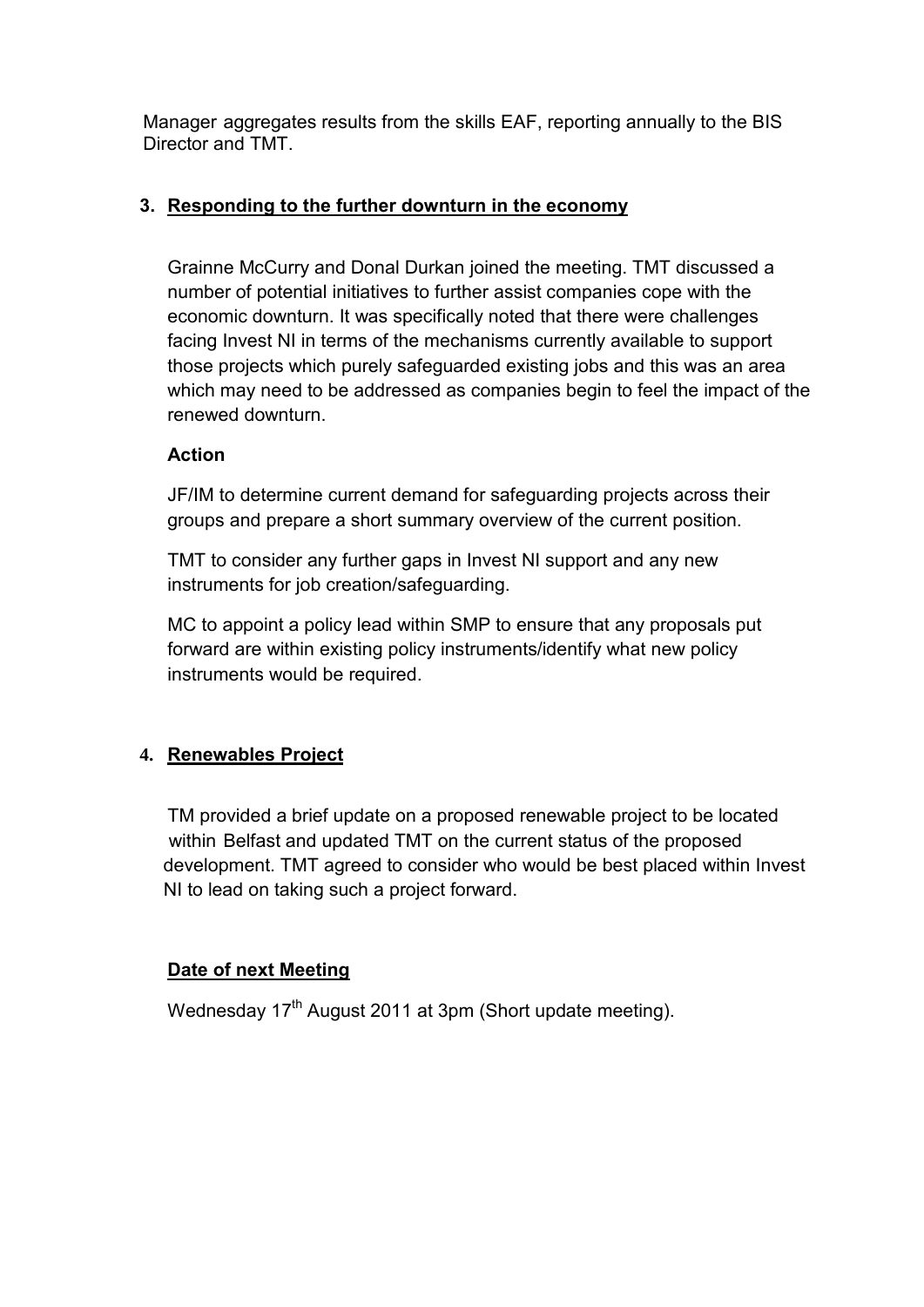Manager aggregates results from the skills EAF, reporting annually to the BIS Director and TMT.

## 3. Responding to the further downturn in the economy

Grainne McCurry and Donal Durkan joined the meeting. TMT discussed a number of potential initiatives to further assist companies cope with the economic downturn. It was specifically noted that there were challenges facing Invest NI in terms of the mechanisms currently available to support those projects which purely safeguarded existing jobs and this was an area which may need to be addressed as companies begin to feel the impact of the renewed downturn.

**Action**

JF/IM to determine current demand for safeguarding projects across their groups and prepare a short summary overview of the current position.

TMT to consider any further gaps in Invest NI support and any new instruments for job creation/safeguarding.

MC to appoint a policy lead within SMP to ensure that any proposals put forward are within existing policy instruments/identify what new policy instruments would be required.

## 4. Renewables Project

TM provided a brief update on a proposed renewable project to be located within Belfast and updated TMT on the current status of the proposed development. TMT agreed to consider who would be best placed within Invest NI to lead on taking such a project forward.

## Date of next Meeting

Wednesday 17th August 2011 at 3pm (Short update meeting).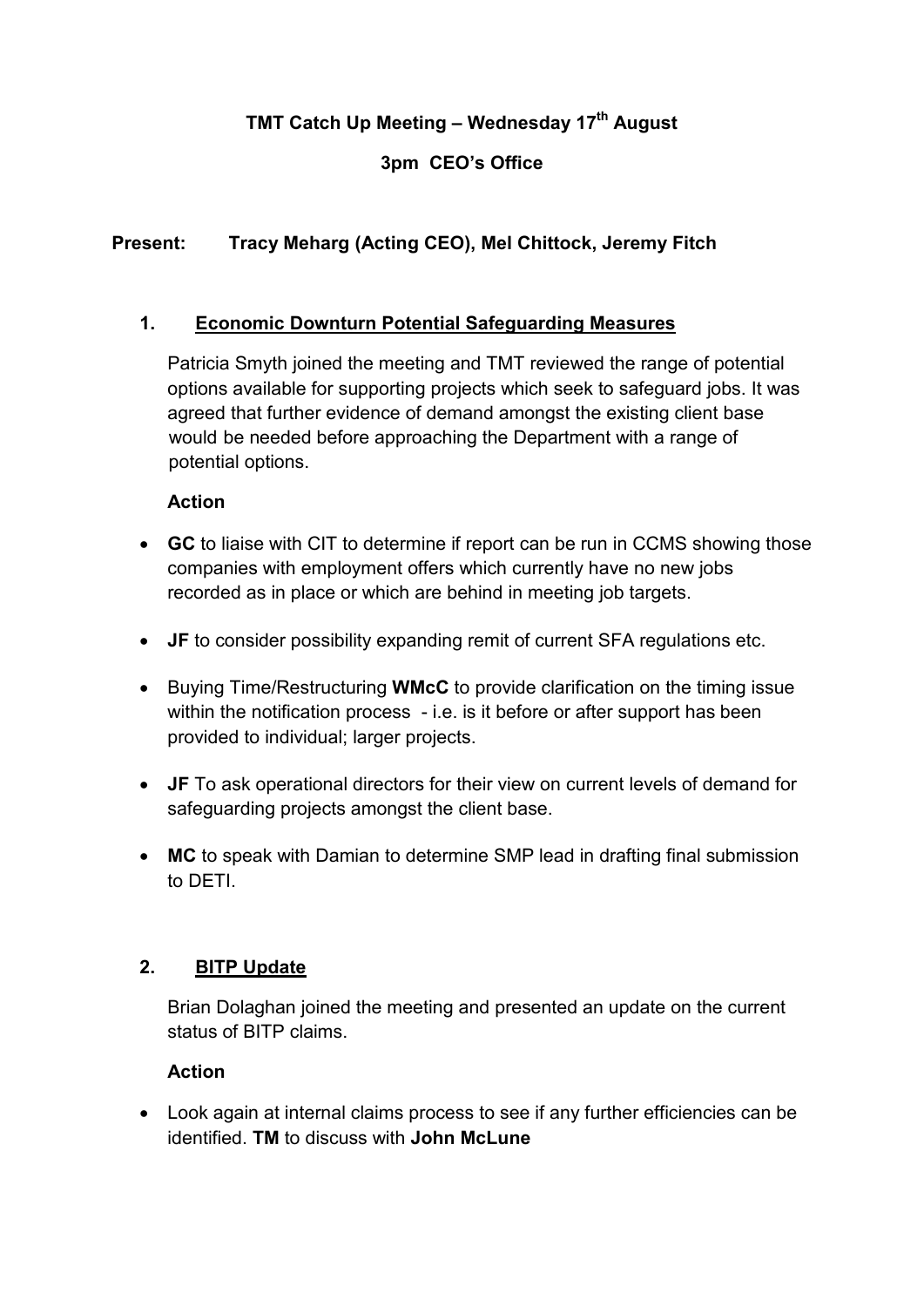# TMT Catch Up Meeting – Wednesday 17th August

## 3pm CEO's Office

**Present: Tracy Meharg (Acting CEO), Mel Chittock, Jeremy Fitch**

## 1. Economic Downturn Potential Safeguarding Measures

Patricia Smyth joined the meeting and TMT reviewed the range of potential options available for supporting projects which seek to safeguard jobs. It was agreed that further evidence of demand amongst the existing client base would be needed before approaching the Department with a range of potential options.

**Action**

- **GC** to liaise with CIT to determine if report can be run in CCMS showing those companies with employment offers which currently have no new jobs recorded as in place or which are behind in meeting job targets.
- **JF** to consider possibility expanding remit of current SFA regulations etc.
- Buying Time/Restructuring **WMcC** to provide clarification on the timing issue within the notification process - i.e. is it before or after support has been provided to individual; larger projects.
- **JF** To ask operational directors for their view on current levels of demand for safeguarding projects amongst the client base.
- **MC** to speak with Damian to determine SMP lead in drafting final submission to DETI.

## 2. BITP Update

Brian Dolaghan joined the meeting and presented an update on the current status of BITP claims.

**Action**

- Look again at internal claims process to see if any further efficiencies can be identified. **TM** to discuss with **John McLune**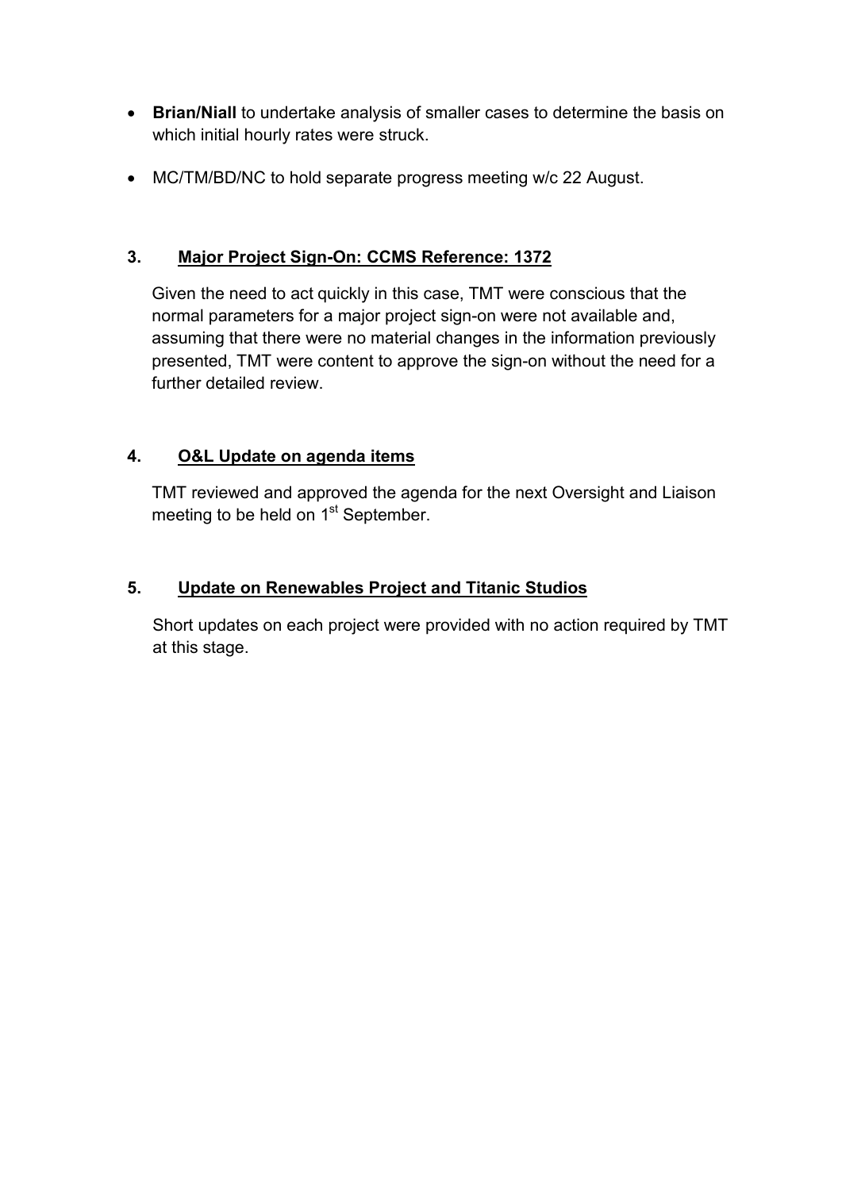- **Brian/Niall** to undertake analysis of smaller cases to determine the basis on which initial hourly rates were struck.
- MC/TM/BD/NC to hold separate progress meeting w/c 22 August.

## 3. Major Project Sign-On: CCMS Reference: 1372

Given the need to act quickly in this case, TMT were conscious that the normal parameters for a major project sign-on were not available and, assuming that there were no material changes in the information previously presented, TMT were content to approve the sign-on without the need for a further detailed review.

## 4. O&L Update on agenda items

TMT reviewed and approved the agenda for the next Oversight and Liaison meeting to be held on 1st September.

## 5. Update on Renewables Project and Titanic Studios

Short updates on each project were provided with no action required by TMT at this stage.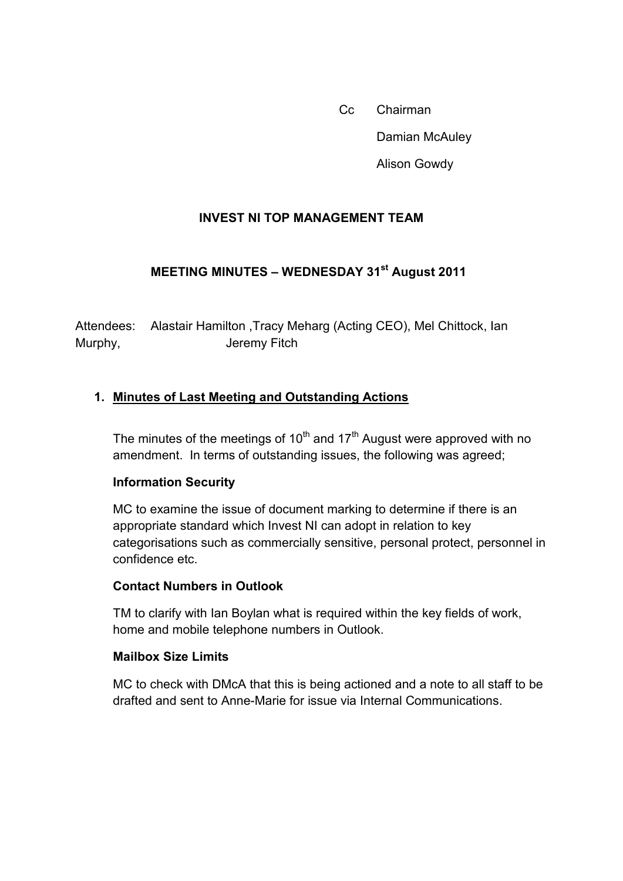Cc Chairman

Damian McAuley

Alison Gowdy

## INVEST NI TOP MANAGEMENT TEAM

## MEETING MINUTES – WEDNESDAY 31st August 2011

Attendees: Alastair Hamilton ,Tracy Meharg (Acting CEO), Mel Chittock, Ian Murphy, Jeremy Fitch

### 1. Minutes of Last Meeting and Outstanding Actions

The minutes of the meetings of 10th and 17th August were approved with no amendment. In terms of outstanding issues, the following was agreed;

**Information Security**

MC to examine the issue of document marking to determine if there is an appropriate standard which Invest NI can adopt in relation to key categorisations such as commercially sensitive, personal protect, personnel in confidence etc.

**Contact Numbers in Outlook**

TM to clarify with Ian Boylan what is required within the key fields of work, home and mobile telephone numbers in Outlook.

**Mailbox Size Limits**

MC to check with DMcA that this is being actioned and a note to all staff to be drafted and sent to Anne-Marie for issue via Internal Communications.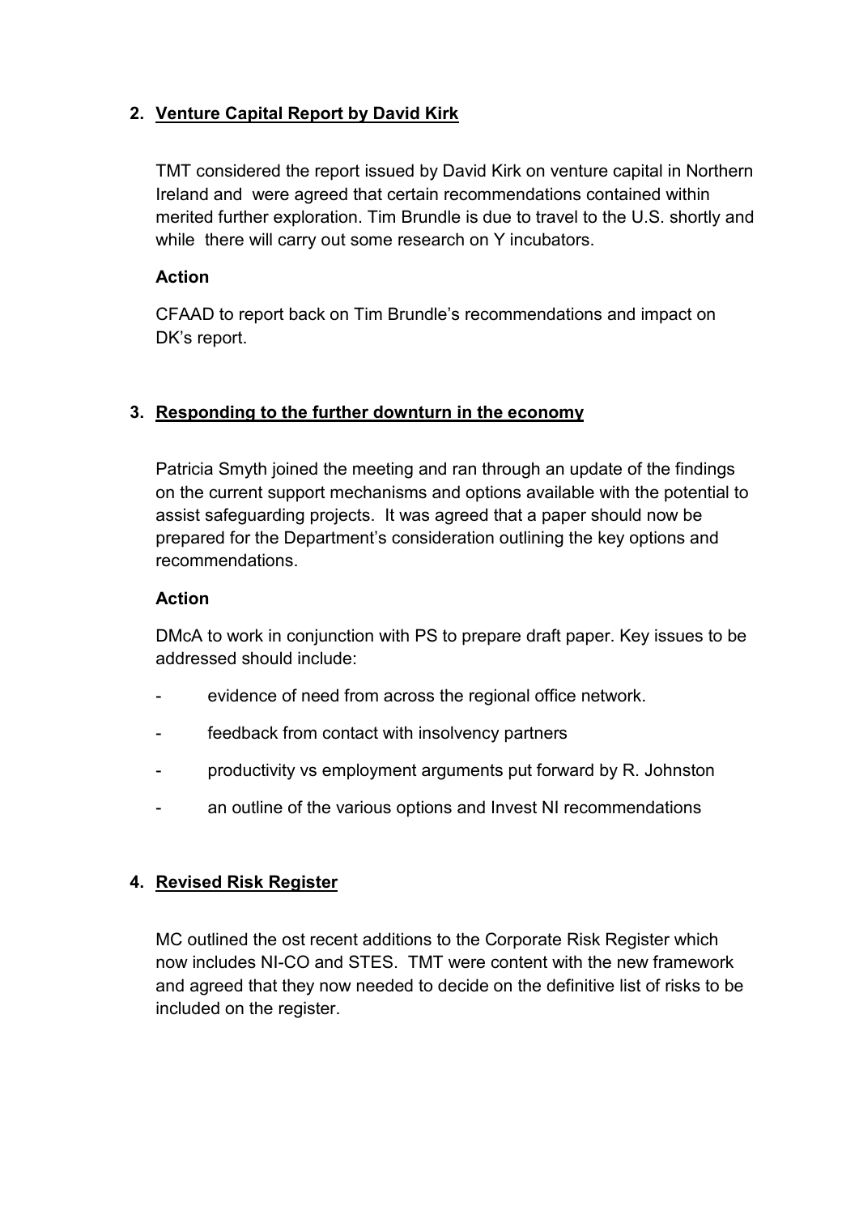**2. <u>Venture Capital Report by David Kirk</u>**

TMT considered the report issued by David Kirk on venture capital in Northern Ireland and were agreed that certain recommendations contained within merited further exploration. Tim Brundle is due to travel to the U.S. shortly and while there will carry out some research on Y incubators.

**Action**

CFAAD to report back on Tim Brundle's recommendations and impact on DK's report.

**3. <u>Responding to the further downturn in the economy</u>**

Patricia Smyth joined the meeting and ran through an update of the findings on the current support mechanisms and options available with the potential to assist safeguarding projects. It was agreed that a paper should now be prepared for the Department's consideration outlining the key options and recommendations.

**Action**

DMcA to work in conjunction with PS to prepare draft paper. Key issues to be addressed should include:

- evidence of need from across the regional office network.
- feedback from contact with insolvency partners
- productivity vs employment arguments put forward by R. Johnston
- an outline of the various options and Invest NI recommendations

**4. <u>Revised Risk Register</u>**

MC outlined the ost recent additions to the Corporate Risk Register which now includes NI-CO and STES. TMT were content with the new framework and agreed that they now needed to decide on the definitive list of risks to be included on the register.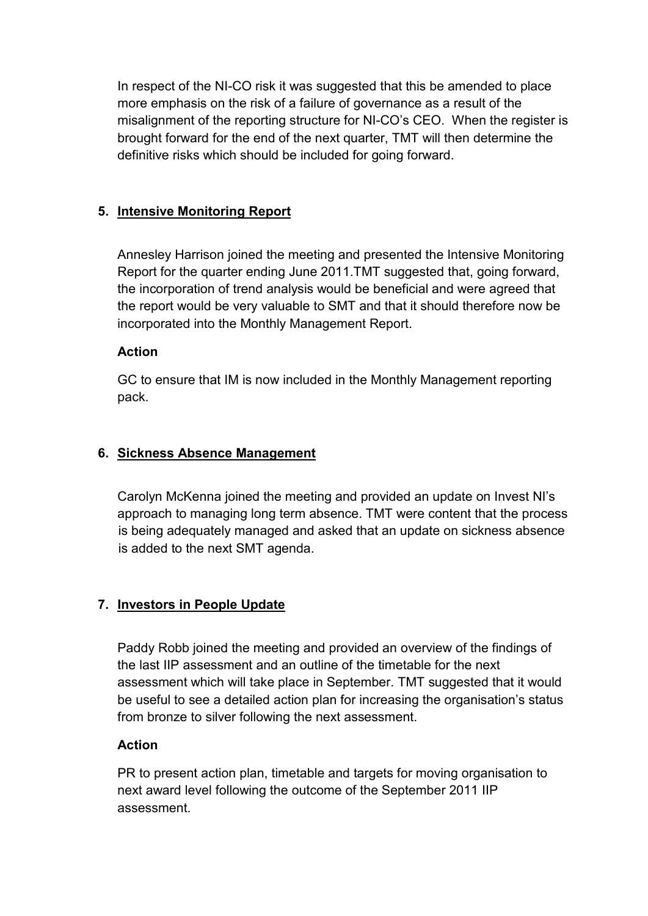In respect of the NI-CO risk it was suggested that this be amended to place more emphasis on the risk of a failure of governance as a result of the misalignment of the reporting structure for NI-CO's CEO. When the register is brought forward for the end of the next quarter, TMT will then determine the definitive risks which should be included for going forward.

## 5. Intensive Monitoring Report

Annesley Harrison joined the meeting and presented the Intensive Monitoring Report for the quarter ending June 2011.TMT suggested that, going forward, the incorporation of trend analysis would be beneficial and were agreed that the report would be very valuable to SMT and that it should therefore now be incorporated into the Monthly Management Report.

**Action**

GC to ensure that IM is now included in the Monthly Management reporting pack.

## 6. Sickness Absence Management

Carolyn McKenna joined the meeting and provided an update on Invest NI's approach to managing long term absence. TMT were content that the process is being adequately managed and asked that an update on sickness absence is added to the next SMT agenda.

## 7. Investors in People Update

Paddy Robb joined the meeting and provided an overview of the findings of the last IIP assessment and an outline of the timetable for the next assessment which will take place in September. TMT suggested that it would be useful to see a detailed action plan for increasing the organisation's status from bronze to silver following the next assessment.

**Action**

PR to present action plan, timetable and targets for moving organisation to next award level following the outcome of the September 2011 IIP assessment.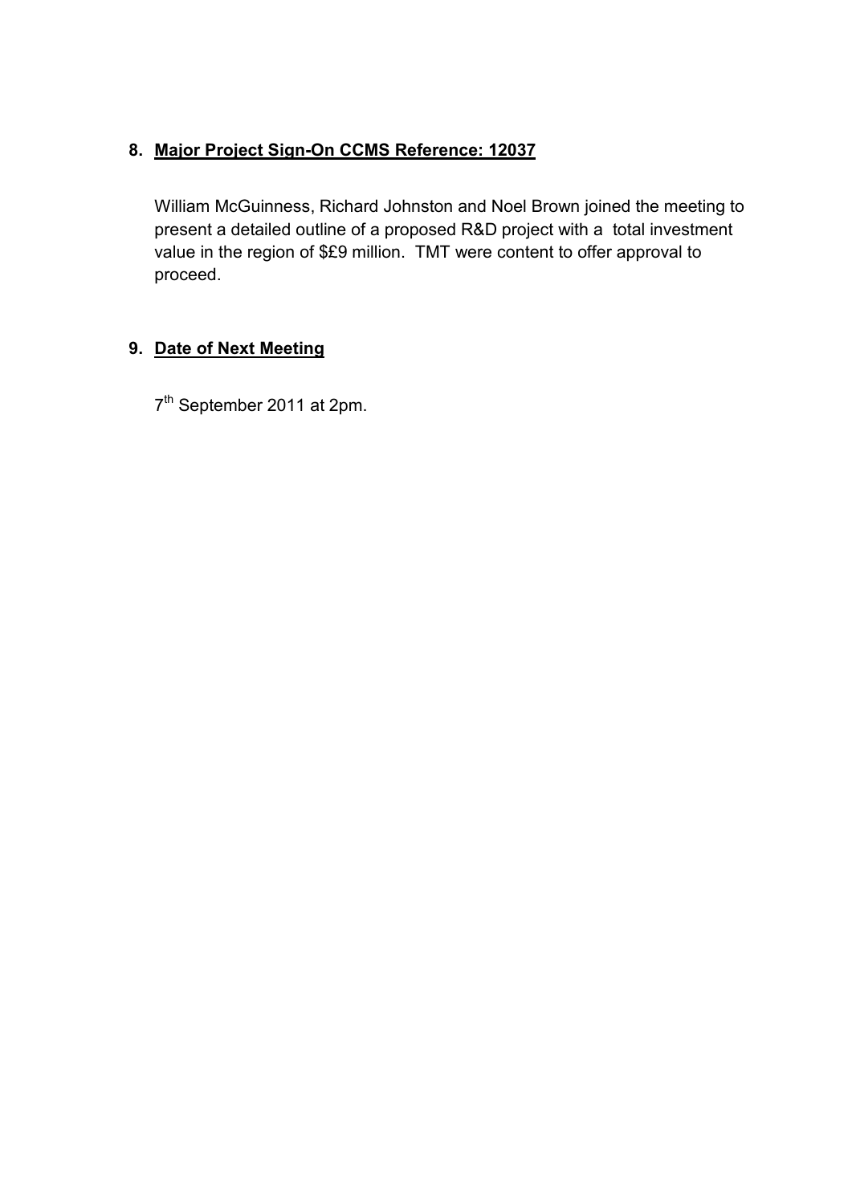8. **<u>Major Project Sign-On CCMS Reference: 12037</u>**

   William McGuinness, Richard Johnston and Noel Brown joined the meeting to present a detailed outline of a proposed R&D project with a total investment value in the region of $£9 million. TMT were content to offer approval to proceed.

9. **<u>Date of Next Meeting</u>**

   7th September 2011 at 2pm.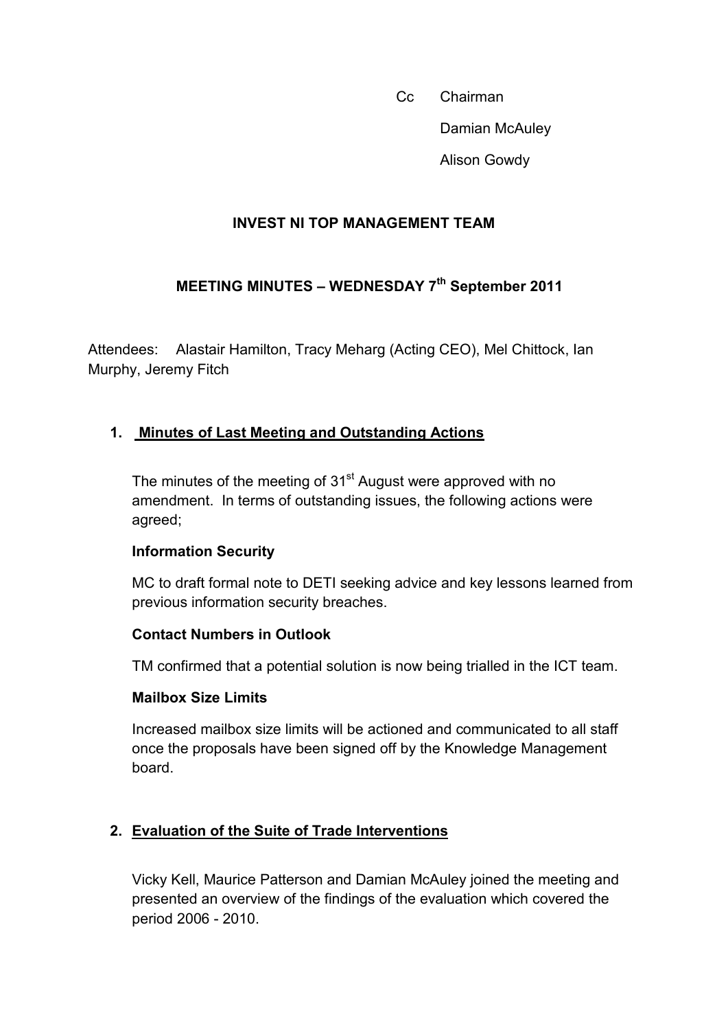Cc Chairman

Damian McAuley

Alison Gowdy

## INVEST NI TOP MANAGEMENT TEAM

## MEETING MINUTES – WEDNESDAY 7th September 2011

Attendees: Alastair Hamilton, Tracy Meharg (Acting CEO), Mel Chittock, Ian Murphy, Jeremy Fitch

### 1. Minutes of Last Meeting and Outstanding Actions

The minutes of the meeting of 31st August were approved with no amendment. In terms of outstanding issues, the following actions were agreed;

**Information Security**

MC to draft formal note to DETI seeking advice and key lessons learned from previous information security breaches.

**Contact Numbers in Outlook**

TM confirmed that a potential solution is now being trialled in the ICT team.

**Mailbox Size Limits**

Increased mailbox size limits will be actioned and communicated to all staff once the proposals have been signed off by the Knowledge Management board.

### 2. Evaluation of the Suite of Trade Interventions

Vicky Kell, Maurice Patterson and Damian McAuley joined the meeting and presented an overview of the findings of the evaluation which covered the period 2006 - 2010.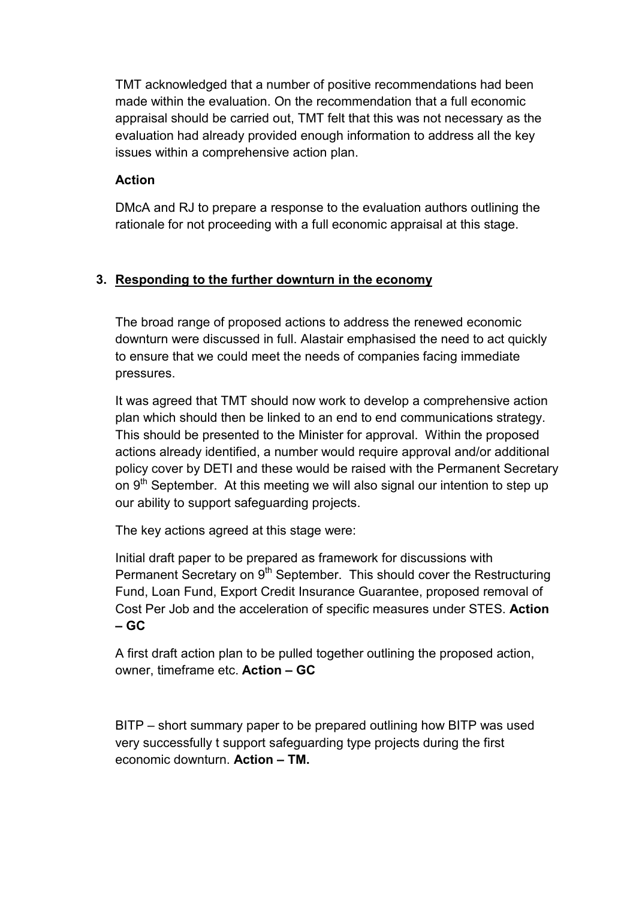TMT acknowledged that a number of positive recommendations had been made within the evaluation. On the recommendation that a full economic appraisal should be carried out, TMT felt that this was not necessary as the evaluation had already provided enough information to address all the key issues within a comprehensive action plan.

**Action**

DMcA and RJ to prepare a response to the evaluation authors outlining the rationale for not proceeding with a full economic appraisal at this stage.

## 3. Responding to the further downturn in the economy

The broad range of proposed actions to address the renewed economic downturn were discussed in full. Alastair emphasised the need to act quickly to ensure that we could meet the needs of companies facing immediate pressures.

It was agreed that TMT should now work to develop a comprehensive action plan which should then be linked to an end to end communications strategy. This should be presented to the Minister for approval. Within the proposed actions already identified, a number would require approval and/or additional policy cover by DETI and these would be raised with the Permanent Secretary on 9th September. At this meeting we will also signal our intention to step up our ability to support safeguarding projects.

The key actions agreed at this stage were:

Initial draft paper to be prepared as framework for discussions with Permanent Secretary on 9th September. This should cover the Restructuring Fund, Loan Fund, Export Credit Insurance Guarantee, proposed removal of Cost Per Job and the acceleration of specific measures under STES. **Action – GC**

A first draft action plan to be pulled together outlining the proposed action, owner, timeframe etc. **Action – GC**

BITP – short summary paper to be prepared outlining how BITP was used very successfully t support safeguarding type projects during the first economic downturn. **Action – TM.**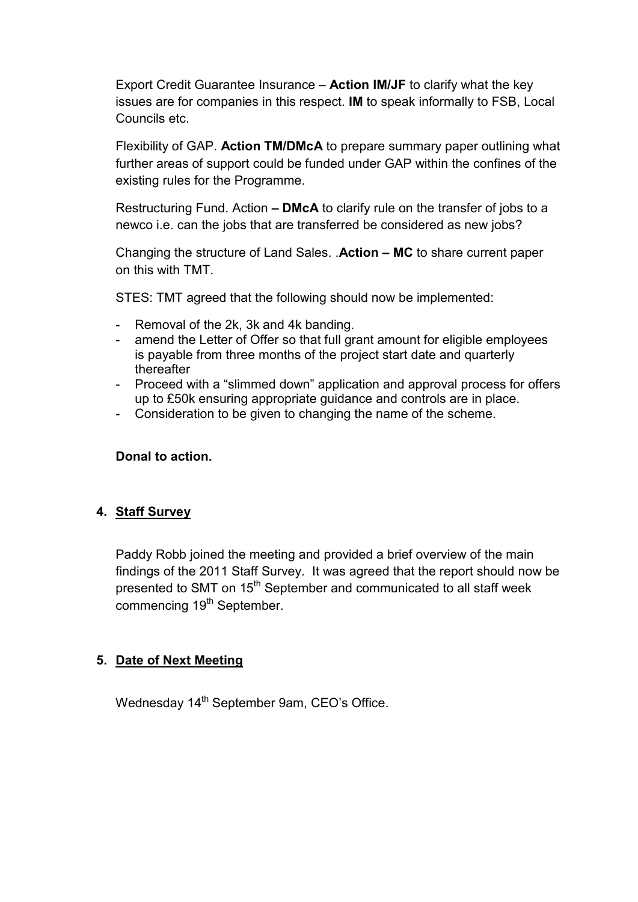Export Credit Guarantee Insurance – **Action IM/JF** to clarify what the key issues are for companies in this respect. **IM** to speak informally to FSB, Local Councils etc.

Flexibility of GAP. **Action TM/DMcA** to prepare summary paper outlining what further areas of support could be funded under GAP within the confines of the existing rules for the Programme.

Restructuring Fund. Action **– DMcA** to clarify rule on the transfer of jobs to a newco i.e. can the jobs that are transferred be considered as new jobs?

Changing the structure of Land Sales. .**Action – MC** to share current paper on this with TMT.

STES: TMT agreed that the following should now be implemented:

- Removal of the 2k, 3k and 4k banding.
- amend the Letter of Offer so that full grant amount for eligible employees is payable from three months of the project start date and quarterly thereafter
- Proceed with a "slimmed down" application and approval process for offers up to £50k ensuring appropriate guidance and controls are in place.
- Consideration to be given to changing the name of the scheme.

**Donal to action.**

## 4. Staff Survey

Paddy Robb joined the meeting and provided a brief overview of the main findings of the 2011 Staff Survey. It was agreed that the report should now be presented to SMT on 15th September and communicated to all staff week commencing 19th September.

## 5. Date of Next Meeting

Wednesday 14th September 9am, CEO's Office.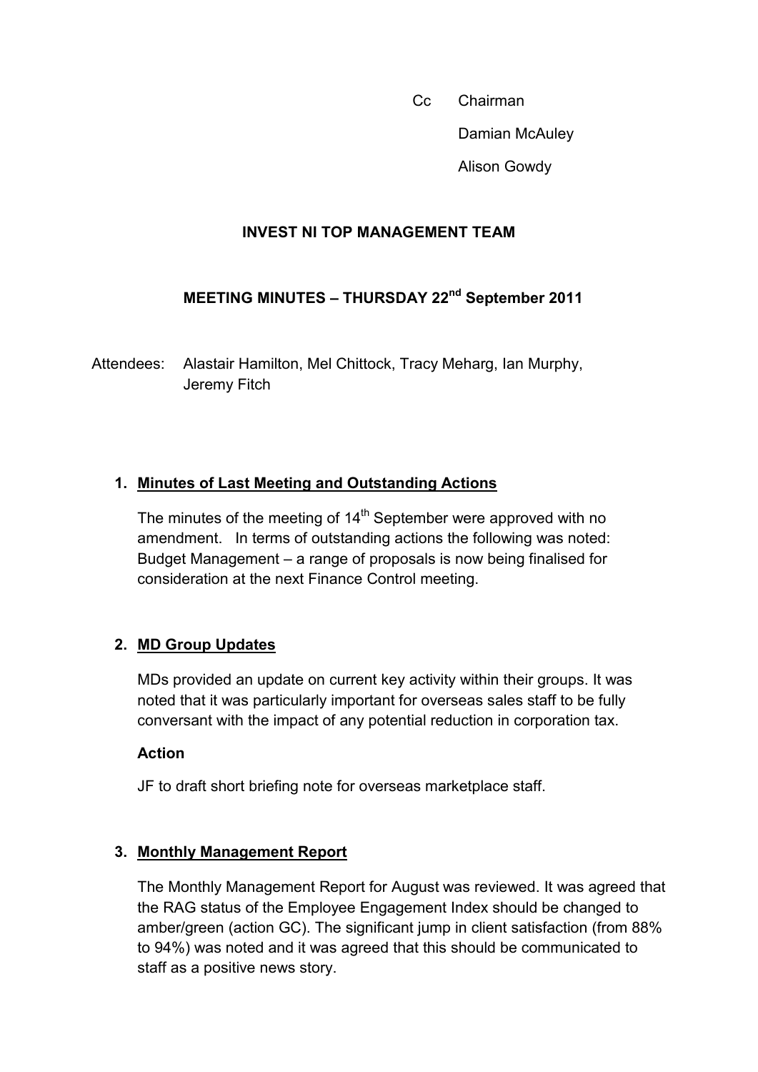Cc Chairman

Damian McAuley

Alison Gowdy

**INVEST NI TOP MANAGEMENT TEAM**

**MEETING MINUTES – THURSDAY 22nd September 2011**

Attendees: Alastair Hamilton, Mel Chittock, Tracy Meharg, Ian Murphy, Jeremy Fitch

1. **Minutes of Last Meeting and Outstanding Actions**

   The minutes of the meeting of 14th September were approved with no amendment. In terms of outstanding actions the following was noted: Budget Management – a range of proposals is now being finalised for consideration at the next Finance Control meeting.

2. **MD Group Updates**

   MDs provided an update on current key activity within their groups. It was noted that it was particularly important for overseas sales staff to be fully conversant with the impact of any potential reduction in corporation tax.

   **Action**

   JF to draft short briefing note for overseas marketplace staff.

3. **Monthly Management Report**

   The Monthly Management Report for August was reviewed. It was agreed that the RAG status of the Employee Engagement Index should be changed to amber/green (action GC). The significant jump in client satisfaction (from 88% to 94%) was noted and it was agreed that this should be communicated to staff as a positive news story.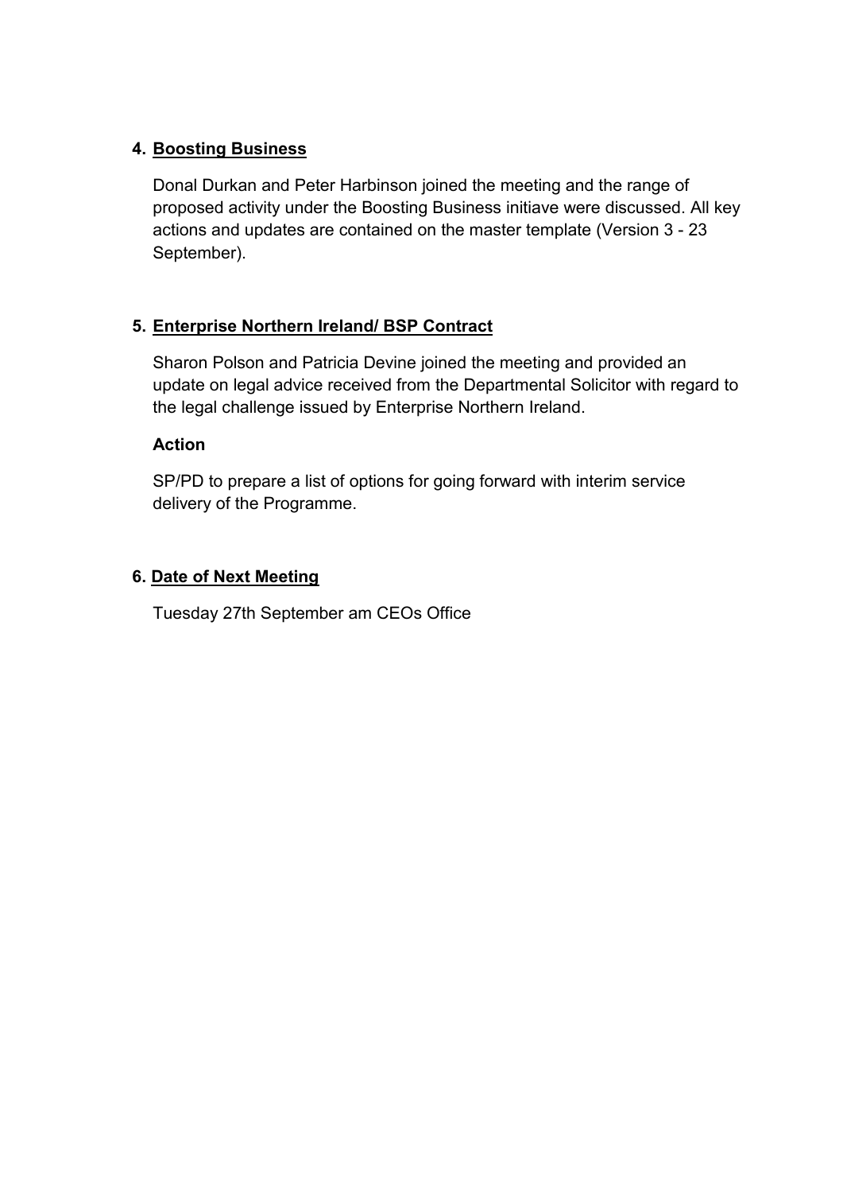4. **Boosting Business**

   Donal Durkan and Peter Harbinson joined the meeting and the range of proposed activity under the Boosting Business initiave were discussed. All key actions and updates are contained on the master template (Version 3 - 23 September).

5. **Enterprise Northern Ireland/ BSP Contract**

   Sharon Polson and Patricia Devine joined the meeting and provided an update on legal advice received from the Departmental Solicitor with regard to the legal challenge issued by Enterprise Northern Ireland.

   **Action**

   SP/PD to prepare a list of options for going forward with interim service delivery of the Programme.

6. **Date of Next Meeting**

   Tuesday 27th September am CEOs Office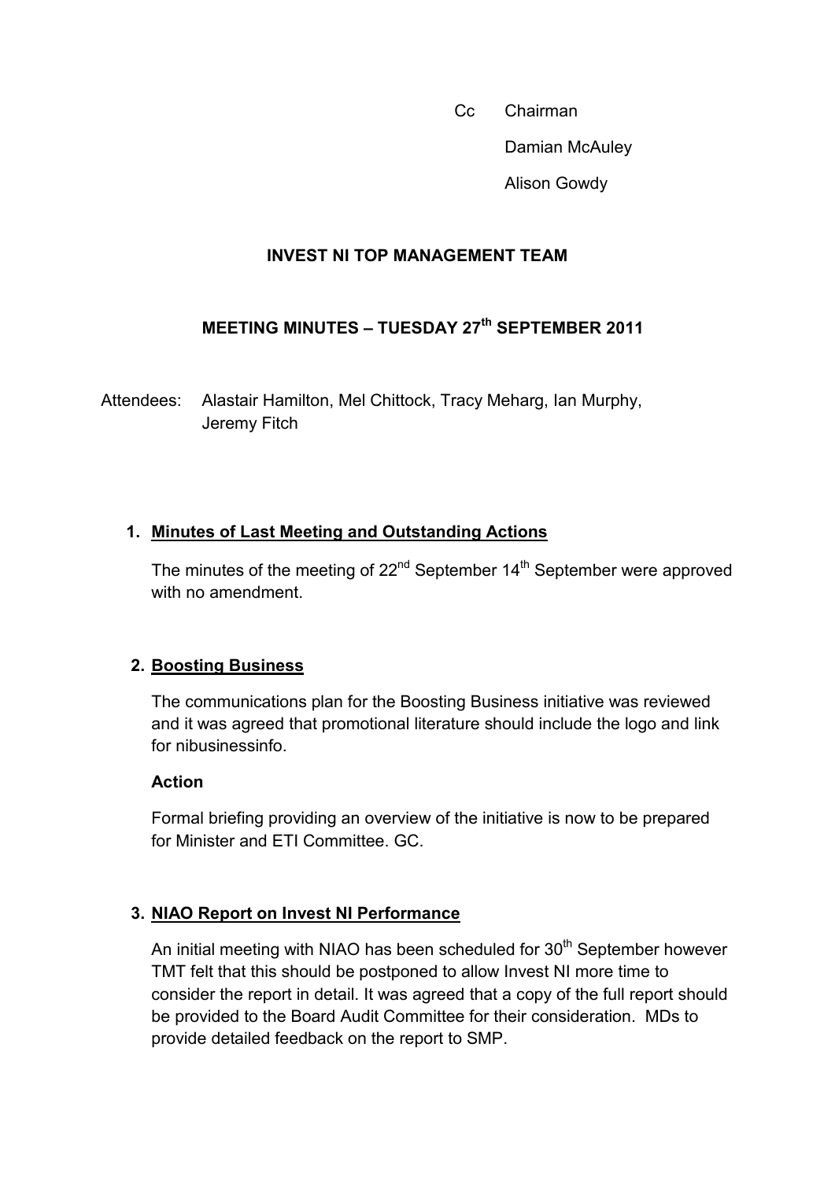Cc Chairman

Damian McAuley

Alison Gowdy

## INVEST NI TOP MANAGEMENT TEAM

## MEETING MINUTES – TUESDAY 27th SEPTEMBER 2011

Attendees: Alastair Hamilton, Mel Chittock, Tracy Meharg, Ian Murphy, Jeremy Fitch

### 1. Minutes of Last Meeting and Outstanding Actions

The minutes of the meeting of 22nd September 14th September were approved with no amendment.

### 2. Boosting Business

The communications plan for the Boosting Business initiative was reviewed and it was agreed that promotional literature should include the logo and link for nibusinessinfo.

**Action**

Formal briefing providing an overview of the initiative is now to be prepared for Minister and ETI Committee. GC.

### 3. NIAO Report on Invest NI Performance

An initial meeting with NIAO has been scheduled for 30th September however TMT felt that this should be postponed to allow Invest NI more time to consider the report in detail. It was agreed that a copy of the full report should be provided to the Board Audit Committee for their consideration. MDs to provide detailed feedback on the report to SMP.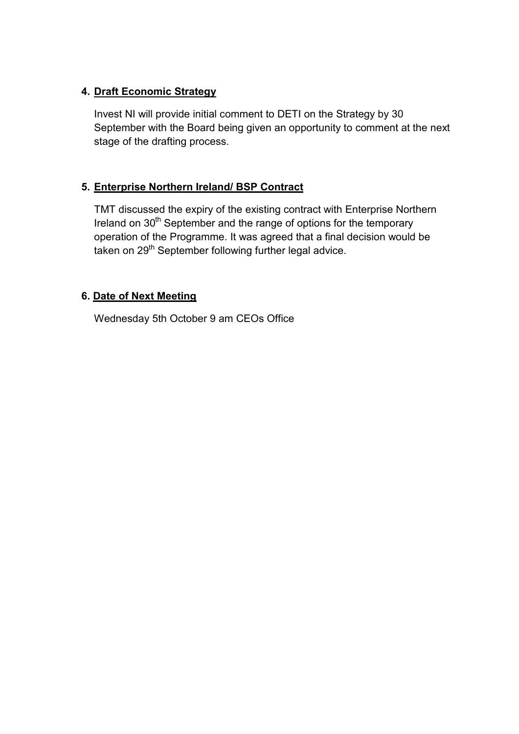## 4. Draft Economic Strategy

Invest NI will provide initial comment to DETI on the Strategy by 30 September with the Board being given an opportunity to comment at the next stage of the drafting process.

## 5. Enterprise Northern Ireland/ BSP Contract

TMT discussed the expiry of the existing contract with Enterprise Northern Ireland on 30th September and the range of options for the temporary operation of the Programme. It was agreed that a final decision would be taken on 29th September following further legal advice.

## 6. Date of Next Meeting

Wednesday 5th October 9 am CEOs Office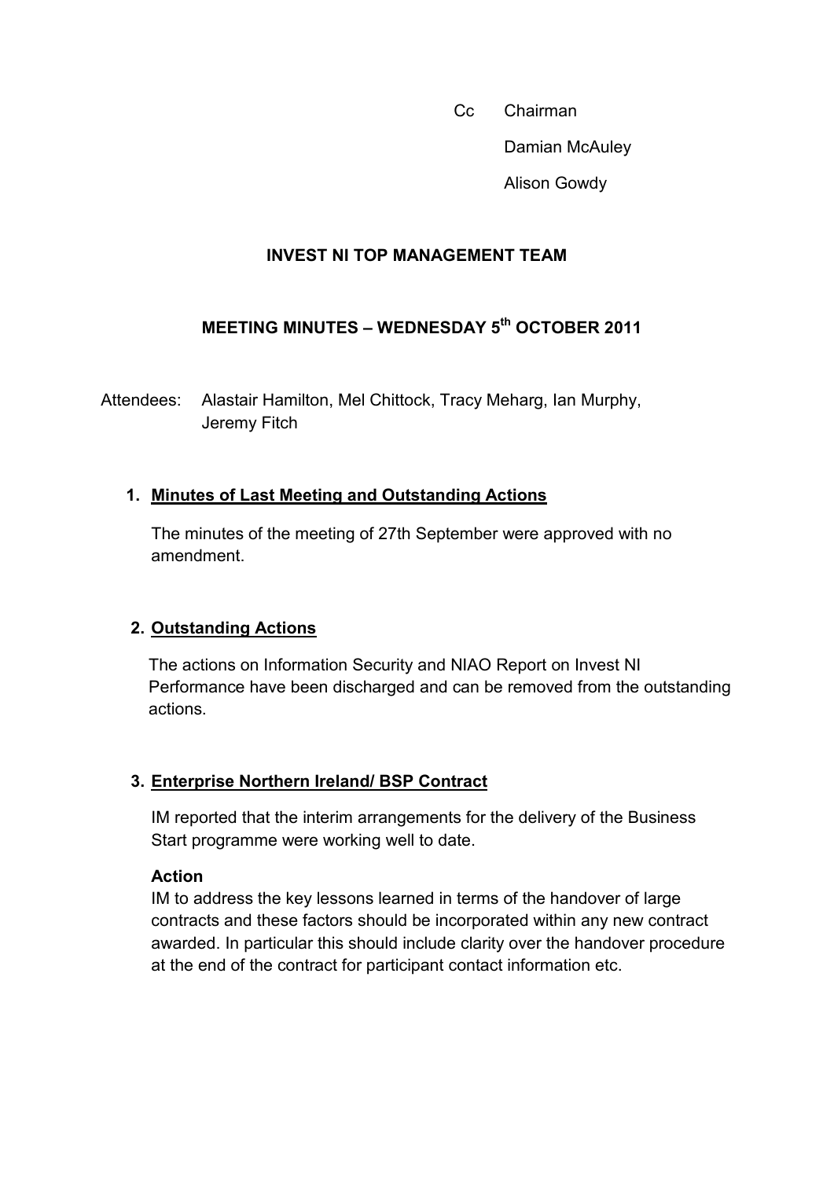Cc Chairman

Damian McAuley

Alison Gowdy

**INVEST NI TOP MANAGEMENT TEAM**

**MEETING MINUTES – WEDNESDAY 5th OCTOBER 2011**

Attendees: Alastair Hamilton, Mel Chittock, Tracy Meharg, Ian Murphy, Jeremy Fitch

1. **Minutes of Last Meeting and Outstanding Actions**

   The minutes of the meeting of 27th September were approved with no amendment.

2. **Outstanding Actions**

   The actions on Information Security and NIAO Report on Invest NI Performance have been discharged and can be removed from the outstanding actions.

3. **Enterprise Northern Ireland/ BSP Contract**

   IM reported that the interim arrangements for the delivery of the Business Start programme were working well to date.

   **Action**
   IM to address the key lessons learned in terms of the handover of large contracts and these factors should be incorporated within any new contract awarded. In particular this should include clarity over the handover procedure at the end of the contract for participant contact information etc.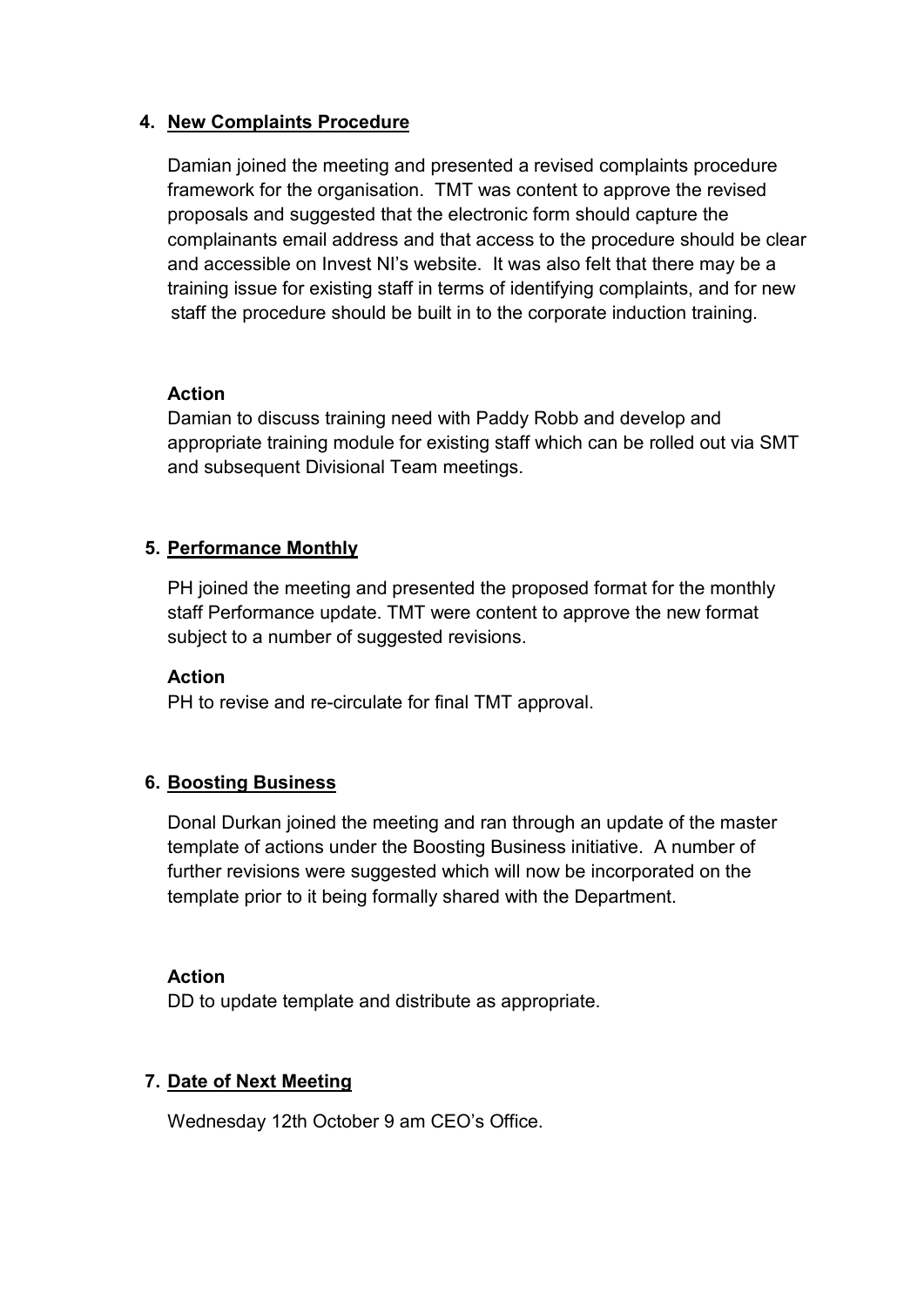4. **New Complaints Procedure**

   Damian joined the meeting and presented a revised complaints procedure framework for the organisation. TMT was content to approve the revised proposals and suggested that the electronic form should capture the complainants email address and that access to the procedure should be clear and accessible on Invest NI's website. It was also felt that there may be a training issue for existing staff in terms of identifying complaints, and for new staff the procedure should be built in to the corporate induction training.

   **Action**
   Damian to discuss training need with Paddy Robb and develop and appropriate training module for existing staff which can be rolled out via SMT and subsequent Divisional Team meetings.

5. **Performance Monthly**

   PH joined the meeting and presented the proposed format for the monthly staff Performance update. TMT were content to approve the new format subject to a number of suggested revisions.

   **Action**
   PH to revise and re-circulate for final TMT approval.

6. **Boosting Business**

   Donal Durkan joined the meeting and ran through an update of the master template of actions under the Boosting Business initiative. A number of further revisions were suggested which will now be incorporated on the template prior to it being formally shared with the Department.

   **Action**
   DD to update template and distribute as appropriate.

7. **Date of Next Meeting**

   Wednesday 12th October 9 am CEO's Office.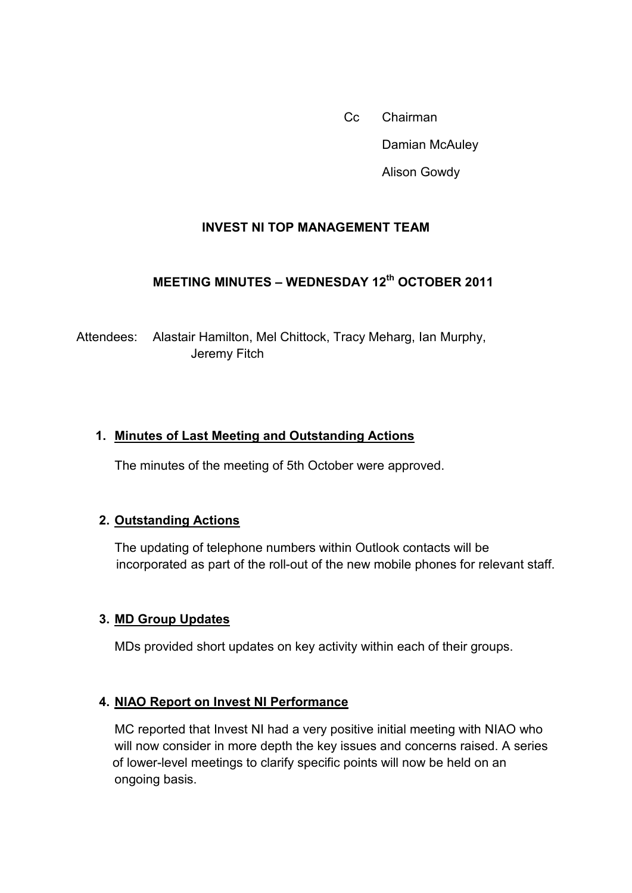Cc Chairman

Damian McAuley

Alison Gowdy

**INVEST NI TOP MANAGEMENT TEAM**

**MEETING MINUTES – WEDNESDAY 12th OCTOBER 2011**

Attendees: Alastair Hamilton, Mel Chittock, Tracy Meharg, Ian Murphy, Jeremy Fitch

1. **Minutes of Last Meeting and Outstanding Actions**

   The minutes of the meeting of 5th October were approved.

2. **Outstanding Actions**

   The updating of telephone numbers within Outlook contacts will be incorporated as part of the roll-out of the new mobile phones for relevant staff.

3. **MD Group Updates**

   MDs provided short updates on key activity within each of their groups.

4. **NIAO Report on Invest NI Performance**

   MC reported that Invest NI had a very positive initial meeting with NIAO who will now consider in more depth the key issues and concerns raised. A series of lower-level meetings to clarify specific points will now be held on an ongoing basis.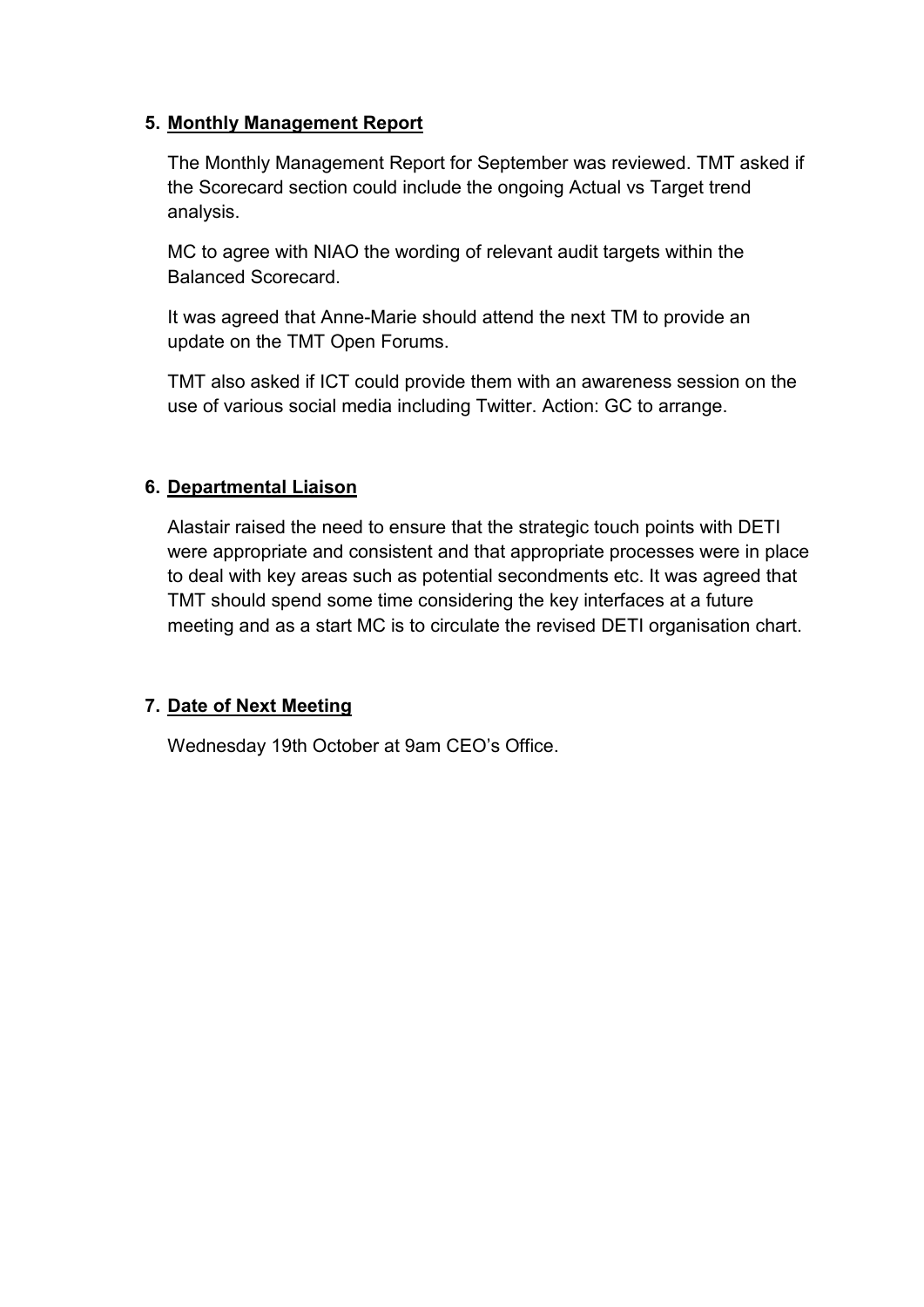5. **Monthly Management Report**

   The Monthly Management Report for September was reviewed. TMT asked if the Scorecard section could include the ongoing Actual vs Target trend analysis.

   MC to agree with NIAO the wording of relevant audit targets within the Balanced Scorecard.

   It was agreed that Anne-Marie should attend the next TM to provide an update on the TMT Open Forums.

   TMT also asked if ICT could provide them with an awareness session on the use of various social media including Twitter. Action: GC to arrange.

6. **Departmental Liaison**

   Alastair raised the need to ensure that the strategic touch points with DETI were appropriate and consistent and that appropriate processes were in place to deal with key areas such as potential secondments etc. It was agreed that TMT should spend some time considering the key interfaces at a future meeting and as a start MC is to circulate the revised DETI organisation chart.

7. **Date of Next Meeting**

   Wednesday 19th October at 9am CEO's Office.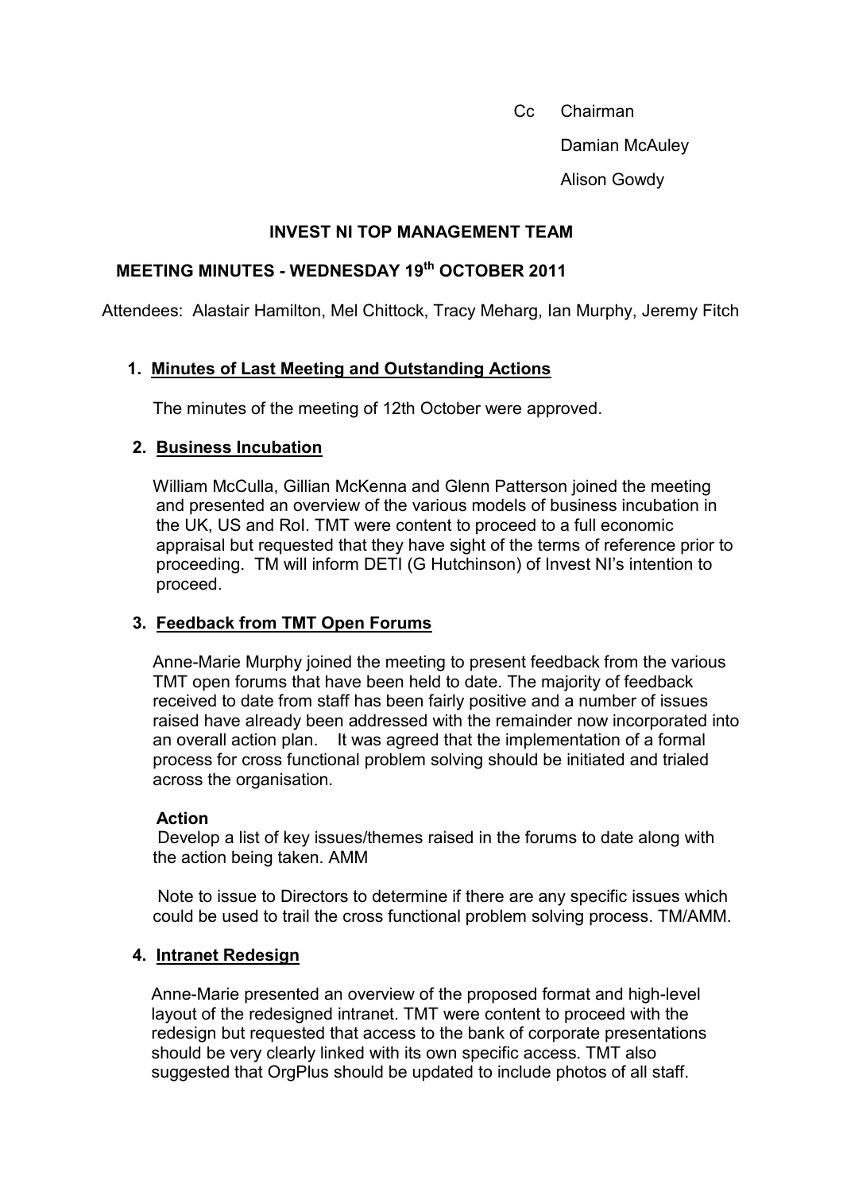Cc Chairman
Damian McAuley
Alison Gowdy

**INVEST NI TOP MANAGEMENT TEAM**

**MEETING MINUTES - WEDNESDAY 19th OCTOBER 2011**

Attendees: Alastair Hamilton, Mel Chittock, Tracy Meharg, Ian Murphy, Jeremy Fitch

1. **Minutes of Last Meeting and Outstanding Actions**

   The minutes of the meeting of 12th October were approved.

2. **Business Incubation**

   William McCulla, Gillian McKenna and Glenn Patterson joined the meeting and presented an overview of the various models of business incubation in the UK, US and RoI. TMT were content to proceed to a full economic appraisal but requested that they have sight of the terms of reference prior to proceeding. TM will inform DETI (G Hutchinson) of Invest NI's intention to proceed.

3. **Feedback from TMT Open Forums**

   Anne-Marie Murphy joined the meeting to present feedback from the various TMT open forums that have been held to date. The majority of feedback received to date from staff has been fairly positive and a number of issues raised have already been addressed with the remainder now incorporated into an overall action plan. It was agreed that the implementation of a formal process for cross functional problem solving should be initiated and trialed across the organisation.

   **Action**
   Develop a list of key issues/themes raised in the forums to date along with the action being taken. AMM

   Note to issue to Directors to determine if there are any specific issues which could be used to trail the cross functional problem solving process. TM/AMM.

4. **Intranet Redesign**

   Anne-Marie presented an overview of the proposed format and high-level layout of the redesigned intranet. TMT were content to proceed with the redesign but requested that access to the bank of corporate presentations should be very clearly linked with its own specific access. TMT also suggested that OrgPlus should be updated to include photos of all staff.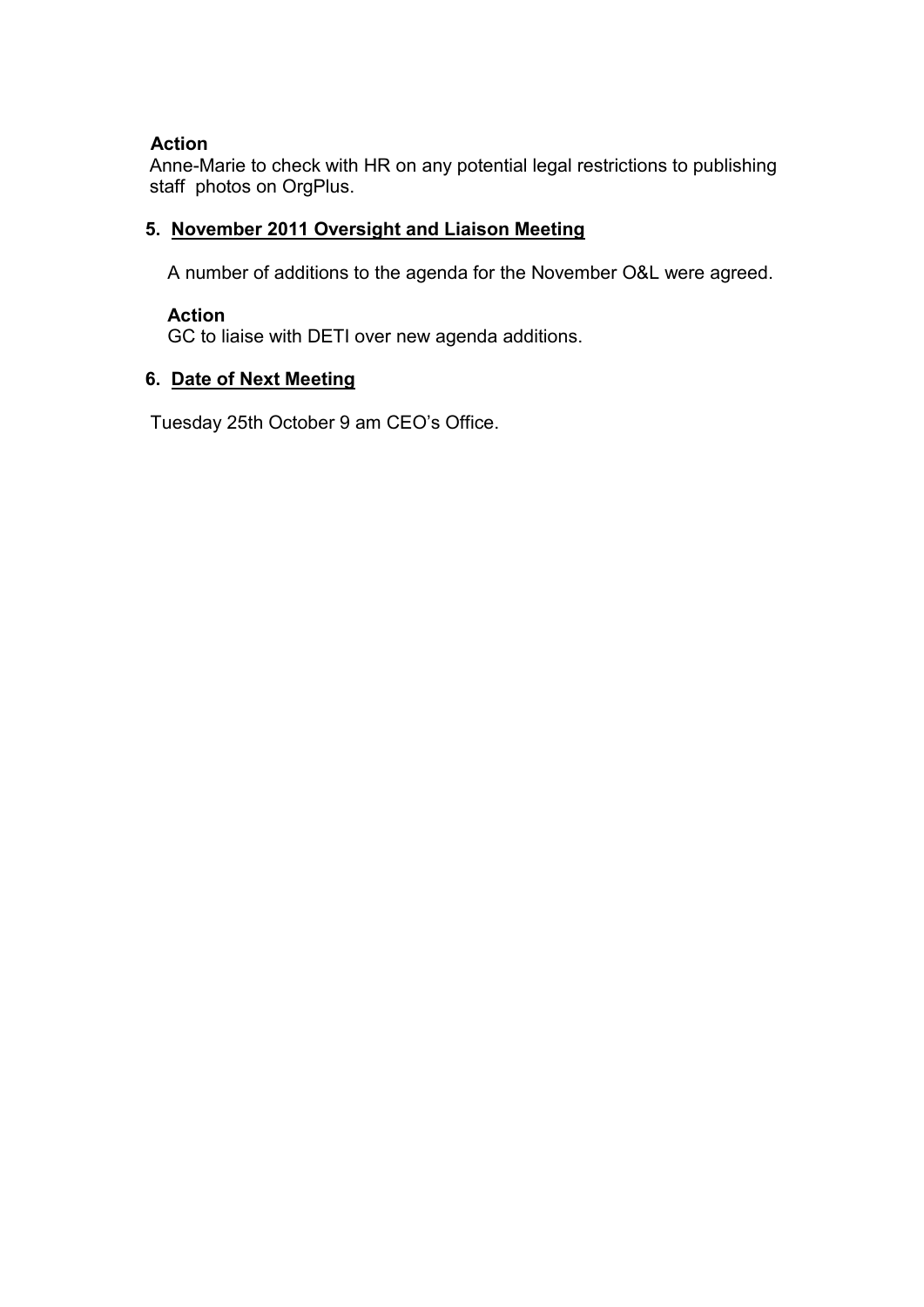**Action**

Anne-Marie to check with HR on any potential legal restrictions to publishing staff photos on OrgPlus.

5. **November 2011 Oversight and Liaison Meeting**

A number of additions to the agenda for the November O&L were agreed.

**Action**

GC to liaise with DETI over new agenda additions.

6. **Date of Next Meeting**

Tuesday 25th October 9 am CEO's Office.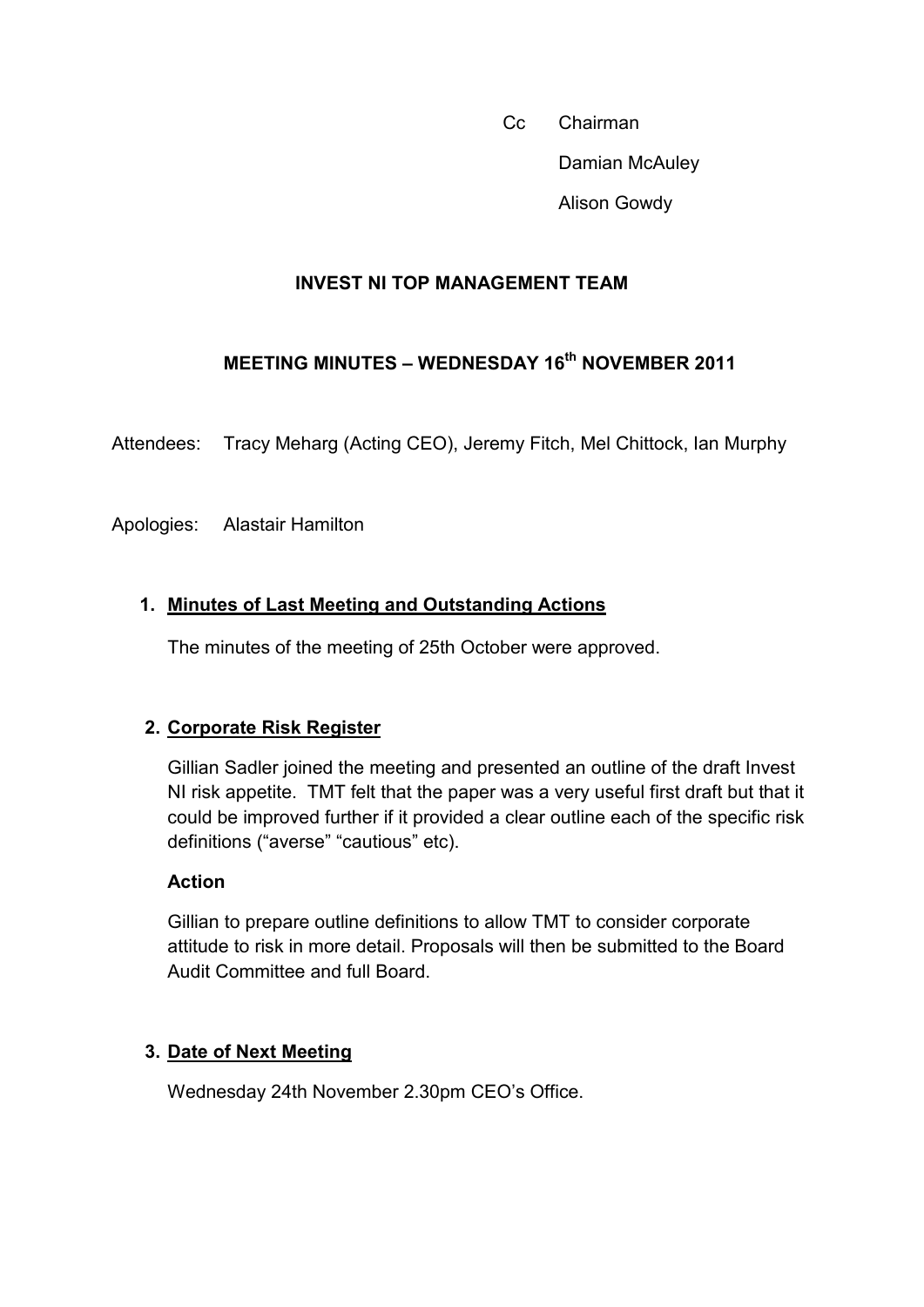Cc Chairman

Damian McAuley

Alison Gowdy

## INVEST NI TOP MANAGEMENT TEAM

## MEETING MINUTES – WEDNESDAY 16th NOVEMBER 2011

Attendees: Tracy Meharg (Acting CEO), Jeremy Fitch, Mel Chittock, Ian Murphy

Apologies: Alastair Hamilton

1. **Minutes of Last Meeting and Outstanding Actions**

   The minutes of the meeting of 25th October were approved.

2. **Corporate Risk Register**

   Gillian Sadler joined the meeting and presented an outline of the draft Invest NI risk appetite. TMT felt that the paper was a very useful first draft but that it could be improved further if it provided a clear outline each of the specific risk definitions ("averse" "cautious" etc).

   **Action**

   Gillian to prepare outline definitions to allow TMT to consider corporate attitude to risk in more detail. Proposals will then be submitted to the Board Audit Committee and full Board.

3. **Date of Next Meeting**

   Wednesday 24th November 2.30pm CEO's Office.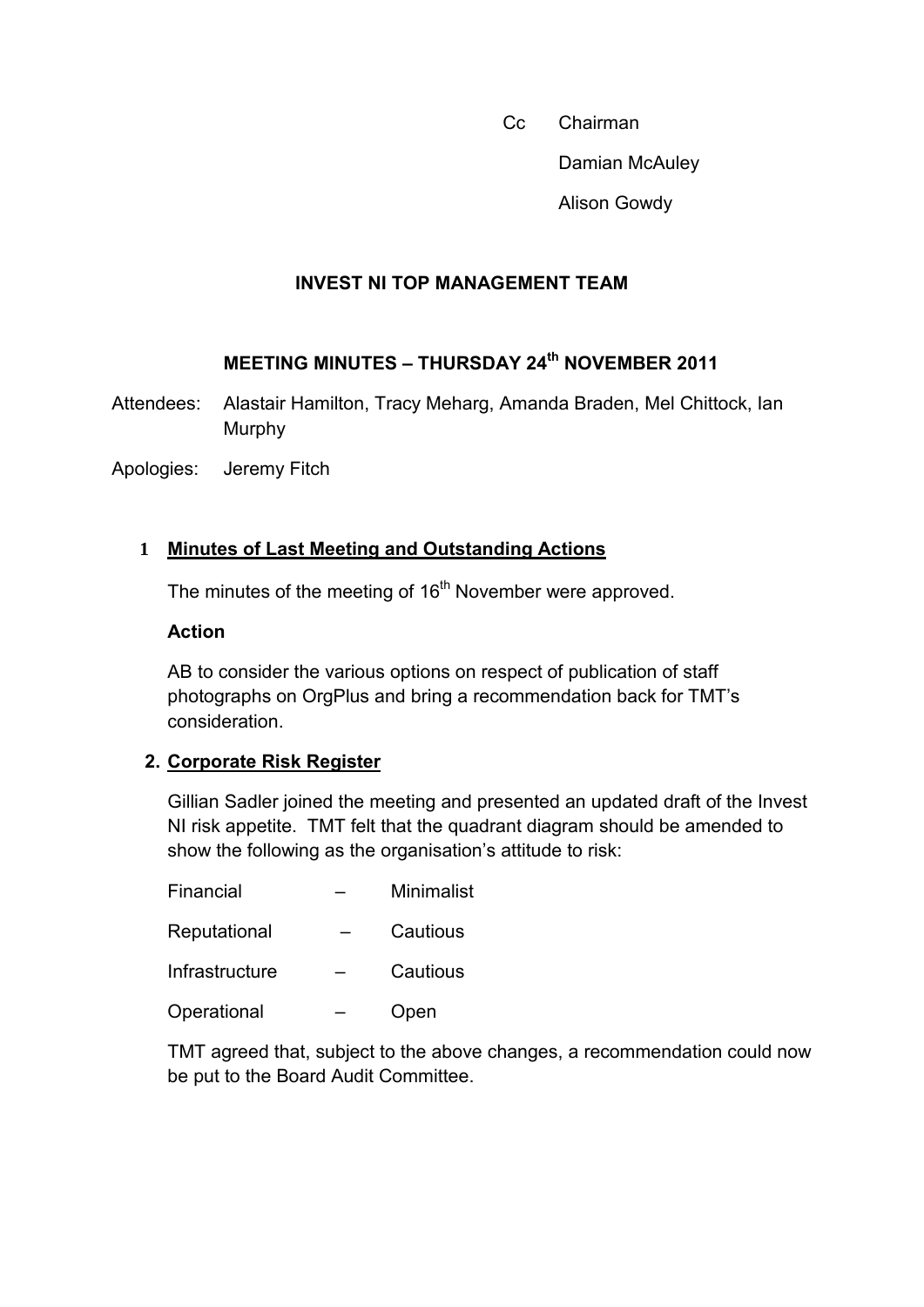Cc Chairman

Damian McAuley

Alison Gowdy

**INVEST NI TOP MANAGEMENT TEAM**

**MEETING MINUTES – THURSDAY 24th NOVEMBER 2011**

Attendees: Alastair Hamilton, Tracy Meharg, Amanda Braden, Mel Chittock, Ian Murphy

Apologies: Jeremy Fitch

## 1 Minutes of Last Meeting and Outstanding Actions

The minutes of the meeting of 16th November were approved.

**Action**

AB to consider the various options on respect of publication of staff photographs on OrgPlus and bring a recommendation back for TMT's consideration.

## 2. Corporate Risk Register

Gillian Sadler joined the meeting and presented an updated draft of the Invest NI risk appetite. TMT felt that the quadrant diagram should be amended to show the following as the organisation's attitude to risk:

| | | |
|---|---|---|
| Financial | – | Minimalist |
| Reputational | – | Cautious |
| Infrastructure | – | Cautious |
| Operational | – | Open |

TMT agreed that, subject to the above changes, a recommendation could now be put to the Board Audit Committee.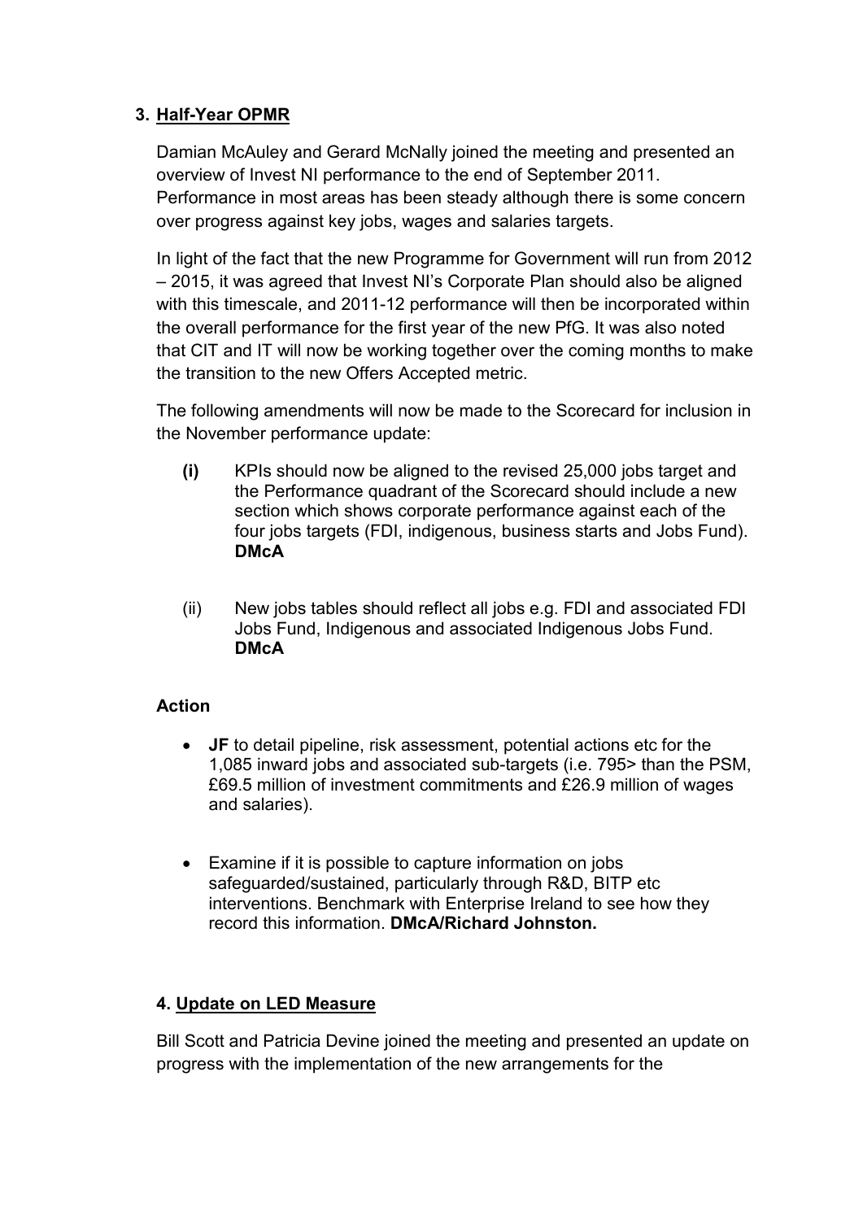## 3. Half-Year OPMR

Damian McAuley and Gerard McNally joined the meeting and presented an overview of Invest NI performance to the end of September 2011. Performance in most areas has been steady although there is some concern over progress against key jobs, wages and salaries targets.

In light of the fact that the new Programme for Government will run from 2012 – 2015, it was agreed that Invest NI's Corporate Plan should also be aligned with this timescale, and 2011-12 performance will then be incorporated within the overall performance for the first year of the new PfG. It was also noted that CIT and IT will now be working together over the coming months to make the transition to the new Offers Accepted metric.

The following amendments will now be made to the Scorecard for inclusion in the November performance update:

**(i)** KPIs should now be aligned to the revised 25,000 jobs target and the Performance quadrant of the Scorecard should include a new section which shows corporate performance against each of the four jobs targets (FDI, indigenous, business starts and Jobs Fund). **DMcA**

(ii) New jobs tables should reflect all jobs e.g. FDI and associated FDI Jobs Fund, Indigenous and associated Indigenous Jobs Fund. **DMcA**

### Action

- **JF** to detail pipeline, risk assessment, potential actions etc for the 1,085 inward jobs and associated sub-targets (i.e. 795> than the PSM, £69.5 million of investment commitments and £26.9 million of wages and salaries).
- Examine if it is possible to capture information on jobs safeguarded/sustained, particularly through R&D, BITP etc interventions. Benchmark with Enterprise Ireland to see how they record this information. **DMcA/Richard Johnston.**

## 4. Update on LED Measure

Bill Scott and Patricia Devine joined the meeting and presented an update on progress with the implementation of the new arrangements for the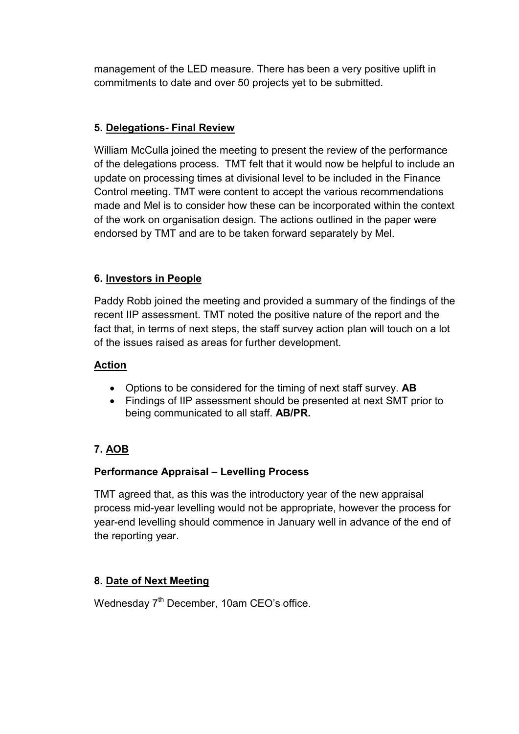management of the LED measure. There has been a very positive uplift in commitments to date and over 50 projects yet to be submitted.

### 5. Delegations- Final Review

William McCulla joined the meeting to present the review of the performance of the delegations process. TMT felt that it would now be helpful to include an update on processing times at divisional level to be included in the Finance Control meeting. TMT were content to accept the various recommendations made and Mel is to consider how these can be incorporated within the context of the work on organisation design. The actions outlined in the paper were endorsed by TMT and are to be taken forward separately by Mel.

### 6. Investors in People

Paddy Robb joined the meeting and provided a summary of the findings of the recent IIP assessment. TMT noted the positive nature of the report and the fact that, in terms of next steps, the staff survey action plan will touch on a lot of the issues raised as areas for further development.

**Action**

- Options to be considered for the timing of next staff survey. **AB**
- Findings of IIP assessment should be presented at next SMT prior to being communicated to all staff. **AB/PR.**

### 7. AOB

**Performance Appraisal – Levelling Process**

TMT agreed that, as this was the introductory year of the new appraisal process mid-year levelling would not be appropriate, however the process for year-end levelling should commence in January well in advance of the end of the reporting year.

### 8. Date of Next Meeting

Wednesday 7th December, 10am CEO's office.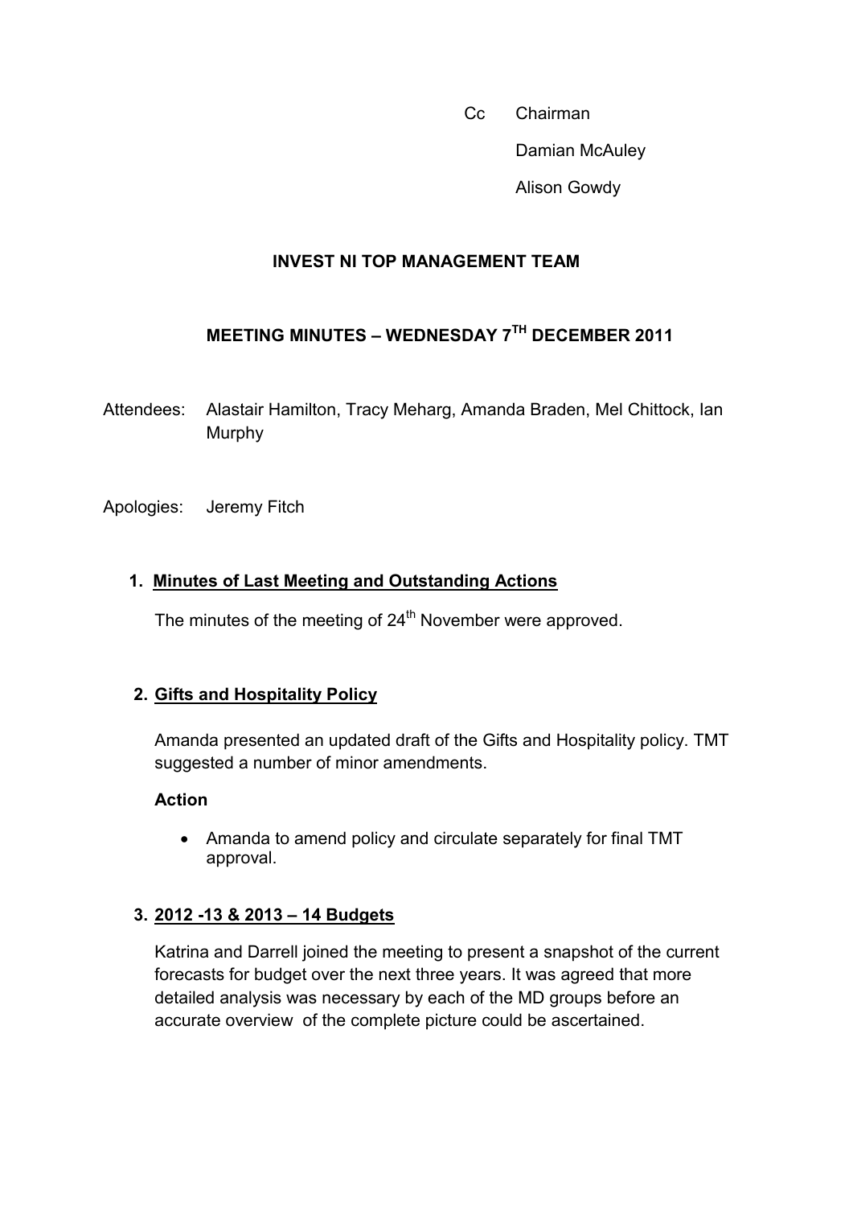Cc Chairman

Damian McAuley

Alison Gowdy

**INVEST NI TOP MANAGEMENT TEAM**

**MEETING MINUTES – WEDNESDAY 7TH DECEMBER 2011**

Attendees: Alastair Hamilton, Tracy Meharg, Amanda Braden, Mel Chittock, Ian Murphy

Apologies: Jeremy Fitch

1. **Minutes of Last Meeting and Outstanding Actions**

   The minutes of the meeting of 24th November were approved.

2. **Gifts and Hospitality Policy**

   Amanda presented an updated draft of the Gifts and Hospitality policy. TMT suggested a number of minor amendments.

   **Action**

   - Amanda to amend policy and circulate separately for final TMT approval.

3. **2012 -13 & 2013 – 14 Budgets**

   Katrina and Darrell joined the meeting to present a snapshot of the current forecasts for budget over the next three years. It was agreed that more detailed analysis was necessary by each of the MD groups before an accurate overview of the complete picture could be ascertained.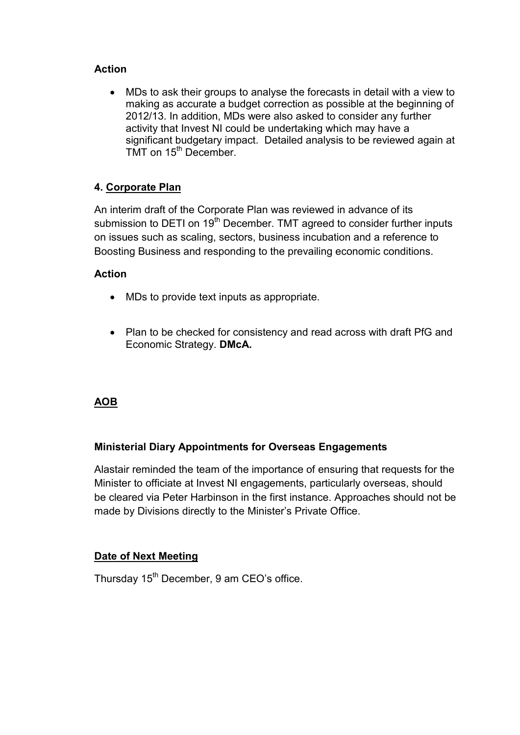**Action**

- MDs to ask their groups to analyse the forecasts in detail with a view to making as accurate a budget correction as possible at the beginning of 2012/13. In addition, MDs were also asked to consider any further activity that Invest NI could be undertaking which may have a significant budgetary impact. Detailed analysis to be reviewed again at TMT on 15th December.

**4. Corporate Plan**

An interim draft of the Corporate Plan was reviewed in advance of its submission to DETI on 19th December. TMT agreed to consider further inputs on issues such as scaling, sectors, business incubation and a reference to Boosting Business and responding to the prevailing economic conditions.

**Action**

- MDs to provide text inputs as appropriate.

- Plan to be checked for consistency and read across with draft PfG and Economic Strategy. **DMcA.**

**AOB**

**Ministerial Diary Appointments for Overseas Engagements**

Alastair reminded the team of the importance of ensuring that requests for the Minister to officiate at Invest NI engagements, particularly overseas, should be cleared via Peter Harbinson in the first instance. Approaches should not be made by Divisions directly to the Minister's Private Office.

**Date of Next Meeting**

Thursday 15th December, 9 am CEO's office.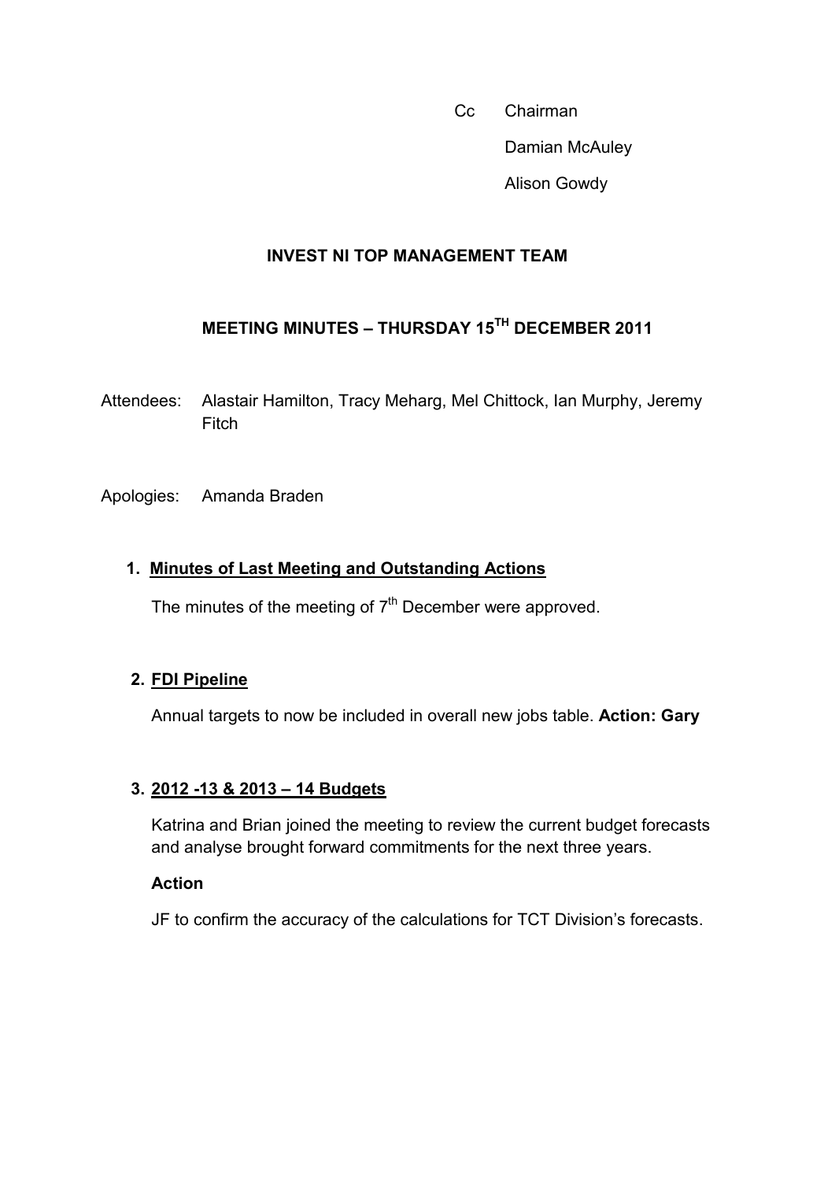Cc Chairman

Damian McAuley

Alison Gowdy

## INVEST NI TOP MANAGEMENT TEAM

## MEETING MINUTES – THURSDAY 15TH DECEMBER 2011

Attendees: Alastair Hamilton, Tracy Meharg, Mel Chittock, Ian Murphy, Jeremy Fitch

Apologies: Amanda Braden

1. **Minutes of Last Meeting and Outstanding Actions**

   The minutes of the meeting of 7th December were approved.

2. **FDI Pipeline**

   Annual targets to now be included in overall new jobs table. **Action: Gary**

3. **2012 -13 & 2013 – 14 Budgets**

   Katrina and Brian joined the meeting to review the current budget forecasts and analyse brought forward commitments for the next three years.

   **Action**

   JF to confirm the accuracy of the calculations for TCT Division's forecasts.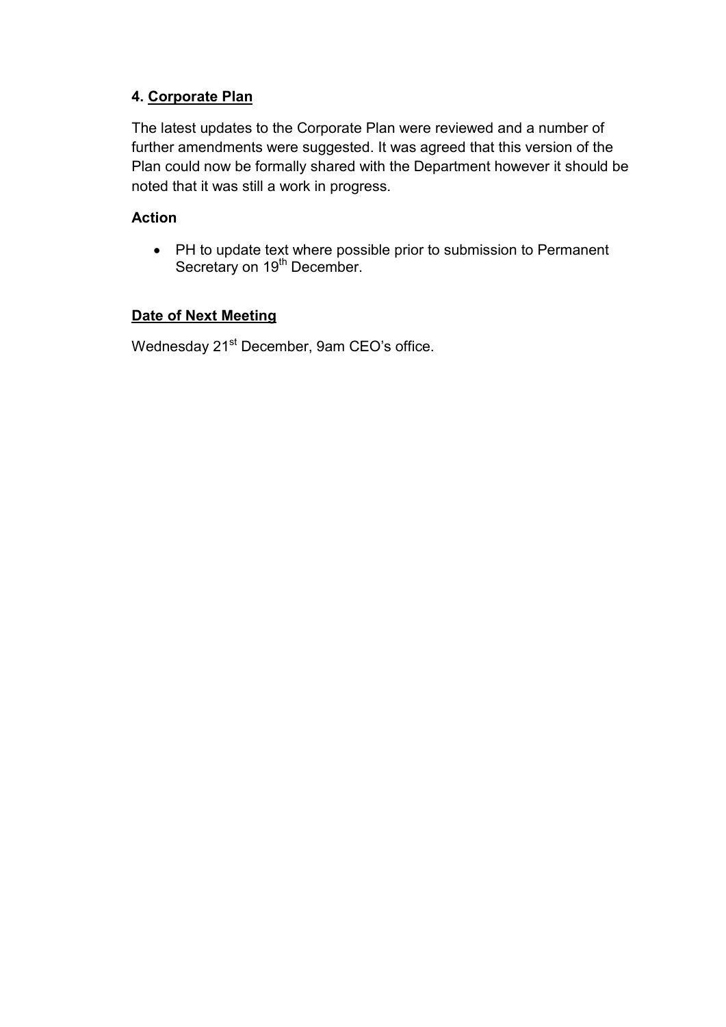## 4. Corporate Plan

The latest updates to the Corporate Plan were reviewed and a number of further amendments were suggested. It was agreed that this version of the Plan could now be formally shared with the Department however it should be noted that it was still a work in progress.

**Action**

- PH to update text where possible prior to submission to Permanent Secretary on 19th December.

**Date of Next Meeting**

Wednesday 21st December, 9am CEO's office.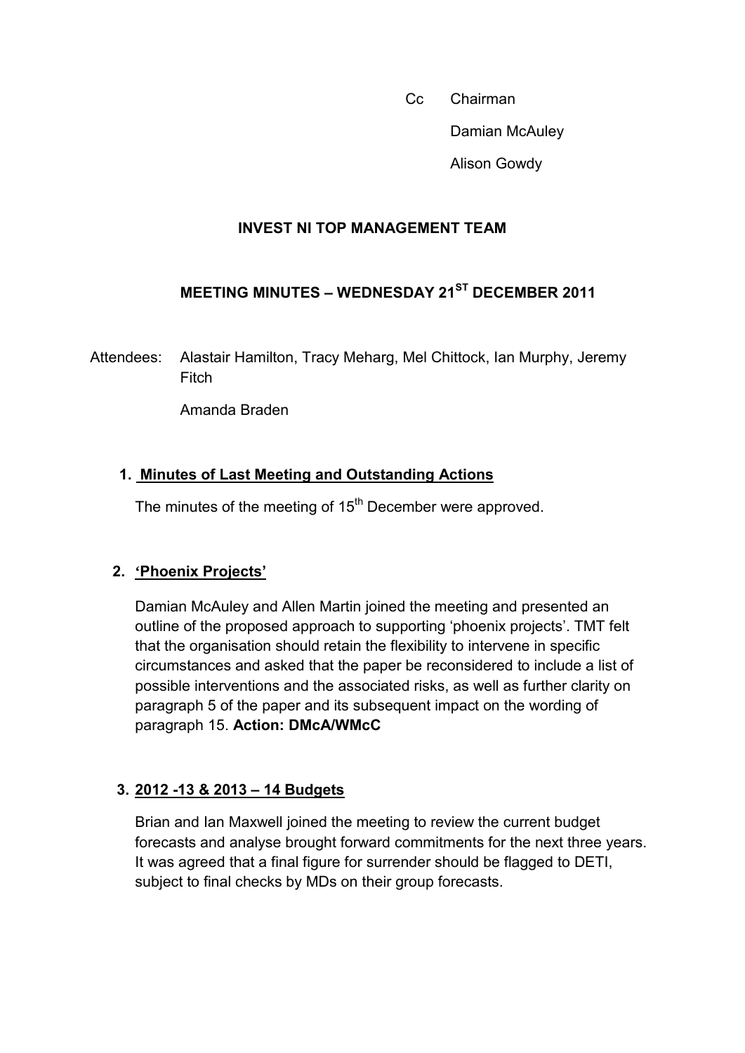Cc Chairman

Damian McAuley

Alison Gowdy

## INVEST NI TOP MANAGEMENT TEAM

## MEETING MINUTES – WEDNESDAY 21ST DECEMBER 2011

Attendees: Alastair Hamilton, Tracy Meharg, Mel Chittock, Ian Murphy, Jeremy Fitch

Amanda Braden

### 1. Minutes of Last Meeting and Outstanding Actions

The minutes of the meeting of 15th December were approved.

### 2. 'Phoenix Projects'

Damian McAuley and Allen Martin joined the meeting and presented an outline of the proposed approach to supporting 'phoenix projects'. TMT felt that the organisation should retain the flexibility to intervene in specific circumstances and asked that the paper be reconsidered to include a list of possible interventions and the associated risks, as well as further clarity on paragraph 5 of the paper and its subsequent impact on the wording of paragraph 15. **Action: DMcA/WMcC**

### 3. 2012 -13 & 2013 – 14 Budgets

Brian and Ian Maxwell joined the meeting to review the current budget forecasts and analyse brought forward commitments for the next three years. It was agreed that a final figure for surrender should be flagged to DETI, subject to final checks by MDs on their group forecasts.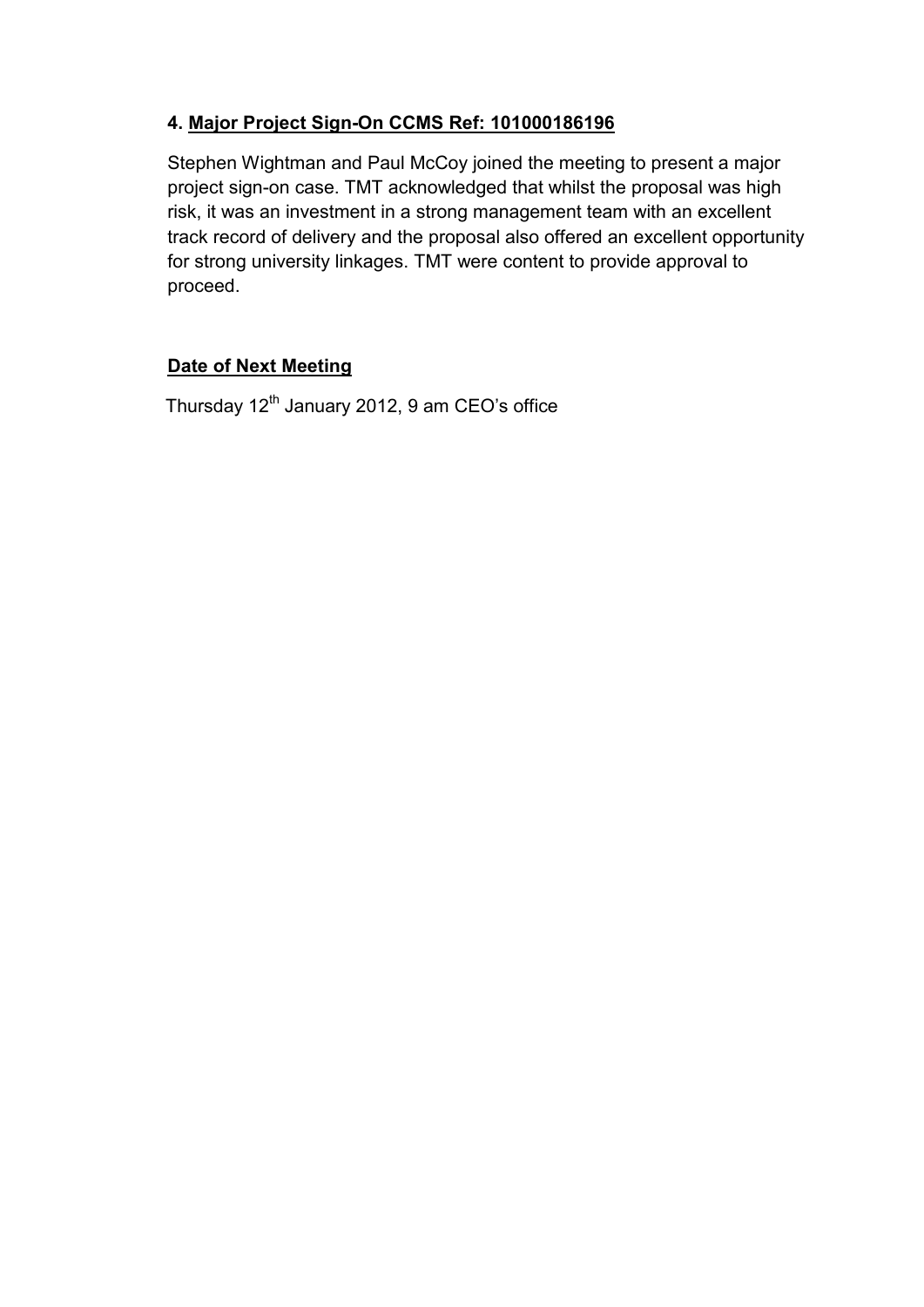### 4. Major Project Sign-On CCMS Ref: 101000186196

Stephen Wightman and Paul McCoy joined the meeting to present a major project sign-on case. TMT acknowledged that whilst the proposal was high risk, it was an investment in a strong management team with an excellent track record of delivery and the proposal also offered an excellent opportunity for strong university linkages. TMT were content to provide approval to proceed.

### Date of Next Meeting

Thursday 12th January 2012, 9 am CEO's office